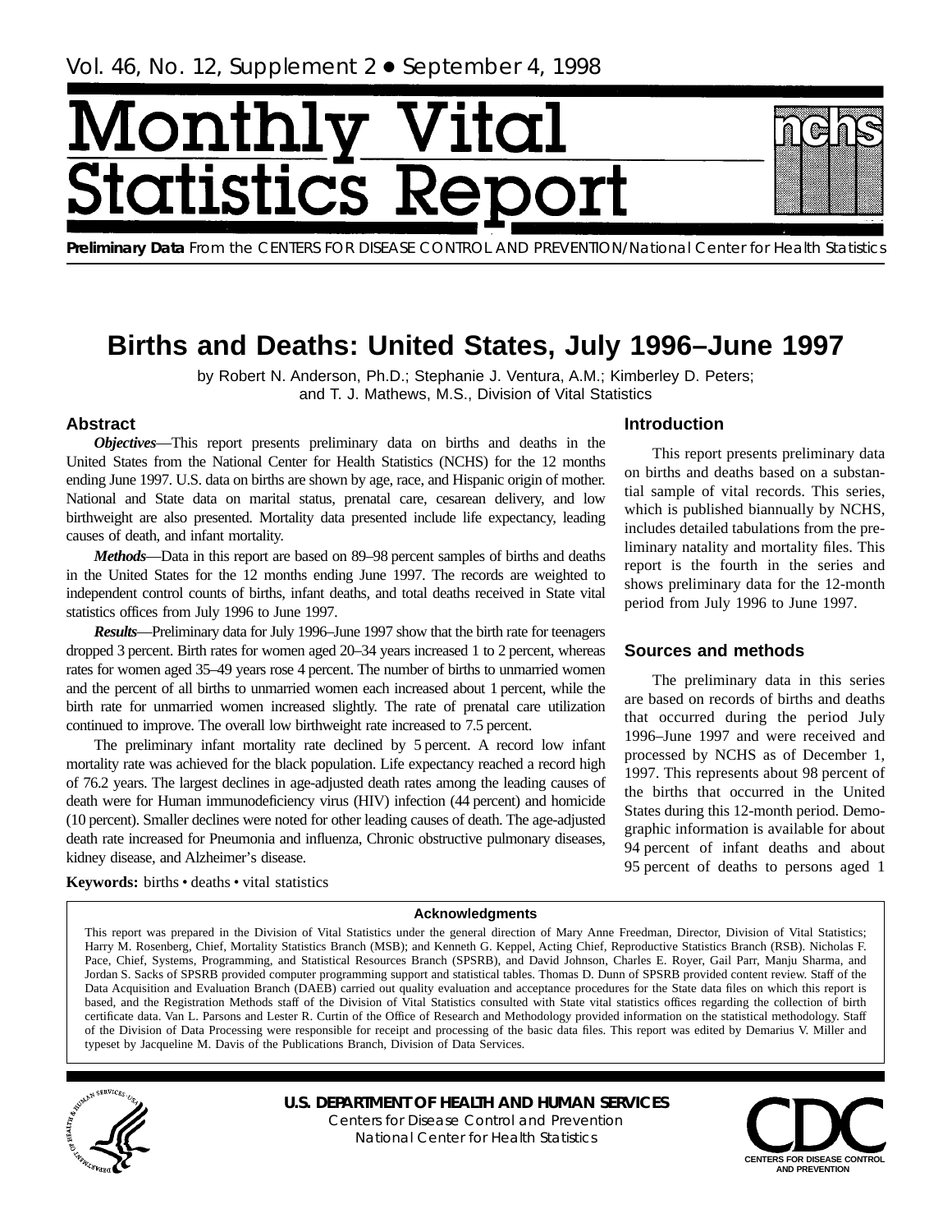Vol. 46, No. 12, Supplement 2 • September 4, 1998

# Monthly Vital Statistics Report

**Preliminary Data** From the CENTERS FOR DISEASE CONTROL AND PREVENTION/National Center for Health Statistics

# Births and Deaths: United States, July 1996–June 1997

by Robert N. Anderson, Ph.D.; Stephanie J. Ventura, A.M.; Kimberley D. Peters; and T. J. Mathews, M.S., Division of Vital Statistics

## Abstract

***Objectives***—This report presents preliminary data on births and deaths in the United States from the National Center for Health Statistics (NCHS) for the 12 months ending June 1997. U.S. data on births are shown by age, race, and Hispanic origin of mother. National and State data on marital status, prenatal care, cesarean delivery, and low birthweight are also presented. Mortality data presented include life expectancy, leading causes of death, and infant mortality.

***Methods***—Data in this report are based on 89–98 percent samples of births and deaths in the United States for the 12 months ending June 1997. The records are weighted to independent control counts of births, infant deaths, and total deaths received in State vital statistics offices from July 1996 to June 1997.

***Results***—Preliminary data for July 1996–June 1997 show that the birth rate for teenagers dropped 3 percent. Birth rates for women aged 20–34 years increased 1 to 2 percent, whereas rates for women aged 35–49 years rose 4 percent. The number of births to unmarried women and the percent of all births to unmarried women each increased about 1 percent, while the birth rate for unmarried women increased slightly. The rate of prenatal care utilization continued to improve. The overall low birthweight rate increased to 7.5 percent.

The preliminary infant mortality rate declined by 5 percent. A record low infant mortality rate was achieved for the black population. Life expectancy reached a record high of 76.2 years. The largest declines in age-adjusted death rates among the leading causes of death were for Human immunodeficiency virus (HIV) infection (44 percent) and homicide (10 percent). Smaller declines were noted for other leading causes of death. The age-adjusted death rate increased for Pneumonia and influenza, Chronic obstructive pulmonary diseases, kidney disease, and Alzheimer's disease.

**Keywords:** births • deaths • vital statistics

## Introduction

This report presents preliminary data on births and deaths based on a substantial sample of vital records. This series, which is published biannually by NCHS, includes detailed tabulations from the preliminary natality and mortality files. This report is the fourth in the series and shows preliminary data for the 12-month period from July 1996 to June 1997.

## Sources and methods

The preliminary data in this series are based on records of births and deaths that occurred during the period July 1996–June 1997 and were received and processed by NCHS as of December 1, 1997. This represents about 98 percent of the births that occurred in the United States during this 12-month period. Demographic information is available for about 94 percent of infant deaths and about 95 percent of deaths to persons aged 1

### Acknowledgments

This report was prepared in the Division of Vital Statistics under the general direction of Mary Anne Freedman, Director, Division of Vital Statistics; Harry M. Rosenberg, Chief, Mortality Statistics Branch (MSB); and Kenneth G. Keppel, Acting Chief, Reproductive Statistics Branch (RSB). Nicholas F. Pace, Chief, Systems, Programming, and Statistical Resources Branch (SPSRB), and David Johnson, Charles E. Royer, Gail Parr, Manju Sharma, and Jordan S. Sacks of SPSRB provided computer programming support and statistical tables. Thomas D. Dunn of SPSRB provided content review. Staff of the Data Acquisition and Evaluation Branch (DAEB) carried out quality evaluation and acceptance procedures for the State data files on which this report is based, and the Registration Methods staff of the Division of Vital Statistics consulted with State vital statistics offices regarding the collection of birth certificate data. Van L. Parsons and Lester R. Curtin of the Office of Research and Methodology provided information on the statistical methodology. Staff of the Division of Data Processing were responsible for receipt and processing of the basic data files. This report was edited by Demarius V. Miller and typeset by Jacqueline M. Davis of the Publications Branch, Division of Data Services.

**U.S. DEPARTMENT OF HEALTH AND HUMAN SERVICES**
Centers for Disease Control and Prevention
National Center for Health Statistics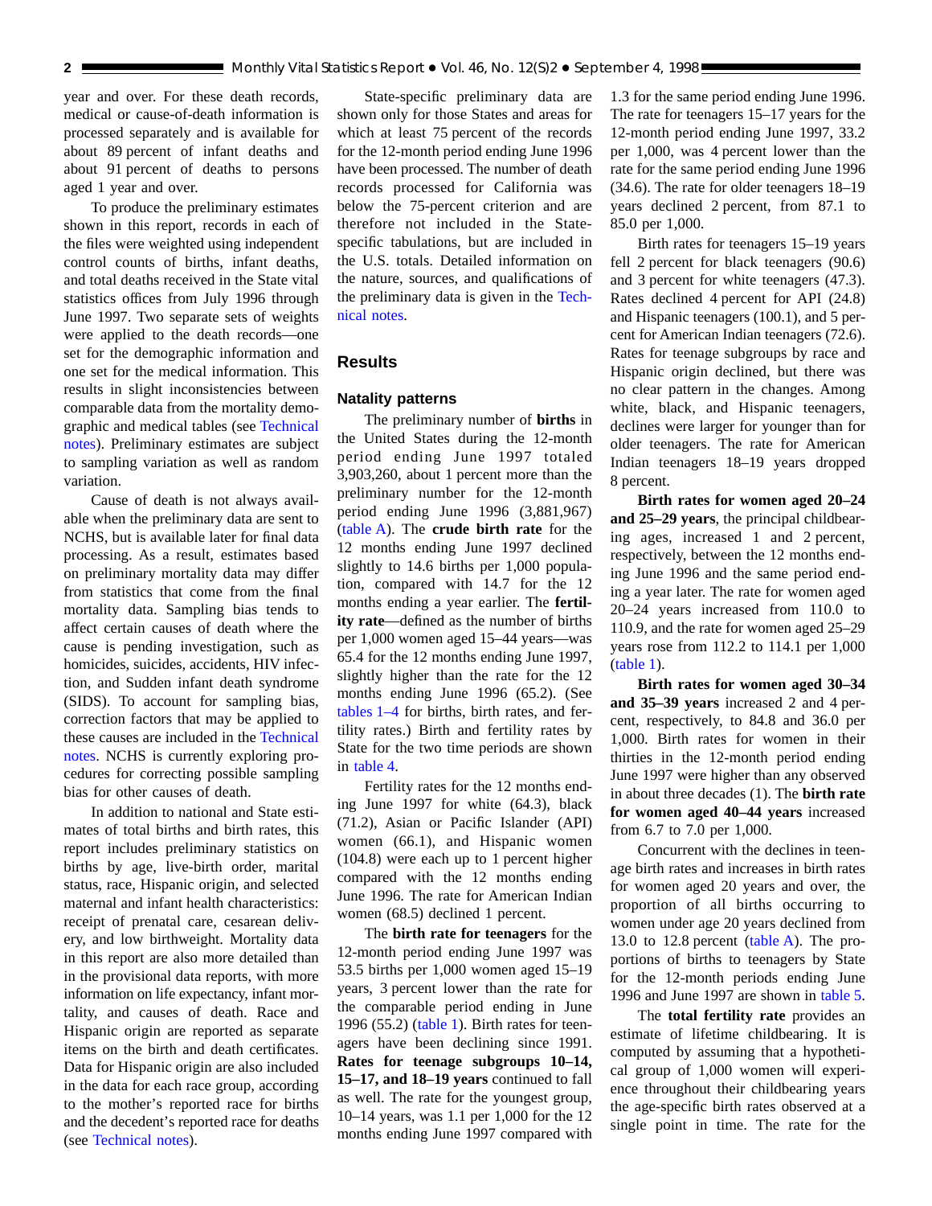year and over. For these death records, medical or cause-of-death information is processed separately and is available for about 89 percent of infant deaths and about 91 percent of deaths to persons aged 1 year and over.

To produce the preliminary estimates shown in this report, records in each of the files were weighted using independent control counts of births, infant deaths, and total deaths received in the State vital statistics offices from July 1996 through June 1997. Two separate sets of weights were applied to the death records—one set for the demographic information and one set for the medical information. This results in slight inconsistencies between comparable data from the mortality demographic and medical tables (see Technical notes). Preliminary estimates are subject to sampling variation as well as random variation.

Cause of death is not always available when the preliminary data are sent to NCHS, but is available later for final data processing. As a result, estimates based on preliminary mortality data may differ from statistics that come from the final mortality data. Sampling bias tends to affect certain causes of death where the cause is pending investigation, such as homicides, suicides, accidents, HIV infection, and Sudden infant death syndrome (SIDS). To account for sampling bias, correction factors that may be applied to these causes are included in the Technical notes. NCHS is currently exploring procedures for correcting possible sampling bias for other causes of death.

In addition to national and State estimates of total births and birth rates, this report includes preliminary statistics on births by age, live-birth order, marital status, race, Hispanic origin, and selected maternal and infant health characteristics: receipt of prenatal care, cesarean delivery, and low birthweight. Mortality data in this report are also more detailed than in the provisional data reports, with more information on life expectancy, infant mortality, and causes of death. Race and Hispanic origin are reported as separate items on the birth and death certificates. Data for Hispanic origin are also included in the data for each race group, according to the mother's reported race for births and the decedent's reported race for deaths (see Technical notes).

State-specific preliminary data are shown only for those States and areas for which at least 75 percent of the records for the 12-month period ending June 1996 have been processed. The number of death records processed for California was below the 75-percent criterion and are therefore not included in the State-specific tabulations, but are included in the U.S. totals. Detailed information on the nature, sources, and qualifications of the preliminary data is given in the Technical notes.

## Results

### Natality patterns

The preliminary number of **births** in the United States during the 12-month period ending June 1997 totaled 3,903,260, about 1 percent more than the preliminary number for the 12-month period ending June 1996 (3,881,967) (table A). The **crude birth rate** for the 12 months ending June 1997 declined slightly to 14.6 births per 1,000 population, compared with 14.7 for the 12 months ending a year earlier. The **fertility rate**—defined as the number of births per 1,000 women aged 15–44 years—was 65.4 for the 12 months ending June 1997, slightly higher than the rate for the 12 months ending June 1996 (65.2). (See tables 1–4 for births, birth rates, and fertility rates.) Birth and fertility rates by State for the two time periods are shown in table 4.

Fertility rates for the 12 months ending June 1997 for white (64.3), black (71.2), Asian or Pacific Islander (API) women (66.1), and Hispanic women (104.8) were each up to 1 percent higher compared with the 12 months ending June 1996. The rate for American Indian women (68.5) declined 1 percent.

The **birth rate for teenagers** for the 12-month period ending June 1997 was 53.5 births per 1,000 women aged 15–19 years, 3 percent lower than the rate for the comparable period ending in June 1996 (55.2) (table 1). Birth rates for teenagers have been declining since 1991. **Rates for teenage subgroups 10–14, 15–17, and 18–19 years** continued to fall as well. The rate for the youngest group, 10–14 years, was 1.1 per 1,000 for the 12 months ending June 1997 compared with 1.3 for the same period ending June 1996. The rate for teenagers 15–17 years for the 12-month period ending June 1997, 33.2 per 1,000, was 4 percent lower than the rate for the same period ending June 1996 (34.6). The rate for older teenagers 18–19 years declined 2 percent, from 87.1 to 85.0 per 1,000.

Birth rates for teenagers 15–19 years fell 2 percent for black teenagers (90.6) and 3 percent for white teenagers (47.3). Rates declined 4 percent for API (24.8) and Hispanic teenagers (100.1), and 5 percent for American Indian teenagers (72.6). Rates for teenage subgroups by race and Hispanic origin declined, but there was no clear pattern in the changes. Among white, black, and Hispanic teenagers, declines were larger for younger than for older teenagers. The rate for American Indian teenagers 18–19 years dropped 8 percent.

**Birth rates for women aged 20–24 and 25–29 years**, the principal childbearing ages, increased 1 and 2 percent, respectively, between the 12 months ending June 1996 and the same period ending a year later. The rate for women aged 20–24 years increased from 110.0 to 110.9, and the rate for women aged 25–29 years rose from 112.2 to 114.1 per 1,000 (table 1).

**Birth rates for women aged 30–34 and 35–39 years** increased 2 and 4 percent, respectively, to 84.8 and 36.0 per 1,000. Birth rates for women in their thirties in the 12-month period ending June 1997 were higher than any observed in about three decades (1). The **birth rate for women aged 40–44 years** increased from 6.7 to 7.0 per 1,000.

Concurrent with the declines in teenage birth rates and increases in birth rates for women aged 20 years and over, the proportion of all births occurring to women under age 20 years declined from 13.0 to 12.8 percent (table A). The proportions of births to teenagers by State for the 12-month periods ending June 1996 and June 1997 are shown in table 5.

The **total fertility rate** provides an estimate of lifetime childbearing. It is computed by assuming that a hypothetical group of 1,000 women will experience throughout their childbearing years the age-specific birth rates observed at a single point in time. The rate for the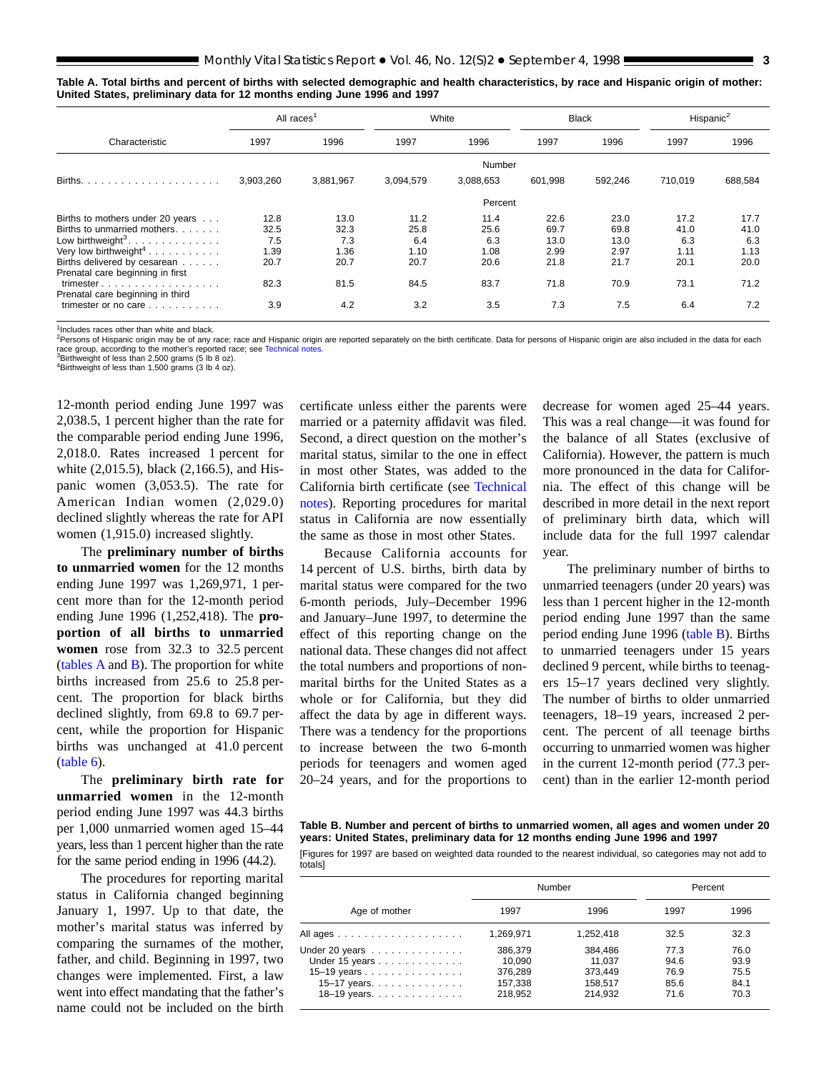**Table A. Total births and percent of births with selected demographic and health characteristics, by race and Hispanic origin of mother: United States, preliminary data for 12 months ending June 1996 and 1997**

| Characteristic | All races[1] | | White | | Black | | Hispanic[2] | |
|---|---|---|---|---|---|---|---|---|
| | 1997 | 1996 | 1997 | 1996 | 1997 | 1996 | 1997 | 1996 |
| | | | | Number | | | | |
| Births | 3,903,260 | 3,881,967 | 3,094,579 | 3,088,653 | 601,998 | 592,246 | 710,019 | 688,584 |
| | | | | Percent | | | | |
| Births to mothers under 20 years | 12.8 | 13.0 | 11.2 | 11.4 | 22.6 | 23.0 | 17.2 | 17.7 |
| Births to unmarried mothers | 32.5 | 32.3 | 25.8 | 25.6 | 69.7 | 69.8 | 41.0 | 41.0 |
| Low birthweight[3] | 7.5 | 7.3 | 6.4 | 6.3 | 13.0 | 13.0 | 6.3 | 6.3 |
| Very low birthweight[4] | 1.39 | 1.36 | 1.10 | 1.08 | 2.99 | 2.97 | 1.11 | 1.13 |
| Births delivered by cesarean | 20.7 | 20.7 | 20.7 | 20.6 | 21.8 | 21.7 | 20.1 | 20.0 |
| Prenatal care beginning in first trimester | 82.3 | 81.5 | 84.5 | 83.7 | 71.8 | 70.9 | 73.1 | 71.2 |
| Prenatal care beginning in third trimester or no care | 3.9 | 4.2 | 3.2 | 3.5 | 7.3 | 7.5 | 6.4 | 7.2 |

[1]Includes races other than white and black.
[2]Persons of Hispanic origin may be of any race; race and Hispanic origin are reported separately on the birth certificate. Data for persons of Hispanic origin are also included in the data for each race group, according to the mother's reported race; see Technical notes.
[3]Birthweight of less than 2,500 grams (5 lb 8 oz).
[4]Birthweight of less than 1,500 grams (3 lb 4 oz).

12-month period ending June 1997 was 2,038.5, 1 percent higher than the rate for the comparable period ending June 1996, 2,018.0. Rates increased 1 percent for white (2,015.5), black (2,166.5), and Hispanic women (3,053.5). The rate for American Indian women (2,029.0) declined slightly whereas the rate for API women (1,915.0) increased slightly.

The **preliminary number of births to unmarried women** for the 12 months ending June 1997 was 1,269,971, 1 percent more than for the 12-month period ending June 1996 (1,252,418). The **proportion of all births to unmarried women** rose from 32.3 to 32.5 percent (tables A and B). The proportion for white births increased from 25.6 to 25.8 percent. The proportion for black births declined slightly, from 69.8 to 69.7 percent, while the proportion for Hispanic births was unchanged at 41.0 percent (table 6).

The **preliminary birth rate for unmarried women** in the 12-month period ending June 1997 was 44.3 births per 1,000 unmarried women aged 15–44 years, less than 1 percent higher than the rate for the same period ending in 1996 (44.2).

The procedures for reporting marital status in California changed beginning January 1, 1997. Up to that date, the mother's marital status was inferred by comparing the surnames of the mother, father, and child. Beginning in 1997, two changes were implemented. First, a law went into effect mandating that the father's name could not be included on the birth certificate unless either the parents were married or a paternity affidavit was filed. Second, a direct question on the mother's marital status, similar to the one in effect in most other States, was added to the California birth certificate (see Technical notes). Reporting procedures for marital status in California are now essentially the same as those in most other States.

Because California accounts for 14 percent of U.S. births, birth data by marital status were compared for the two 6-month periods, July–December 1996 and January–June 1997, to determine the effect of this reporting change on the national data. These changes did not affect the total numbers and proportions of nonmarital births for the United States as a whole or for California, but they did affect the data by age in different ways. There was a tendency for the proportions to increase between the two 6-month periods for teenagers and women aged 20–24 years, and for the proportions to decrease for women aged 25–44 years. This was a real change—it was found for the balance of all States (exclusive of California). However, the pattern is much more pronounced in the data for California. The effect of this change will be described in more detail in the next report of preliminary birth data, which will include data for the full 1997 calendar year.

The preliminary number of births to unmarried teenagers (under 20 years) was less than 1 percent higher in the 12-month period ending June 1997 than the same period ending June 1996 (table B). Births to unmarried teenagers under 15 years declined 9 percent, while births to teenagers 15–17 years declined very slightly. The number of births to older unmarried teenagers, 18–19 years, increased 2 percent. The percent of all teenage births occurring to unmarried women was higher in the current 12-month period (77.3 percent) than in the earlier 12-month period

**Table B. Number and percent of births to unmarried women, all ages and women under 20 years: United States, preliminary data for 12 months ending June 1996 and 1997**

[Figures for 1997 are based on weighted data rounded to the nearest individual, so categories may not add to totals]

| Age of mother | Number | | Percent | |
|---|---|---|---|---|
| | 1997 | 1996 | 1997 | 1996 |
| All ages | 1,269,971 | 1,252,418 | 32.5 | 32.3 |
| Under 20 years | 386,379 | 384,486 | 77.3 | 76.0 |
| Under 15 years | 10,090 | 11,037 | 94.6 | 93.9 |
| 15–19 years | 376,289 | 373,449 | 76.9 | 75.5 |
| 15–17 years | 157,338 | 158,517 | 85.6 | 84.1 |
| 18–19 years | 218,952 | 214,932 | 71.6 | 70.3 |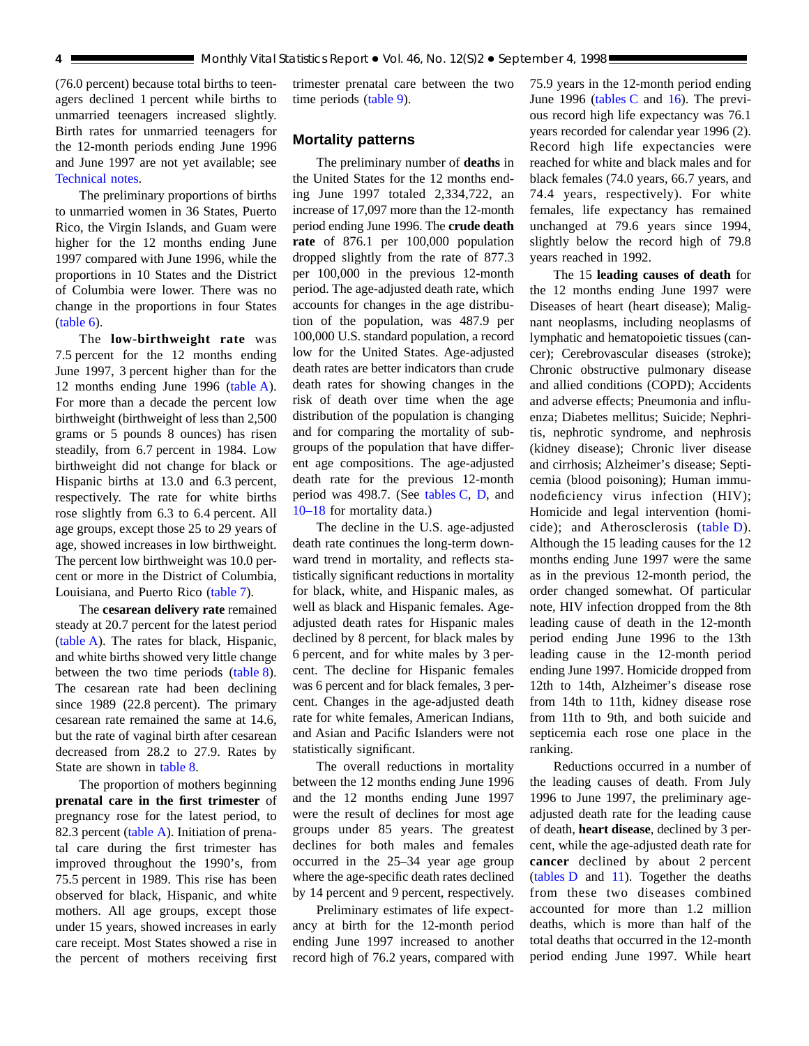(76.0 percent) because total births to teenagers declined 1 percent while births to unmarried teenagers increased slightly. Birth rates for unmarried teenagers for the 12-month periods ending June 1996 and June 1997 are not yet available; see Technical notes.

The preliminary proportions of births to unmarried women in 36 States, Puerto Rico, the Virgin Islands, and Guam were higher for the 12 months ending June 1997 compared with June 1996, while the proportions in 10 States and the District of Columbia were lower. There was no change in the proportions in four States (table 6).

The **low-birthweight rate** was 7.5 percent for the 12 months ending June 1997, 3 percent higher than for the 12 months ending June 1996 (table A). For more than a decade the percent low birthweight (birthweight of less than 2,500 grams or 5 pounds 8 ounces) has risen steadily, from 6.7 percent in 1984. Low birthweight did not change for black or Hispanic births at 13.0 and 6.3 percent, respectively. The rate for white births rose slightly from 6.3 to 6.4 percent. All age groups, except those 25 to 29 years of age, showed increases in low birthweight. The percent low birthweight was 10.0 percent or more in the District of Columbia, Louisiana, and Puerto Rico (table 7).

The **cesarean delivery rate** remained steady at 20.7 percent for the latest period (table A). The rates for black, Hispanic, and white births showed very little change between the two time periods (table 8). The cesarean rate had been declining since 1989 (22.8 percent). The primary cesarean rate remained the same at 14.6, but the rate of vaginal birth after cesarean decreased from 28.2 to 27.9. Rates by State are shown in table 8.

The proportion of mothers beginning **prenatal care in the first trimester** of pregnancy rose for the latest period, to 82.3 percent (table A). Initiation of prenatal care during the first trimester has improved throughout the 1990's, from 75.5 percent in 1989. This rise has been observed for black, Hispanic, and white mothers. All age groups, except those under 15 years, showed increases in early care receipt. Most States showed a rise in the percent of mothers receiving first trimester prenatal care between the two time periods (table 9).

## Mortality patterns

The preliminary number of **deaths** in the United States for the 12 months ending June 1997 totaled 2,334,722, an increase of 17,097 more than the 12-month period ending June 1996. The **crude death rate** of 876.1 per 100,000 population dropped slightly from the rate of 877.3 per 100,000 in the previous 12-month period. The age-adjusted death rate, which accounts for changes in the age distribution of the population, was 487.9 per 100,000 U.S. standard population, a record low for the United States. Age-adjusted death rates are better indicators than crude death rates for showing changes in the risk of death over time when the age distribution of the population is changing and for comparing the mortality of subgroups of the population that have different age compositions. The age-adjusted death rate for the previous 12-month period was 498.7. (See tables C, D, and 10–18 for mortality data.)

The decline in the U.S. age-adjusted death rate continues the long-term downward trend in mortality, and reflects statistically significant reductions in mortality for black, white, and Hispanic males, as well as black and Hispanic females. Age-adjusted death rates for Hispanic males declined by 8 percent, for black males by 6 percent, and for white males by 3 percent. The decline for Hispanic females was 6 percent and for black females, 3 percent. Changes in the age-adjusted death rate for white females, American Indians, and Asian and Pacific Islanders were not statistically significant.

The overall reductions in mortality between the 12 months ending June 1996 and the 12 months ending June 1997 were the result of declines for most age groups under 85 years. The greatest declines for both males and females occurred in the 25–34 year age group where the age-specific death rates declined by 14 percent and 9 percent, respectively.

Preliminary estimates of life expectancy at birth for the 12-month period ending June 1997 increased to another record high of 76.2 years, compared with 75.9 years in the 12-month period ending June 1996 (tables C and 16). The previous record high life expectancy was 76.1 years recorded for calendar year 1996 (2). Record high life expectancies were reached for white and black males and for black females (74.0 years, 66.7 years, and 74.4 years, respectively). For white females, life expectancy has remained unchanged at 79.6 years since 1994, slightly below the record high of 79.8 years reached in 1992.

The 15 **leading causes of death** for the 12 months ending June 1997 were Diseases of heart (heart disease); Malignant neoplasms, including neoplasms of lymphatic and hematopoietic tissues (cancer); Cerebrovascular diseases (stroke); Chronic obstructive pulmonary disease and allied conditions (COPD); Accidents and adverse effects; Pneumonia and influenza; Diabetes mellitus; Suicide; Nephritis, nephrotic syndrome, and nephrosis (kidney disease); Chronic liver disease and cirrhosis; Alzheimer's disease; Septicemia (blood poisoning); Human immunodeficiency virus infection (HIV); Homicide and legal intervention (homicide); and Atherosclerosis (table D). Although the 15 leading causes for the 12 months ending June 1997 were the same as in the previous 12-month period, the order changed somewhat. Of particular note, HIV infection dropped from the 8th leading cause of death in the 12-month period ending June 1996 to the 13th leading cause in the 12-month period ending June 1997. Homicide dropped from 12th to 14th, Alzheimer's disease rose from 14th to 11th, kidney disease rose from 11th to 9th, and both suicide and septicemia each rose one place in the ranking.

Reductions occurred in a number of the leading causes of death. From July 1996 to June 1997, the preliminary age-adjusted death rate for the leading cause of death, **heart disease**, declined by 3 percent, while the age-adjusted death rate for **cancer** declined by about 2 percent (tables D and 11). Together the deaths from these two diseases combined accounted for more than 1.2 million deaths, which is more than half of the total deaths that occurred in the 12-month period ending June 1997. While heart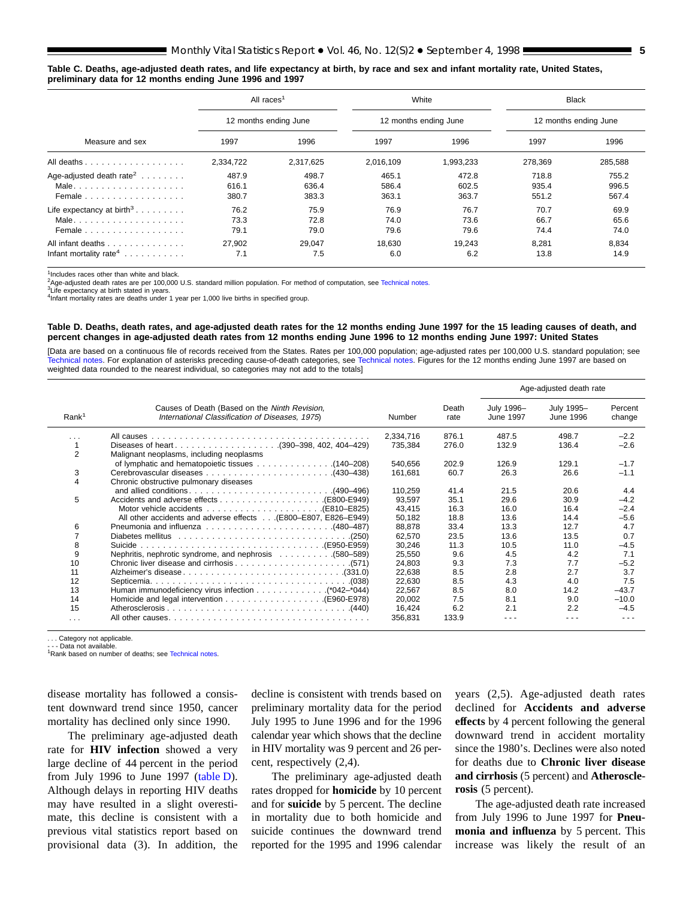**Table C. Deaths, age-adjusted death rates, and life expectancy at birth, by race and sex and infant mortality rate, United States, preliminary data for 12 months ending June 1996 and 1997**

| Measure and sex | All races[1] | | White | | Black | |
|---|---|---|---|---|---|---|
| | 12 months ending June | | 12 months ending June | | 12 months ending June | |
| | 1997 | 1996 | 1997 | 1996 | 1997 | 1996 |
| All deaths | 2,334,722 | 2,317,625 | 2,016,109 | 1,993,233 | 278,369 | 285,588 |
| Age-adjusted death rate[2] | 487.9 | 498.7 | 465.1 | 472.8 | 718.8 | 755.2 |
| Male | 616.1 | 636.4 | 586.4 | 602.5 | 935.4 | 996.5 |
| Female | 380.7 | 383.3 | 363.1 | 363.7 | 551.2 | 567.4 |
| Life expectancy at birth[3] | 76.2 | 75.9 | 76.9 | 76.7 | 70.7 | 69.9 |
| Male | 73.3 | 72.8 | 74.0 | 73.6 | 66.7 | 65.6 |
| Female | 79.1 | 79.0 | 79.6 | 79.6 | 74.4 | 74.0 |
| All infant deaths | 27,902 | 29,047 | 18,630 | 19,243 | 8,281 | 8,834 |
| Infant mortality rate[4] | 7.1 | 7.5 | 6.0 | 6.2 | 13.8 | 14.9 |

[1]Includes races other than white and black.
[2]Age-adjusted death rates are per 100,000 U.S. standard million population. For method of computation, see Technical notes.
[3]Life expectancy at birth stated in years.
[4]Infant mortality rates are deaths under 1 year per 1,000 live births in specified group.

**Table D. Deaths, death rates, and age-adjusted death rates for the 12 months ending June 1997 for the 15 leading causes of death, and percent changes in age-adjusted death rates from 12 months ending June 1996 to 12 months ending June 1997: United States**

[Data are based on a continuous file of records received from the States. Rates per 100,000 population; age-adjusted rates per 100,000 U.S. standard population; see Technical notes. For explanation of asterisks preceding cause-of-death categories, see Technical notes. Figures for the 12 months ending June 1997 are based on weighted data rounded to the nearest individual, so categories may not add to the totals]

| Rank[1] | Causes of Death (Based on the *Ninth Revision, International Classification of Diseases, 1975*) | Number | Death rate | Age-adjusted death rate | | |
|---|---|---|---|---|---|---|
| | | | | July 1996– June 1997 | July 1995– June 1996 | Percent change |
| . . . | All causes | 2,334,716 | 876.1 | 487.5 | 498.7 | –2.2 |
| 1 | Diseases of heart (390–398, 402, 404–429) | 735,384 | 276.0 | 132.9 | 136.4 | –2.6 |
| 2 | Malignant neoplasms, including neoplasms of lymphatic and hematopoietic tissues (140–208) | 540,656 | 202.9 | 126.9 | 129.1 | –1.7 |
| 3 | Cerebrovascular diseases (430–438) | 161,681 | 60.7 | 26.3 | 26.6 | –1.1 |
| 4 | Chronic obstructive pulmonary diseases and allied conditions (490–496) | 110,259 | 41.4 | 21.5 | 20.6 | 4.4 |
| 5 | Accidents and adverse effects (E800-E949) | 93,597 | 35.1 | 29.6 | 30.9 | –4.2 |
| | Motor vehicle accidents (E810–E825) | 43,415 | 16.3 | 16.0 | 16.4 | –2.4 |
| | All other accidents and adverse effects (E800–E807, E826–E949) | 50,182 | 18.8 | 13.6 | 14.4 | –5.6 |
| 6 | Pneumonia and influenza (480–487) | 88,878 | 33.4 | 13.3 | 12.7 | 4.7 |
| 7 | Diabetes mellitus (250) | 62,570 | 23.5 | 13.6 | 13.5 | 0.7 |
| 8 | Suicide (E950-E959) | 30,246 | 11.3 | 10.5 | 11.0 | –4.5 |
| 9 | Nephritis, nephrotic syndrome, and nephrosis (580–589) | 25,550 | 9.6 | 4.5 | 4.2 | 7.1 |
| 10 | Chronic liver disease and cirrhosis (571) | 24,803 | 9.3 | 7.3 | 7.7 | –5.2 |
| 11 | Alzheimer's disease (331.0) | 22,638 | 8.5 | 2.8 | 2.7 | 3.7 |
| 12 | Septicemia (038) | 22,630 | 8.5 | 4.3 | 4.0 | 7.5 |
| 13 | Human immunodeficiency virus infection (*042–*044) | 22,567 | 8.5 | 8.0 | 14.2 | –43.7 |
| 14 | Homicide and legal intervention (E960-E978) | 20,002 | 7.5 | 8.1 | 9.0 | –10.0 |
| 15 | Atherosclerosis (440) | 16,424 | 6.2 | 2.1 | 2.2 | –4.5 |
| . . . | All other causes | 356,831 | 133.9 | - - - | - - - | - - - |

. . . Category not applicable.
- - - Data not available.
[1]Rank based on number of deaths; see Technical notes.

disease mortality has followed a consistent downward trend since 1950, cancer mortality has declined only since 1990.

The preliminary age-adjusted death rate for **HIV infection** showed a very large decline of 44 percent in the period from July 1996 to June 1997 (table D). Although delays in reporting HIV deaths may have resulted in a slight overestimate, this decline is consistent with a previous vital statistics report based on provisional data (3). In addition, the decline is consistent with trends based on preliminary mortality data for the period July 1995 to June 1996 and for the 1996 calendar year which shows that the decline in HIV mortality was 9 percent and 26 percent, respectively (2,4).

The preliminary age-adjusted death rates dropped for **homicide** by 10 percent and for **suicide** by 5 percent. The decline in mortality due to both homicide and suicide continues the downward trend reported for the 1995 and 1996 calendar years (2,5). Age-adjusted death rates declined for **Accidents and adverse effects** by 4 percent following the general downward trend in accident mortality since the 1980's. Declines were also noted for deaths due to **Chronic liver disease and cirrhosis** (5 percent) and **Atherosclerosis** (5 percent).

The age-adjusted death rate increased from July 1996 to June 1997 for **Pneumonia and influenza** by 5 percent. This increase was likely the result of an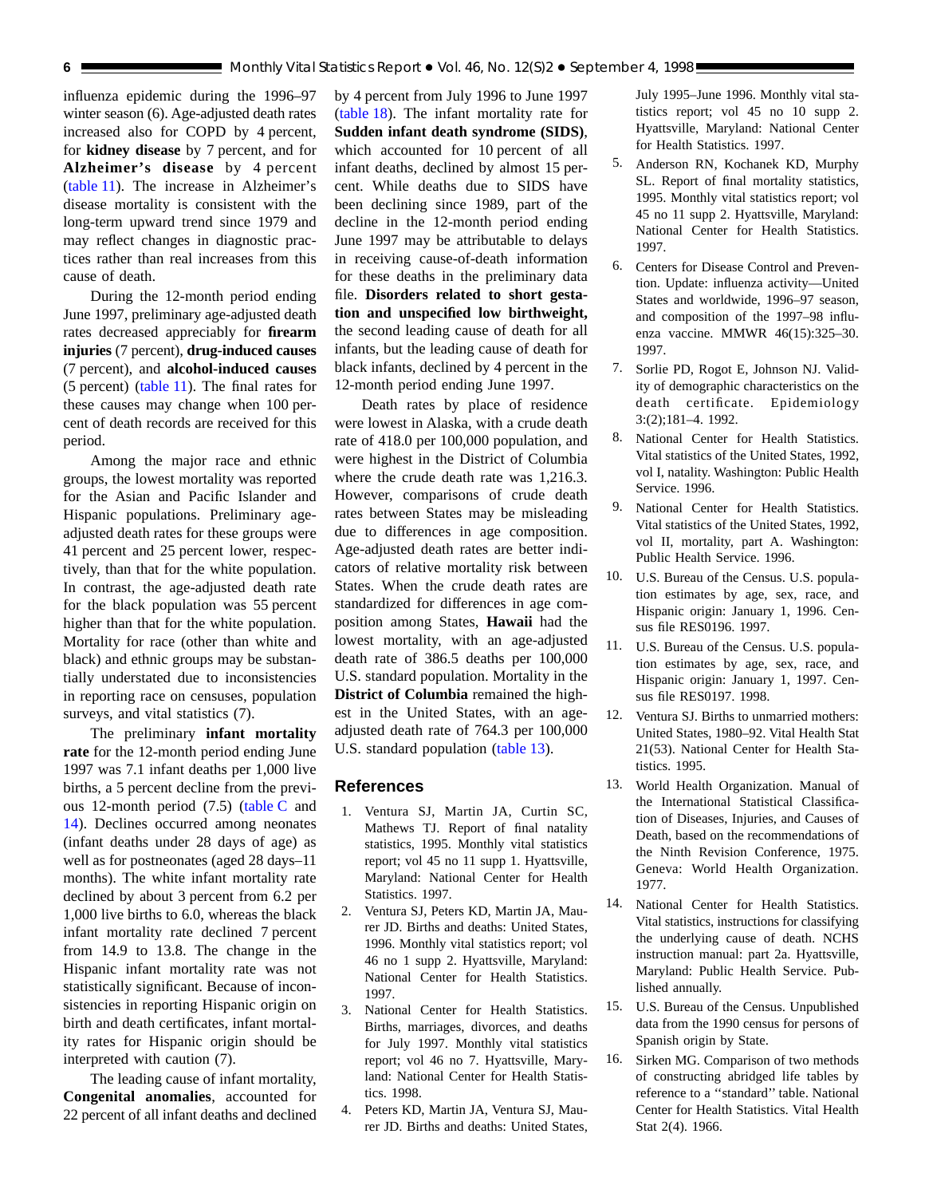influenza epidemic during the 1996–97 winter season (6). Age-adjusted death rates increased also for COPD by 4 percent, for **kidney disease** by 7 percent, and for **Alzheimer's disease** by 4 percent (table 11). The increase in Alzheimer's disease mortality is consistent with the long-term upward trend since 1979 and may reflect changes in diagnostic practices rather than real increases from this cause of death.

During the 12-month period ending June 1997, preliminary age-adjusted death rates decreased appreciably for **firearm injuries** (7 percent), **drug-induced causes** (7 percent), and **alcohol-induced causes** (5 percent) (table 11). The final rates for these causes may change when 100 percent of death records are received for this period.

Among the major race and ethnic groups, the lowest mortality was reported for the Asian and Pacific Islander and Hispanic populations. Preliminary age-adjusted death rates for these groups were 41 percent and 25 percent lower, respectively, than that for the white population. In contrast, the age-adjusted death rate for the black population was 55 percent higher than that for the white population. Mortality for race (other than white and black) and ethnic groups may be substantially understated due to inconsistencies in reporting race on censuses, population surveys, and vital statistics (7).

The preliminary **infant mortality rate** for the 12-month period ending June 1997 was 7.1 infant deaths per 1,000 live births, a 5 percent decline from the previous 12-month period (7.5) (table C and 14). Declines occurred among neonates (infant deaths under 28 days of age) as well as for postneonates (aged 28 days–11 months). The white infant mortality rate declined by about 3 percent from 6.2 per 1,000 live births to 6.0, whereas the black infant mortality rate declined 7 percent from 14.9 to 13.8. The change in the Hispanic infant mortality rate was not statistically significant. Because of inconsistencies in reporting Hispanic origin on birth and death certificates, infant mortality rates for Hispanic origin should be interpreted with caution (7).

The leading cause of infant mortality, **Congenital anomalies**, accounted for 22 percent of all infant deaths and declined by 4 percent from July 1996 to June 1997 (table 18). The infant mortality rate for **Sudden infant death syndrome (SIDS)**, which accounted for 10 percent of all infant deaths, declined by almost 15 percent. While deaths due to SIDS have been declining since 1989, part of the decline in the 12-month period ending June 1997 may be attributable to delays in receiving cause-of-death information for these deaths in the preliminary data file. **Disorders related to short gestation and unspecified low birthweight,** the second leading cause of death for all infants, but the leading cause of death for black infants, declined by 4 percent in the 12-month period ending June 1997.

Death rates by place of residence were lowest in Alaska, with a crude death rate of 418.0 per 100,000 population, and were highest in the District of Columbia where the crude death rate was 1,216.3. However, comparisons of crude death rates between States may be misleading due to differences in age composition. Age-adjusted death rates are better indicators of relative mortality risk between States. When the crude death rates are standardized for differences in age composition among States, **Hawaii** had the lowest mortality, with an age-adjusted death rate of 386.5 deaths per 100,000 U.S. standard population. Mortality in the **District of Columbia** remained the highest in the United States, with an age-adjusted death rate of 764.3 per 100,000 U.S. standard population (table 13).

## References

1. Ventura SJ, Martin JA, Curtin SC, Mathews TJ. Report of final natality statistics, 1995. Monthly vital statistics report; vol 45 no 11 supp 1. Hyattsville, Maryland: National Center for Health Statistics. 1997.
2. Ventura SJ, Peters KD, Martin JA, Maurer JD. Births and deaths: United States, 1996. Monthly vital statistics report; vol 46 no 1 supp 2. Hyattsville, Maryland: National Center for Health Statistics. 1997.
3. National Center for Health Statistics. Births, marriages, divorces, and deaths for July 1997. Monthly vital statistics report; vol 46 no 7. Hyattsville, Maryland: National Center for Health Statistics. 1998.
4. Peters KD, Martin JA, Ventura SJ, Maurer JD. Births and deaths: United States, July 1995–June 1996. Monthly vital statistics report; vol 45 no 10 supp 2. Hyattsville, Maryland: National Center for Health Statistics. 1997.
5. Anderson RN, Kochanek KD, Murphy SL. Report of final mortality statistics, 1995. Monthly vital statistics report; vol 45 no 11 supp 2. Hyattsville, Maryland: National Center for Health Statistics. 1997.
6. Centers for Disease Control and Prevention. Update: influenza activity—United States and worldwide, 1996–97 season, and composition of the 1997–98 influenza vaccine. MMWR 46(15):325–30. 1997.
7. Sorlie PD, Rogot E, Johnson NJ. Validity of demographic characteristics on the death certificate. Epidemiology 3:(2);181–4. 1992.
8. National Center for Health Statistics. Vital statistics of the United States, 1992, vol I, natality. Washington: Public Health Service. 1996.
9. National Center for Health Statistics. Vital statistics of the United States, 1992, vol II, mortality, part A. Washington: Public Health Service. 1996.
10. U.S. Bureau of the Census. U.S. population estimates by age, sex, race, and Hispanic origin: January 1, 1996. Census file RES0196. 1997.
11. U.S. Bureau of the Census. U.S. population estimates by age, sex, race, and Hispanic origin: January 1, 1997. Census file RES0197. 1998.
12. Ventura SJ. Births to unmarried mothers: United States, 1980–92. Vital Health Stat 21(53). National Center for Health Statistics. 1995.
13. World Health Organization. Manual of the International Statistical Classification of Diseases, Injuries, and Causes of Death, based on the recommendations of the Ninth Revision Conference, 1975. Geneva: World Health Organization. 1977.
14. National Center for Health Statistics. Vital statistics, instructions for classifying the underlying cause of death. NCHS instruction manual: part 2a. Hyattsville, Maryland: Public Health Service. Published annually.
15. U.S. Bureau of the Census. Unpublished data from the 1990 census for persons of Spanish origin by State.
16. Sirken MG. Comparison of two methods of constructing abridged life tables by reference to a ''standard'' table. National Center for Health Statistics. Vital Health Stat 2(4). 1966.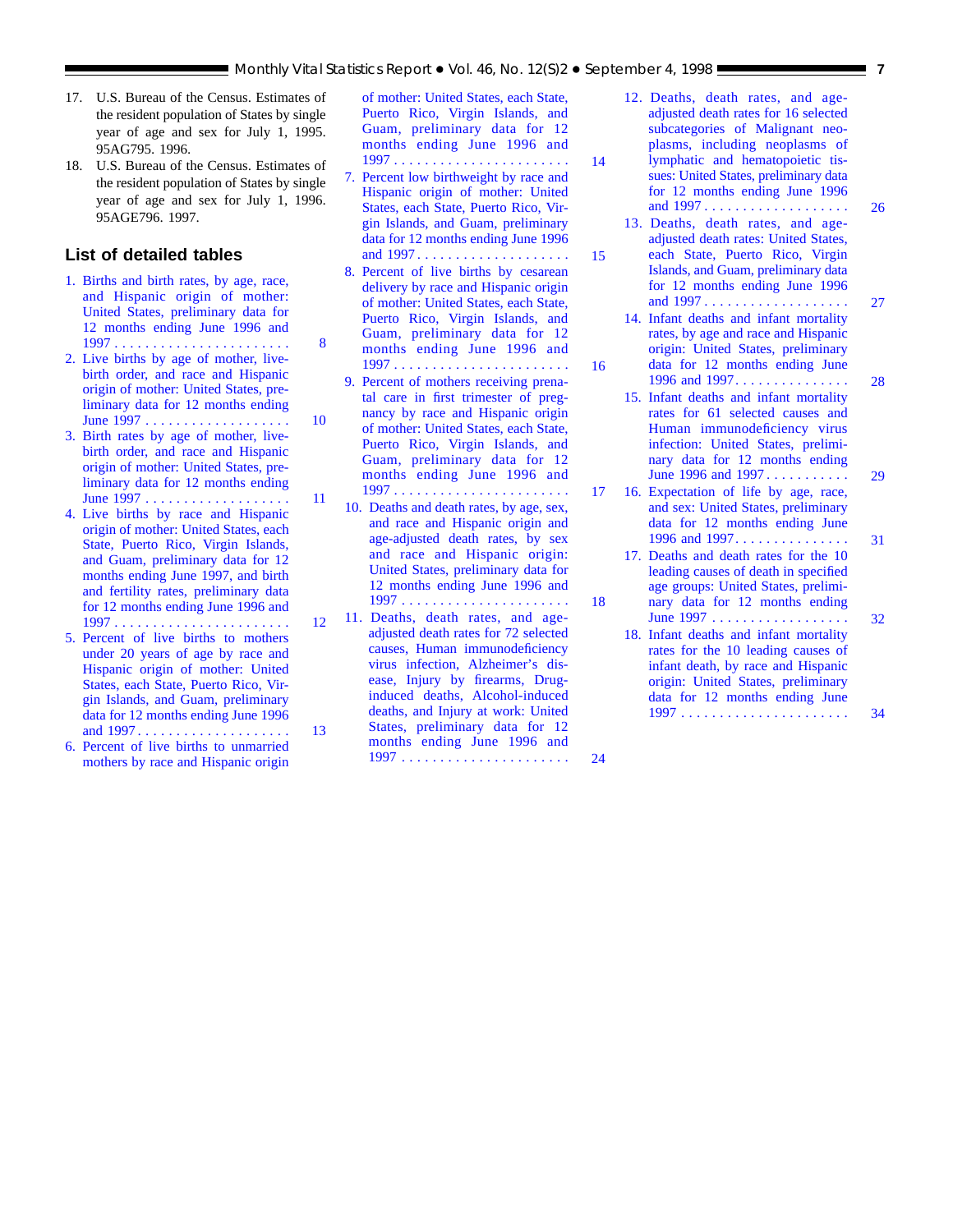17. U.S. Bureau of the Census. Estimates of the resident population of States by single year of age and sex for July 1, 1995. 95AG795. 1996.
18. U.S. Bureau of the Census. Estimates of the resident population of States by single year of age and sex for July 1, 1996. 95AGE796. 1997.

## List of detailed tables

1. Births and birth rates, by age, race, and Hispanic origin of mother: United States, preliminary data for 12 months ending June 1996 and 1997 . . . . . . . . . . . . . . . . . . . . . . . 8
2. Live births by age of mother, live-birth order, and race and Hispanic origin of mother: United States, preliminary data for 12 months ending June 1997 . . . . . . . . . . . . . . . . . . . 10
3. Birth rates by age of mother, live-birth order, and race and Hispanic origin of mother: United States, preliminary data for 12 months ending June 1997 . . . . . . . . . . . . . . . . . . . 11
4. Live births by race and Hispanic origin of mother: United States, each State, Puerto Rico, Virgin Islands, and Guam, preliminary data for 12 months ending June 1997, and birth and fertility rates, preliminary data for 12 months ending June 1996 and 1997 . . . . . . . . . . . . . . . . . . . . . . . 12
5. Percent of live births to mothers under 20 years of age by race and Hispanic origin of mother: United States, each State, Puerto Rico, Virgin Islands, and Guam, preliminary data for 12 months ending June 1996 and 1997 . . . . . . . . . . . . . . . . . . . . 13
6. Percent of live births to unmarried mothers by race and Hispanic origin of mother: United States, each State, Puerto Rico, Virgin Islands, and Guam, preliminary data for 12 months ending June 1996 and 1997 . . . . . . . . . . . . . . . . . . . . . . . 14
7. Percent low birthweight by race and Hispanic origin of mother: United States, each State, Puerto Rico, Virgin Islands, and Guam, preliminary data for 12 months ending June 1996 and 1997 . . . . . . . . . . . . . . . . . . . . 15
8. Percent of live births by cesarean delivery by race and Hispanic origin of mother: United States, each State, Puerto Rico, Virgin Islands, and Guam, preliminary data for 12 months ending June 1996 and 1997 . . . . . . . . . . . . . . . . . . . . . . . 16
9. Percent of mothers receiving prenatal care in first trimester of pregnancy by race and Hispanic origin of mother: United States, each State, Puerto Rico, Virgin Islands, and Guam, preliminary data for 12 months ending June 1996 and 1997 . . . . . . . . . . . . . . . . . . . . . . . 17
10. Deaths and death rates, by age, sex, and race and Hispanic origin and age-adjusted death rates, by sex and race and Hispanic origin: United States, preliminary data for 12 months ending June 1996 and 1997 . . . . . . . . . . . . . . . . . . . . . . 18
11. Deaths, death rates, and age-adjusted death rates for 72 selected causes, Human immunodeficiency virus infection, Alzheimer's disease, Injury by firearms, Drug-induced deaths, Alcohol-induced deaths, and Injury at work: United States, preliminary data for 12 months ending June 1996 and 1997 . . . . . . . . . . . . . . . . . . . . . . 24
12. Deaths, death rates, and age-adjusted death rates for 16 selected subcategories of Malignant neoplasms, including neoplasms of lymphatic and hematopoietic tissues: United States, preliminary data for 12 months ending June 1996 and 1997 . . . . . . . . . . . . . . . . . . . 26
13. Deaths, death rates, and age-adjusted death rates: United States, each State, Puerto Rico, Virgin Islands, and Guam, preliminary data for 12 months ending June 1996 and 1997 . . . . . . . . . . . . . . . . . . . 27
14. Infant deaths and infant mortality rates, by age and race and Hispanic origin: United States, preliminary data for 12 months ending June 1996 and 1997. . . . . . . . . . . . . . . 28
15. Infant deaths and infant mortality rates for 61 selected causes and Human immunodeficiency virus infection: United States, preliminary data for 12 months ending June 1996 and 1997 . . . . . . . . . . . 29
16. Expectation of life by age, race, and sex: United States, preliminary data for 12 months ending June 1996 and 1997. . . . . . . . . . . . . . . 31
17. Deaths and death rates for the 10 leading causes of death in specified age groups: United States, preliminary data for 12 months ending June 1997 . . . . . . . . . . . . . . . . . . 32
18. Infant deaths and infant mortality rates for the 10 leading causes of infant death, by race and Hispanic origin: United States, preliminary data for 12 months ending June 1997 . . . . . . . . . . . . . . . . . . . . . . 34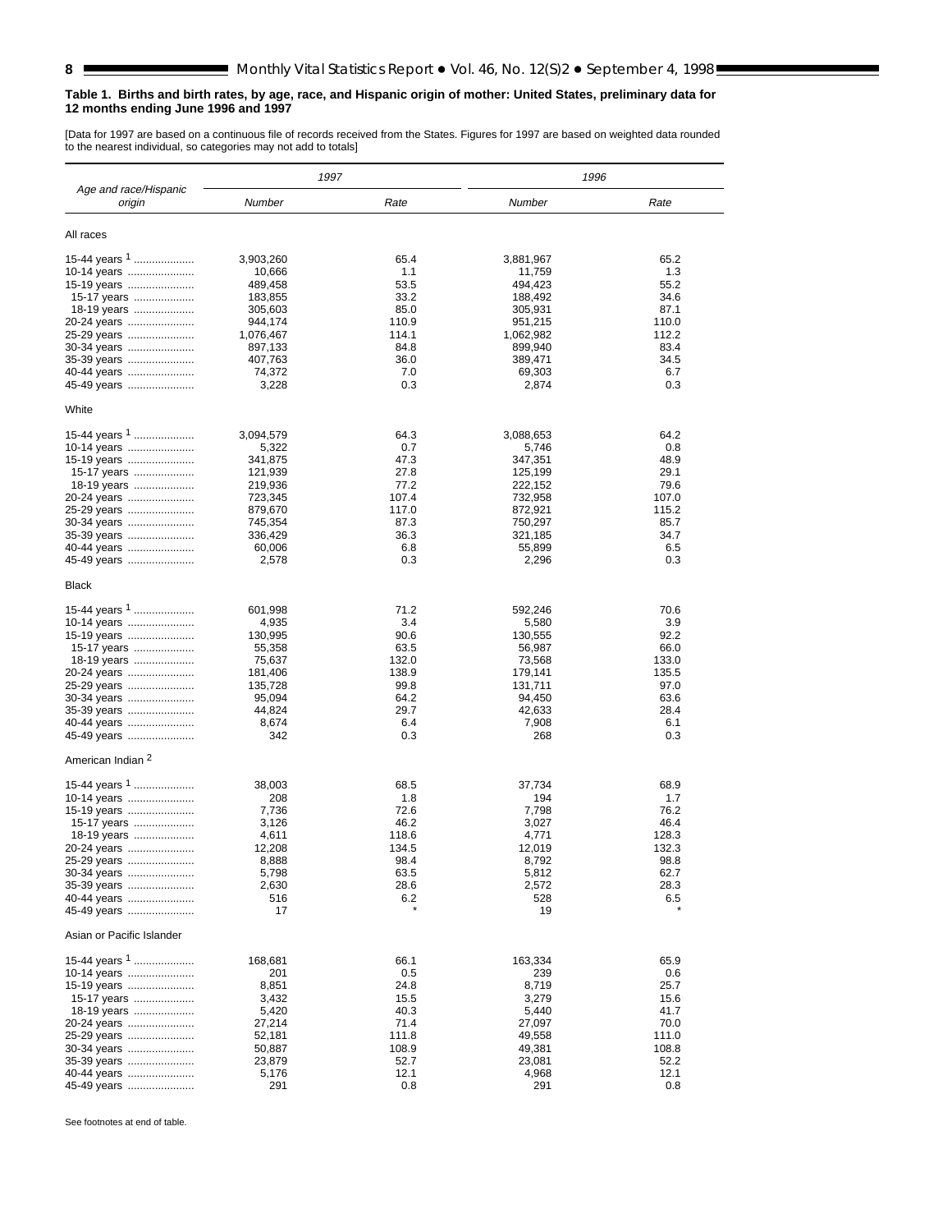**Table 1. Births and birth rates, by age, race, and Hispanic origin of mother: United States, preliminary data for 12 months ending June 1996 and 1997**

[Data for 1997 are based on a continuous file of records received from the States. Figures for 1997 are based on weighted data rounded to the nearest individual, so categories may not add to totals]

| Age and race/Hispanic origin | 1997 | | 1996 | |
|---|---|---|---|---|
| | Number | Rate | Number | Rate |
| **All races** | | | | |
| 15-44 years [1] | 3,903,260 | 65.4 | 3,881,967 | 65.2 |
| 10-14 years | 10,666 | 1.1 | 11,759 | 1.3 |
| 15-19 years | 489,458 | 53.5 | 494,423 | 55.2 |
| 15-17 years | 183,855 | 33.2 | 188,492 | 34.6 |
| 18-19 years | 305,603 | 85.0 | 305,931 | 87.1 |
| 20-24 years | 944,174 | 110.9 | 951,215 | 110.0 |
| 25-29 years | 1,076,467 | 114.1 | 1,062,982 | 112.2 |
| 30-34 years | 897,133 | 84.8 | 899,940 | 83.4 |
| 35-39 years | 407,763 | 36.0 | 389,471 | 34.5 |
| 40-44 years | 74,372 | 7.0 | 69,303 | 6.7 |
| 45-49 years | 3,228 | 0.3 | 2,874 | 0.3 |
| **White** | | | | |
| 15-44 years [1] | 3,094,579 | 64.3 | 3,088,653 | 64.2 |
| 10-14 years | 5,322 | 0.7 | 5,746 | 0.8 |
| 15-19 years | 341,875 | 47.3 | 347,351 | 48.9 |
| 15-17 years | 121,939 | 27.8 | 125,199 | 29.1 |
| 18-19 years | 219,936 | 77.2 | 222,152 | 79.6 |
| 20-24 years | 723,345 | 107.4 | 732,958 | 107.0 |
| 25-29 years | 879,670 | 117.0 | 872,921 | 115.2 |
| 30-34 years | 745,354 | 87.3 | 750,297 | 85.7 |
| 35-39 years | 336,429 | 36.3 | 321,185 | 34.7 |
| 40-44 years | 60,006 | 6.8 | 55,899 | 6.5 |
| 45-49 years | 2,578 | 0.3 | 2,296 | 0.3 |
| **Black** | | | | |
| 15-44 years [1] | 601,998 | 71.2 | 592,246 | 70.6 |
| 10-14 years | 4,935 | 3.4 | 5,580 | 3.9 |
| 15-19 years | 130,995 | 90.6 | 130,555 | 92.2 |
| 15-17 years | 55,358 | 63.5 | 56,987 | 66.0 |
| 18-19 years | 75,637 | 132.0 | 73,568 | 133.0 |
| 20-24 years | 181,406 | 138.9 | 179,141 | 135.5 |
| 25-29 years | 135,728 | 99.8 | 131,711 | 97.0 |
| 30-34 years | 95,094 | 64.2 | 94,450 | 63.6 |
| 35-39 years | 44,824 | 29.7 | 42,633 | 28.4 |
| 40-44 years | 8,674 | 6.4 | 7,908 | 6.1 |
| 45-49 years | 342 | 0.3 | 268 | 0.3 |
| **American Indian [2]** | | | | |
| 15-44 years [1] | 38,003 | 68.5 | 37,734 | 68.9 |
| 10-14 years | 208 | 1.8 | 194 | 1.7 |
| 15-19 years | 7,736 | 72.6 | 7,798 | 76.2 |
| 15-17 years | 3,126 | 46.2 | 3,027 | 46.4 |
| 18-19 years | 4,611 | 118.6 | 4,771 | 128.3 |
| 20-24 years | 12,208 | 134.5 | 12,019 | 132.3 |
| 25-29 years | 8,888 | 98.4 | 8,792 | 98.8 |
| 30-34 years | 5,798 | 63.5 | 5,812 | 62.7 |
| 35-39 years | 2,630 | 28.6 | 2,572 | 28.3 |
| 40-44 years | 516 | 6.2 | 528 | 6.5 |
| 45-49 years | 17 | * | 19 | * |
| **Asian or Pacific Islander** | | | | |
| 15-44 years [1] | 168,681 | 66.1 | 163,334 | 65.9 |
| 10-14 years | 201 | 0.5 | 239 | 0.6 |
| 15-19 years | 8,851 | 24.8 | 8,719 | 25.7 |
| 15-17 years | 3,432 | 15.5 | 3,279 | 15.6 |
| 18-19 years | 5,420 | 40.3 | 5,440 | 41.7 |
| 20-24 years | 27,214 | 71.4 | 27,097 | 70.0 |
| 25-29 years | 52,181 | 111.8 | 49,558 | 111.0 |
| 30-34 years | 50,887 | 108.9 | 49,381 | 108.8 |
| 35-39 years | 23,879 | 52.7 | 23,081 | 52.2 |
| 40-44 years | 5,176 | 12.1 | 4,968 | 12.1 |
| 45-49 years | 291 | 0.8 | 291 | 0.8 |

See footnotes at end of table.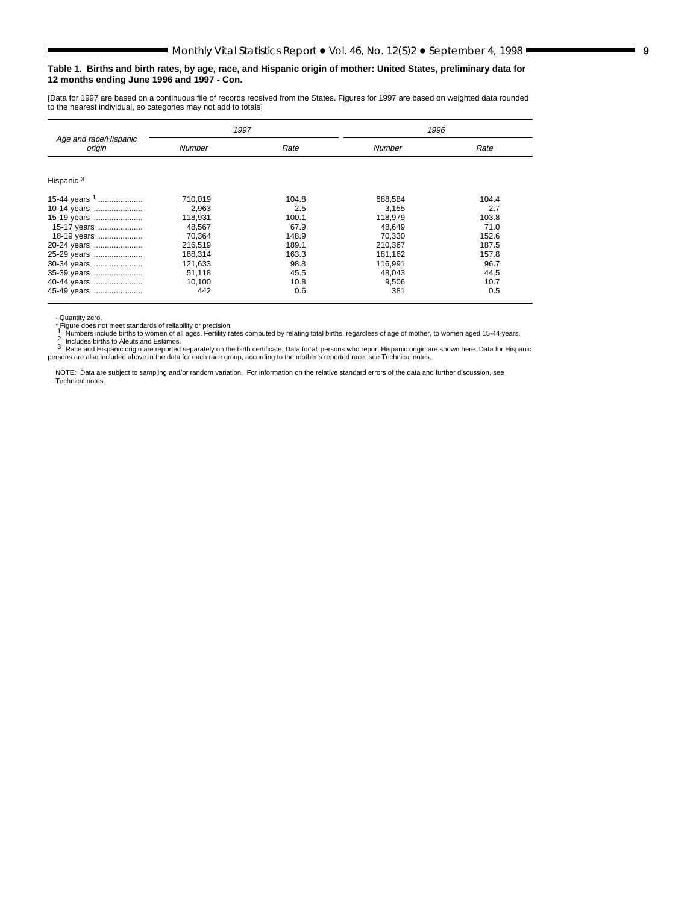**Table 1. Births and birth rates, by age, race, and Hispanic origin of mother: United States, preliminary data for 12 months ending June 1996 and 1997 - Con.**

[Data for 1997 are based on a continuous file of records received from the States. Figures for 1997 are based on weighted data rounded to the nearest individual, so categories may not add to totals]

| Age and race/Hispanic origin | 1997 | | 1996 | |
|---|---|---|---|---|
| | Number | Rate | Number | Rate |
| Hispanic [3] | | | | |
| 15-44 years [1] | 710,019 | 104.8 | 688,584 | 104.4 |
| 10-14 years | 2,963 | 2.5 | 3,155 | 2.7 |
| 15-19 years | 118,931 | 100.1 | 118,979 | 103.8 |
| 15-17 years | 48,567 | 67.9 | 48,649 | 71.0 |
| 18-19 years | 70,364 | 148.9 | 70,330 | 152.6 |
| 20-24 years | 216,519 | 189.1 | 210,367 | 187.5 |
| 25-29 years | 188,314 | 163.3 | 181,162 | 157.8 |
| 30-34 years | 121,633 | 98.8 | 116,991 | 96.7 |
| 35-39 years | 51,118 | 45.5 | 48,043 | 44.5 |
| 40-44 years | 10,100 | 10.8 | 9,506 | 10.7 |
| 45-49 years | 442 | 0.6 | 381 | 0.5 |

- Quantity zero.

* Figure does not meet standards of reliability or precision.

[1] Numbers include births to women of all ages. Fertility rates computed by relating total births, regardless of age of mother, to women aged 15-44 years.

[2] Includes births to Aleuts and Eskimos.

[3] Race and Hispanic origin are reported separately on the birth certificate. Data for all persons who report Hispanic origin are shown here. Data for Hispanic persons are also included above in the data for each race group, according to the mother's reported race; see Technical notes.

NOTE: Data are subject to sampling and/or random variation. For information on the relative standard errors of the data and further discussion, see Technical notes.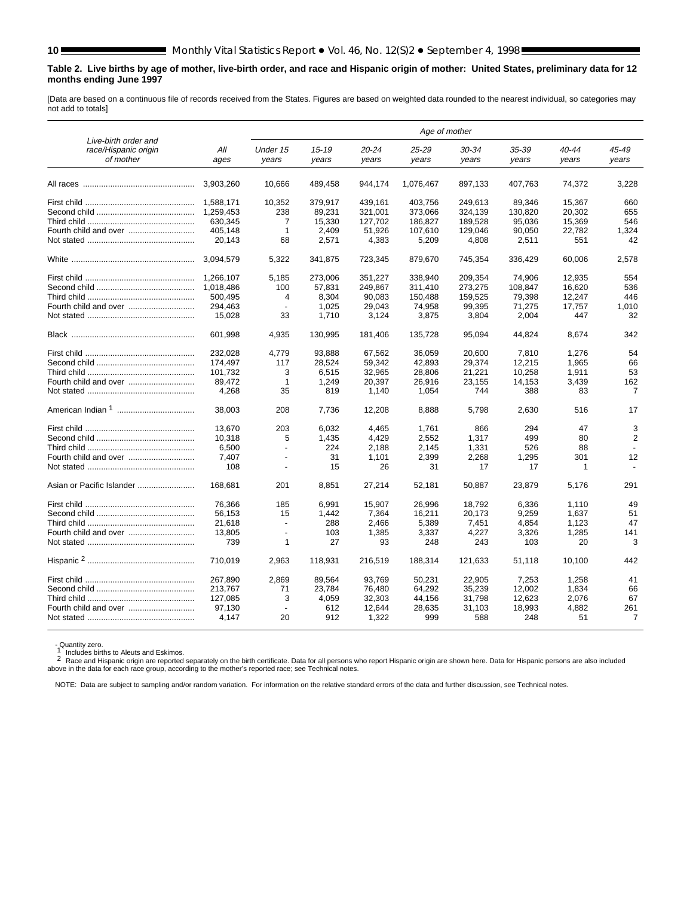**Table 2. Live births by age of mother, live-birth order, and race and Hispanic origin of mother: United States, preliminary data for 12 months ending June 1997**

[Data are based on a continuous file of records received from the States. Figures are based on weighted data rounded to the nearest individual, so categories may not add to totals]

| Live-birth order and race/Hispanic origin of mother | All ages | Age of mother | | | | | | | |
|---|---|---|---|---|---|---|---|---|---|
| | | Under 15 years | 15-19 years | 20-24 years | 25-29 years | 30-34 years | 35-39 years | 40-44 years | 45-49 years |
| All races | 3,903,260 | 10,666 | 489,458 | 944,174 | 1,076,467 | 897,133 | 407,763 | 74,372 | 3,228 |
| First child | 1,588,171 | 10,352 | 379,917 | 439,161 | 403,756 | 249,613 | 89,346 | 15,367 | 660 |
| Second child | 1,259,453 | 238 | 89,231 | 321,001 | 373,066 | 324,139 | 130,820 | 20,302 | 655 |
| Third child | 630,345 | 7 | 15,330 | 127,702 | 186,827 | 189,528 | 95,036 | 15,369 | 546 |
| Fourth child and over | 405,148 | 1 | 2,409 | 51,926 | 107,610 | 129,046 | 90,050 | 22,782 | 1,324 |
| Not stated | 20,143 | 68 | 2,571 | 4,383 | 5,209 | 4,808 | 2,511 | 551 | 42 |
| White | 3,094,579 | 5,322 | 341,875 | 723,345 | 879,670 | 745,354 | 336,429 | 60,006 | 2,578 |
| First child | 1,266,107 | 5,185 | 273,006 | 351,227 | 338,940 | 209,354 | 74,906 | 12,935 | 554 |
| Second child | 1,018,486 | 100 | 57,831 | 249,867 | 311,410 | 273,275 | 108,847 | 16,620 | 536 |
| Third child | 500,495 | 4 | 8,304 | 90,083 | 150,488 | 159,525 | 79,398 | 12,247 | 446 |
| Fourth child and over | 294,463 | - | 1,025 | 29,043 | 74,958 | 99,395 | 71,275 | 17,757 | 1,010 |
| Not stated | 15,028 | 33 | 1,710 | 3,124 | 3,875 | 3,804 | 2,004 | 447 | 32 |
| Black | 601,998 | 4,935 | 130,995 | 181,406 | 135,728 | 95,094 | 44,824 | 8,674 | 342 |
| First child | 232,028 | 4,779 | 93,888 | 67,562 | 36,059 | 20,600 | 7,810 | 1,276 | 54 |
| Second child | 174,497 | 117 | 28,524 | 59,342 | 42,893 | 29,374 | 12,215 | 1,965 | 66 |
| Third child | 101,732 | 3 | 6,515 | 32,965 | 28,806 | 21,221 | 10,258 | 1,911 | 53 |
| Fourth child and over | 89,472 | 1 | 1,249 | 20,397 | 26,916 | 23,155 | 14,153 | 3,439 | 162 |
| Not stated | 4,268 | 35 | 819 | 1,140 | 1,054 | 744 | 388 | 83 | 7 |
| American Indian [1] | 38,003 | 208 | 7,736 | 12,208 | 8,888 | 5,798 | 2,630 | 516 | 17 |
| First child | 13,670 | 203 | 6,032 | 4,465 | 1,761 | 866 | 294 | 47 | 3 |
| Second child | 10,318 | 5 | 1,435 | 4,429 | 2,552 | 1,317 | 499 | 80 | 2 |
| Third child | 6,500 | - | 224 | 2,188 | 2,145 | 1,331 | 526 | 88 | - |
| Fourth child and over | 7,407 | - | 31 | 1,101 | 2,399 | 2,268 | 1,295 | 301 | 12 |
| Not stated | 108 | - | 15 | 26 | 31 | 17 | 17 | 1 | - |
| Asian or Pacific Islander | 168,681 | 201 | 8,851 | 27,214 | 52,181 | 50,887 | 23,879 | 5,176 | 291 |
| First child | 76,366 | 185 | 6,991 | 15,907 | 26,996 | 18,792 | 6,336 | 1,110 | 49 |
| Second child | 56,153 | 15 | 1,442 | 7,364 | 16,211 | 20,173 | 9,259 | 1,637 | 51 |
| Third child | 21,618 | - | 288 | 2,466 | 5,389 | 7,451 | 4,854 | 1,123 | 47 |
| Fourth child and over | 13,805 | - | 103 | 1,385 | 3,337 | 4,227 | 3,326 | 1,285 | 141 |
| Not stated | 739 | 1 | 27 | 93 | 248 | 243 | 103 | 20 | 3 |
| Hispanic [2] | 710,019 | 2,963 | 118,931 | 216,519 | 188,314 | 121,633 | 51,118 | 10,100 | 442 |
| First child | 267,890 | 2,869 | 89,564 | 93,769 | 50,231 | 22,905 | 7,253 | 1,258 | 41 |
| Second child | 213,767 | 71 | 23,784 | 76,480 | 64,292 | 35,239 | 12,002 | 1,834 | 66 |
| Third child | 127,085 | 3 | 4,059 | 32,303 | 44,156 | 31,798 | 12,623 | 2,076 | 67 |
| Fourth child and over | 97,130 | - | 612 | 12,644 | 28,635 | 31,103 | 18,993 | 4,882 | 261 |
| Not stated | 4,147 | 20 | 912 | 1,322 | 999 | 588 | 248 | 51 | 7 |

- Quantity zero.
[1] Includes births to Aleuts and Eskimos.
[2] Race and Hispanic origin are reported separately on the birth certificate. Data for all persons who report Hispanic origin are shown here. Data for Hispanic persons are also included above in the data for each race group, according to the mother's reported race; see Technical notes.

NOTE: Data are subject to sampling and/or random variation. For information on the relative standard errors of the data and further discussion, see Technical notes.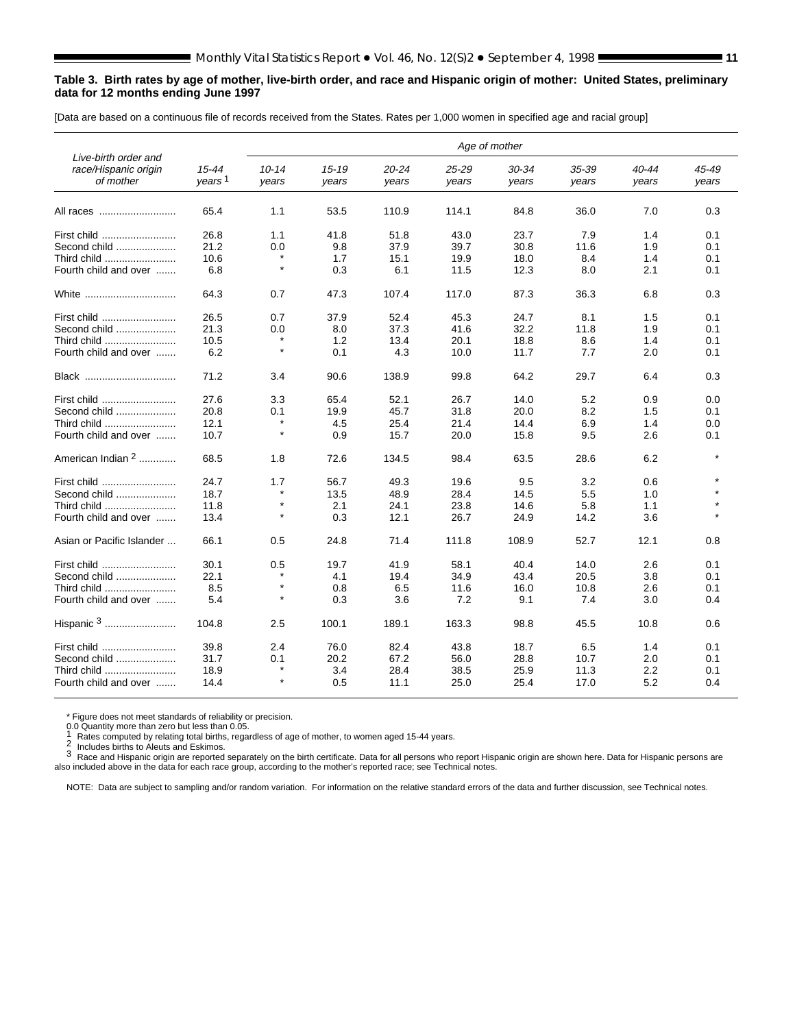**Table 3. Birth rates by age of mother, live-birth order, and race and Hispanic origin of mother: United States, preliminary data for 12 months ending June 1997**

[Data are based on a continuous file of records received from the States. Rates per 1,000 women in specified age and racial group]

| Live-birth order and race/Hispanic origin of mother | 15-44 years [1] | Age of mother | | | | | | | |
|---|---|---|---|---|---|---|---|---|---|
| | | 10-14 years | 15-19 years | 20-24 years | 25-29 years | 30-34 years | 35-39 years | 40-44 years | 45-49 years |
| All races | 65.4 | 1.1 | 53.5 | 110.9 | 114.1 | 84.8 | 36.0 | 7.0 | 0.3 |
| First child | 26.8 | 1.1 | 41.8 | 51.8 | 43.0 | 23.7 | 7.9 | 1.4 | 0.1 |
| Second child | 21.2 | 0.0 | 9.8 | 37.9 | 39.7 | 30.8 | 11.6 | 1.9 | 0.1 |
| Third child | 10.6 | * | 1.7 | 15.1 | 19.9 | 18.0 | 8.4 | 1.4 | 0.1 |
| Fourth child and over | 6.8 | * | 0.3 | 6.1 | 11.5 | 12.3 | 8.0 | 2.1 | 0.1 |
| White | 64.3 | 0.7 | 47.3 | 107.4 | 117.0 | 87.3 | 36.3 | 6.8 | 0.3 |
| First child | 26.5 | 0.7 | 37.9 | 52.4 | 45.3 | 24.7 | 8.1 | 1.5 | 0.1 |
| Second child | 21.3 | 0.0 | 8.0 | 37.3 | 41.6 | 32.2 | 11.8 | 1.9 | 0.1 |
| Third child | 10.5 | * | 1.2 | 13.4 | 20.1 | 18.8 | 8.6 | 1.4 | 0.1 |
| Fourth child and over | 6.2 | * | 0.1 | 4.3 | 10.0 | 11.7 | 7.7 | 2.0 | 0.1 |
| Black | 71.2 | 3.4 | 90.6 | 138.9 | 99.8 | 64.2 | 29.7 | 6.4 | 0.3 |
| First child | 27.6 | 3.3 | 65.4 | 52.1 | 26.7 | 14.0 | 5.2 | 0.9 | 0.0 |
| Second child | 20.8 | 0.1 | 19.9 | 45.7 | 31.8 | 20.0 | 8.2 | 1.5 | 0.1 |
| Third child | 12.1 | * | 4.5 | 25.4 | 21.4 | 14.4 | 6.9 | 1.4 | 0.0 |
| Fourth child and over | 10.7 | * | 0.9 | 15.7 | 20.0 | 15.8 | 9.5 | 2.6 | 0.1 |
| American Indian [2] | 68.5 | 1.8 | 72.6 | 134.5 | 98.4 | 63.5 | 28.6 | 6.2 | * |
| First child | 24.7 | 1.7 | 56.7 | 49.3 | 19.6 | 9.5 | 3.2 | 0.6 | * |
| Second child | 18.7 | * | 13.5 | 48.9 | 28.4 | 14.5 | 5.5 | 1.0 | * |
| Third child | 11.8 | * | 2.1 | 24.1 | 23.8 | 14.6 | 5.8 | 1.1 | * |
| Fourth child and over | 13.4 | * | 0.3 | 12.1 | 26.7 | 24.9 | 14.2 | 3.6 | * |
| Asian or Pacific Islander | 66.1 | 0.5 | 24.8 | 71.4 | 111.8 | 108.9 | 52.7 | 12.1 | 0.8 |
| First child | 30.1 | 0.5 | 19.7 | 41.9 | 58.1 | 40.4 | 14.0 | 2.6 | 0.1 |
| Second child | 22.1 | * | 4.1 | 19.4 | 34.9 | 43.4 | 20.5 | 3.8 | 0.1 |
| Third child | 8.5 | * | 0.8 | 6.5 | 11.6 | 16.0 | 10.8 | 2.6 | 0.1 |
| Fourth child and over | 5.4 | * | 0.3 | 3.6 | 7.2 | 9.1 | 7.4 | 3.0 | 0.4 |
| Hispanic [3] | 104.8 | 2.5 | 100.1 | 189.1 | 163.3 | 98.8 | 45.5 | 10.8 | 0.6 |
| First child | 39.8 | 2.4 | 76.0 | 82.4 | 43.8 | 18.7 | 6.5 | 1.4 | 0.1 |
| Second child | 31.7 | 0.1 | 20.2 | 67.2 | 56.0 | 28.8 | 10.7 | 2.0 | 0.1 |
| Third child | 18.9 | * | 3.4 | 28.4 | 38.5 | 25.9 | 11.3 | 2.2 | 0.1 |
| Fourth child and over | 14.4 | * | 0.5 | 11.1 | 25.0 | 25.4 | 17.0 | 5.2 | 0.4 |

* Figure does not meet standards of reliability or precision.
0.0 Quantity more than zero but less than 0.05.
[1] Rates computed by relating total births, regardless of age of mother, to women aged 15-44 years.
[2] Includes births to Aleuts and Eskimos.
[3] Race and Hispanic origin are reported separately on the birth certificate. Data for all persons who report Hispanic origin are shown here. Data for Hispanic persons are also included above in the data for each race group, according to the mother's reported race; see Technical notes.

NOTE: Data are subject to sampling and/or random variation. For information on the relative standard errors of the data and further discussion, see Technical notes.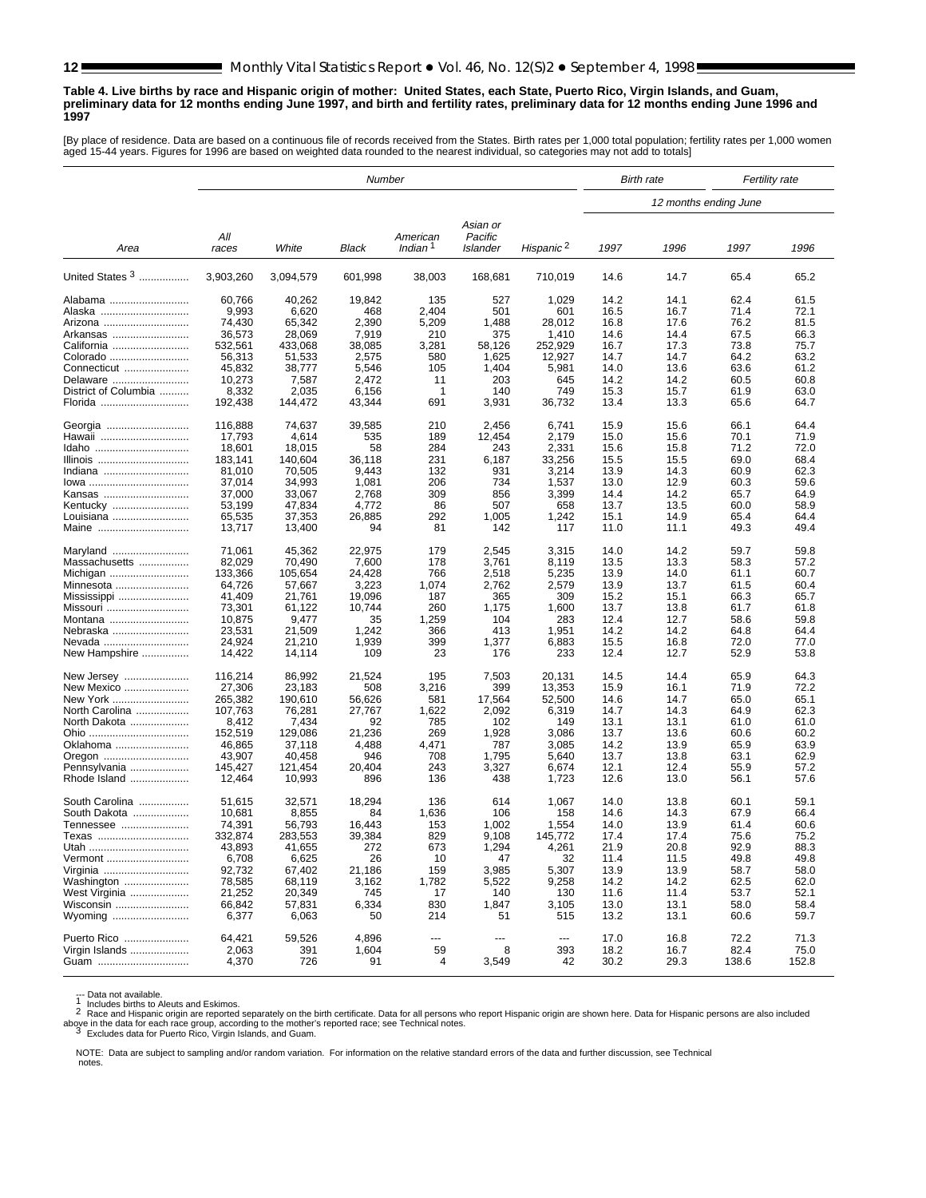**Table 4. Live births by race and Hispanic origin of mother: United States, each State, Puerto Rico, Virgin Islands, and Guam, preliminary data for 12 months ending June 1997, and birth and fertility rates, preliminary data for 12 months ending June 1996 and 1997**

[By place of residence. Data are based on a continuous file of records received from the States. Birth rates per 1,000 total population; fertility rates per 1,000 women aged 15-44 years. Figures for 1996 are based on weighted data rounded to the nearest individual, so categories may not add to totals]

| Area | *Number* | | | | | | *Birth rate* | | *Fertility rate* | |
|---|---|---|---|---|---|---|---|---|---|---|
| | | | | | | | *12 months ending June* | | | |
| | *All races* | *White* | *Black* | *American Indian* [1] | *Asian or Pacific Islander* | *Hispanic* [2] | *1997* | *1996* | *1997* | *1996* |
| United States [3] | 3,903,260 | 3,094,579 | 601,998 | 38,003 | 168,681 | 710,019 | 14.6 | 14.7 | 65.4 | 65.2 |
| Alabama | 60,766 | 40,262 | 19,842 | 135 | 527 | 1,029 | 14.2 | 14.1 | 62.4 | 61.5 |
| Alaska | 9,993 | 6,620 | 468 | 2,404 | 501 | 601 | 16.5 | 16.7 | 71.4 | 72.1 |
| Arizona | 74,430 | 65,342 | 2,390 | 5,209 | 1,488 | 28,012 | 16.8 | 17.6 | 76.2 | 81.5 |
| Arkansas | 36,573 | 28,069 | 7,919 | 210 | 375 | 1,410 | 14.6 | 14.4 | 67.5 | 66.3 |
| California | 532,561 | 433,068 | 38,085 | 3,281 | 58,126 | 252,929 | 16.7 | 17.3 | 73.8 | 75.7 |
| Colorado | 56,313 | 51,533 | 2,575 | 580 | 1,625 | 12,927 | 14.7 | 14.7 | 64.2 | 63.2 |
| Connecticut | 45,832 | 38,777 | 5,546 | 105 | 1,404 | 5,981 | 14.0 | 13.6 | 63.6 | 61.2 |
| Delaware | 10,273 | 7,587 | 2,472 | 11 | 203 | 645 | 14.2 | 14.2 | 60.5 | 60.8 |
| District of Columbia | 8,332 | 2,035 | 6,156 | 1 | 140 | 749 | 15.3 | 15.7 | 61.9 | 63.0 |
| Florida | 192,438 | 144,472 | 43,344 | 691 | 3,931 | 36,732 | 13.4 | 13.3 | 65.6 | 64.7 |
| Georgia | 116,888 | 74,637 | 39,585 | 210 | 2,456 | 6,741 | 15.9 | 15.6 | 66.1 | 64.4 |
| Hawaii | 17,793 | 4,614 | 535 | 189 | 12,454 | 2,179 | 15.0 | 15.6 | 70.1 | 71.9 |
| Idaho | 18,601 | 18,015 | 58 | 284 | 243 | 2,331 | 15.6 | 15.8 | 71.2 | 72.0 |
| Illinois | 183,141 | 140,604 | 36,118 | 231 | 6,187 | 33,256 | 15.5 | 15.5 | 69.0 | 68.4 |
| Indiana | 81,010 | 70,505 | 9,443 | 132 | 931 | 3,214 | 13.9 | 14.3 | 60.9 | 62.3 |
| Iowa | 37,014 | 34,993 | 1,081 | 206 | 734 | 1,537 | 13.0 | 12.9 | 60.3 | 59.6 |
| Kansas | 37,000 | 33,067 | 2,768 | 309 | 856 | 3,399 | 14.4 | 14.2 | 65.7 | 64.9 |
| Kentucky | 53,199 | 47,834 | 4,772 | 86 | 507 | 658 | 13.7 | 13.5 | 60.0 | 58.9 |
| Louisiana | 65,535 | 37,353 | 26,885 | 292 | 1,005 | 1,242 | 15.1 | 14.9 | 65.4 | 64.4 |
| Maine | 13,717 | 13,400 | 94 | 81 | 142 | 117 | 11.0 | 11.1 | 49.3 | 49.4 |
| Maryland | 71,061 | 45,362 | 22,975 | 179 | 2,545 | 3,315 | 14.0 | 14.2 | 59.7 | 59.8 |
| Massachusetts | 82,029 | 70,490 | 7,600 | 178 | 3,761 | 8,119 | 13.5 | 13.3 | 58.3 | 57.2 |
| Michigan | 133,366 | 105,654 | 24,428 | 766 | 2,518 | 5,235 | 13.9 | 14.0 | 61.1 | 60.7 |
| Minnesota | 64,726 | 57,667 | 3,223 | 1,074 | 2,762 | 2,579 | 13.9 | 13.7 | 61.5 | 60.4 |
| Mississippi | 41,409 | 21,761 | 19,096 | 187 | 365 | 309 | 15.2 | 15.1 | 66.3 | 65.7 |
| Missouri | 73,301 | 61,122 | 10,744 | 260 | 1,175 | 1,600 | 13.7 | 13.8 | 61.7 | 61.8 |
| Montana | 10,875 | 9,477 | 35 | 1,259 | 104 | 283 | 12.4 | 12.7 | 58.6 | 59.8 |
| Nebraska | 23,531 | 21,509 | 1,242 | 366 | 413 | 1,951 | 14.2 | 14.2 | 64.8 | 64.4 |
| Nevada | 24,924 | 21,210 | 1,939 | 399 | 1,377 | 6,883 | 15.5 | 16.8 | 72.0 | 77.0 |
| New Hampshire | 14,422 | 14,114 | 109 | 23 | 176 | 233 | 12.4 | 12.7 | 52.9 | 53.8 |
| New Jersey | 116,214 | 86,992 | 21,524 | 195 | 7,503 | 20,131 | 14.5 | 14.4 | 65.9 | 64.3 |
| New Mexico | 27,306 | 23,183 | 508 | 3,216 | 399 | 13,353 | 15.9 | 16.1 | 71.9 | 72.2 |
| New York | 265,382 | 190,610 | 56,626 | 581 | 17,564 | 52,500 | 14.6 | 14.7 | 65.0 | 65.1 |
| North Carolina | 107,763 | 76,281 | 27,767 | 1,622 | 2,092 | 6,319 | 14.7 | 14.3 | 64.9 | 62.3 |
| North Dakota | 8,412 | 7,434 | 92 | 785 | 102 | 149 | 13.1 | 13.1 | 61.0 | 61.0 |
| Ohio | 152,519 | 129,086 | 21,236 | 269 | 1,928 | 3,086 | 13.7 | 13.6 | 60.6 | 60.2 |
| Oklahoma | 46,865 | 37,118 | 4,488 | 4,471 | 787 | 3,085 | 14.2 | 13.9 | 65.9 | 63.9 |
| Oregon | 43,907 | 40,458 | 946 | 708 | 1,795 | 5,640 | 13.7 | 13.8 | 63.1 | 62.9 |
| Pennsylvania | 145,427 | 121,454 | 20,404 | 243 | 3,327 | 6,674 | 12.1 | 12.4 | 55.9 | 57.2 |
| Rhode Island | 12,464 | 10,993 | 896 | 136 | 438 | 1,723 | 12.6 | 13.0 | 56.1 | 57.6 |
| South Carolina | 51,615 | 32,571 | 18,294 | 136 | 614 | 1,067 | 14.0 | 13.8 | 60.1 | 59.1 |
| South Dakota | 10,681 | 8,855 | 84 | 1,636 | 106 | 158 | 14.6 | 14.3 | 67.9 | 66.4 |
| Tennessee | 74,391 | 56,793 | 16,443 | 153 | 1,002 | 1,554 | 14.0 | 13.9 | 61.4 | 60.6 |
| Texas | 332,874 | 283,553 | 39,384 | 829 | 9,108 | 145,772 | 17.4 | 17.4 | 75.6 | 75.2 |
| Utah | 43,893 | 41,655 | 272 | 673 | 1,294 | 4,261 | 21.9 | 20.8 | 92.9 | 88.3 |
| Vermont | 6,708 | 6,625 | 26 | 10 | 47 | 32 | 11.4 | 11.5 | 49.8 | 49.8 |
| Virginia | 92,732 | 67,402 | 21,186 | 159 | 3,985 | 5,307 | 13.9 | 13.9 | 58.7 | 58.0 |
| Washington | 78,585 | 68,119 | 3,162 | 1,782 | 5,522 | 9,258 | 14.2 | 14.2 | 62.5 | 62.0 |
| West Virginia | 21,252 | 20,349 | 745 | 17 | 140 | 130 | 11.6 | 11.4 | 53.7 | 52.1 |
| Wisconsin | 66,842 | 57,831 | 6,334 | 830 | 1,847 | 3,105 | 13.0 | 13.1 | 58.0 | 58.4 |
| Wyoming | 6,377 | 6,063 | 50 | 214 | 51 | 515 | 13.2 | 13.1 | 60.6 | 59.7 |
| Puerto Rico | 64,421 | 59,526 | 4,896 | --- | --- | --- | 17.0 | 16.8 | 72.2 | 71.3 |
| Virgin Islands | 2,063 | 391 | 1,604 | 59 | 8 | 393 | 18.2 | 16.7 | 82.4 | 75.0 |
| Guam | 4,370 | 726 | 91 | 4 | 3,549 | 42 | 30.2 | 29.3 | 138.6 | 152.8 |

--- Data not available.
[1] Includes births to Aleuts and Eskimos.
[2] Race and Hispanic origin are reported separately on the birth certificate. Data for all persons who report Hispanic origin are shown here. Data for Hispanic persons are also included above in the data for each race group, according to the mother's reported race; see Technical notes.
[3] Excludes data for Puerto Rico, Virgin Islands, and Guam.

NOTE: Data are subject to sampling and/or random variation. For information on the relative standard errors of the data and further discussion, see Technical notes.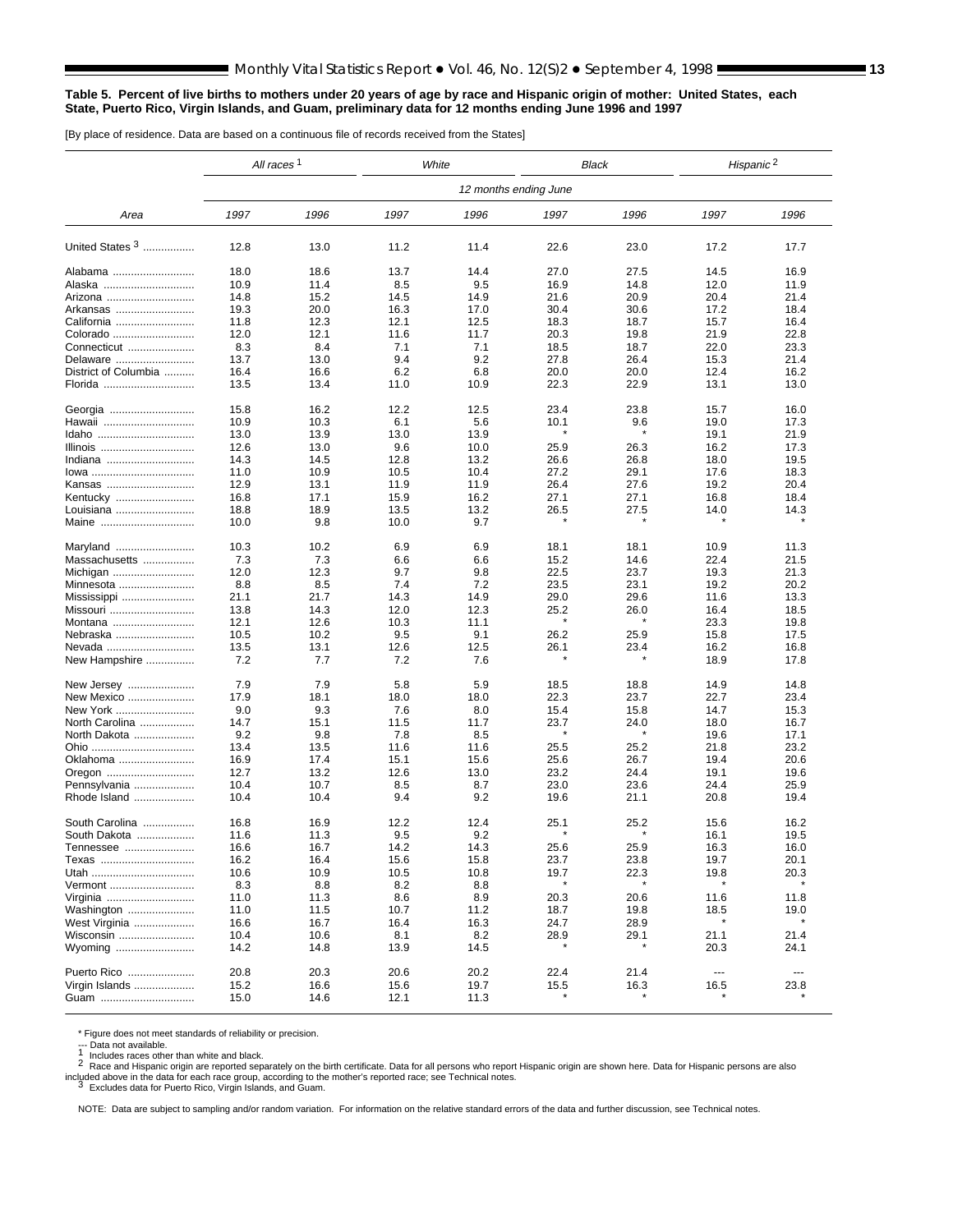**Table 5. Percent of live births to mothers under 20 years of age by race and Hispanic origin of mother: United States, each State, Puerto Rico, Virgin Islands, and Guam, preliminary data for 12 months ending June 1996 and 1997**

[By place of residence. Data are based on a continuous file of records received from the States]

| Area | All races [1] | | White | | Black | | Hispanic [2] | |
|---|---|---|---|---|---|---|---|---|
| | 12 months ending June | | | | | | | |
| | 1997 | 1996 | 1997 | 1996 | 1997 | 1996 | 1997 | 1996 |
| United States [3] | 12.8 | 13.0 | 11.2 | 11.4 | 22.6 | 23.0 | 17.2 | 17.7 |
| Alabama | 18.0 | 18.6 | 13.7 | 14.4 | 27.0 | 27.5 | 14.5 | 16.9 |
| Alaska | 10.9 | 11.4 | 8.5 | 9.5 | 16.9 | 14.8 | 12.0 | 11.9 |
| Arizona | 14.8 | 15.2 | 14.5 | 14.9 | 21.6 | 20.9 | 20.4 | 21.4 |
| Arkansas | 19.3 | 20.0 | 16.3 | 17.0 | 30.4 | 30.6 | 17.2 | 18.4 |
| California | 11.8 | 12.3 | 12.1 | 12.5 | 18.3 | 18.7 | 15.7 | 16.4 |
| Colorado | 12.0 | 12.1 | 11.6 | 11.7 | 20.3 | 19.8 | 21.9 | 22.8 |
| Connecticut | 8.3 | 8.4 | 7.1 | 7.1 | 18.5 | 18.7 | 22.0 | 23.3 |
| Delaware | 13.7 | 13.0 | 9.4 | 9.2 | 27.8 | 26.4 | 15.3 | 21.4 |
| District of Columbia | 16.4 | 16.6 | 6.2 | 6.8 | 20.0 | 20.0 | 12.4 | 16.2 |
| Florida | 13.5 | 13.4 | 11.0 | 10.9 | 22.3 | 22.9 | 13.1 | 13.0 |
| Georgia | 15.8 | 16.2 | 12.2 | 12.5 | 23.4 | 23.8 | 15.7 | 16.0 |
| Hawaii | 10.9 | 10.3 | 6.1 | 5.6 | 10.1 | 9.6 | 19.0 | 17.3 |
| Idaho | 13.0 | 13.9 | 13.0 | 13.9 | * | * | 19.1 | 21.9 |
| Illinois | 12.6 | 13.0 | 9.6 | 10.0 | 25.9 | 26.3 | 16.2 | 17.3 |
| Indiana | 14.3 | 14.5 | 12.8 | 13.2 | 26.6 | 26.8 | 18.0 | 19.5 |
| Iowa | 11.0 | 10.9 | 10.5 | 10.4 | 27.2 | 29.1 | 17.6 | 18.3 |
| Kansas | 12.9 | 13.1 | 11.9 | 11.9 | 26.4 | 27.6 | 19.2 | 20.4 |
| Kentucky | 16.8 | 17.1 | 15.9 | 16.2 | 27.1 | 27.1 | 16.8 | 18.4 |
| Louisiana | 18.8 | 18.9 | 13.5 | 13.2 | 26.5 | 27.5 | 14.0 | 14.3 |
| Maine | 10.0 | 9.8 | 10.0 | 9.7 | * | * | * | * |
| Maryland | 10.3 | 10.2 | 6.9 | 6.9 | 18.1 | 18.1 | 10.9 | 11.3 |
| Massachusetts | 7.3 | 7.3 | 6.6 | 6.6 | 15.2 | 14.6 | 22.4 | 21.5 |
| Michigan | 12.0 | 12.3 | 9.7 | 9.8 | 22.5 | 23.7 | 19.3 | 21.3 |
| Minnesota | 8.8 | 8.5 | 7.4 | 7.2 | 23.5 | 23.1 | 19.2 | 20.2 |
| Mississippi | 21.1 | 21.7 | 14.3 | 14.9 | 29.0 | 29.6 | 11.6 | 13.3 |
| Missouri | 13.8 | 14.3 | 12.0 | 12.3 | 25.2 | 26.0 | 16.4 | 18.5 |
| Montana | 12.1 | 12.6 | 10.3 | 11.1 | * | * | 23.3 | 19.8 |
| Nebraska | 10.5 | 10.2 | 9.5 | 9.1 | 26.2 | 25.9 | 15.8 | 17.5 |
| Nevada | 13.5 | 13.1 | 12.6 | 12.5 | 26.1 | 23.4 | 16.2 | 16.8 |
| New Hampshire | 7.2 | 7.7 | 7.2 | 7.6 | * | * | 18.9 | 17.8 |
| New Jersey | 7.9 | 7.9 | 5.8 | 5.9 | 18.5 | 18.8 | 14.9 | 14.8 |
| New Mexico | 17.9 | 18.1 | 18.0 | 18.0 | 22.3 | 23.7 | 22.7 | 23.4 |
| New York | 9.0 | 9.3 | 7.6 | 8.0 | 15.4 | 15.8 | 14.7 | 15.3 |
| North Carolina | 14.7 | 15.1 | 11.5 | 11.7 | 23.7 | 24.0 | 18.0 | 16.7 |
| North Dakota | 9.2 | 9.8 | 7.8 | 8.5 | * | * | 19.6 | 17.1 |
| Ohio | 13.4 | 13.5 | 11.6 | 11.6 | 25.5 | 25.2 | 21.8 | 23.2 |
| Oklahoma | 16.9 | 17.4 | 15.1 | 15.6 | 25.6 | 26.7 | 19.4 | 20.6 |
| Oregon | 12.7 | 13.2 | 12.6 | 13.0 | 23.2 | 24.4 | 19.1 | 19.6 |
| Pennsylvania | 10.4 | 10.7 | 8.5 | 8.7 | 23.0 | 23.6 | 24.4 | 25.9 |
| Rhode Island | 10.4 | 10.4 | 9.4 | 9.2 | 19.6 | 21.1 | 20.8 | 19.4 |
| South Carolina | 16.8 | 16.9 | 12.2 | 12.4 | 25.1 | 25.2 | 15.6 | 16.2 |
| South Dakota | 11.6 | 11.3 | 9.5 | 9.2 | * | * | 16.1 | 19.5 |
| Tennessee | 16.6 | 16.7 | 14.2 | 14.3 | 25.6 | 25.9 | 16.3 | 16.0 |
| Texas | 16.2 | 16.4 | 15.6 | 15.8 | 23.7 | 23.8 | 19.7 | 20.1 |
| Utah | 10.6 | 10.9 | 10.5 | 10.8 | 19.7 | 22.3 | 19.8 | 20.3 |
| Vermont | 8.3 | 8.8 | 8.2 | 8.8 | * | * | * | * |
| Virginia | 11.0 | 11.3 | 8.6 | 8.9 | 20.3 | 20.6 | 11.6 | 11.8 |
| Washington | 11.0 | 11.5 | 10.7 | 11.2 | 18.7 | 19.8 | 18.5 | 19.0 |
| West Virginia | 16.6 | 16.7 | 16.4 | 16.3 | 24.7 | 28.9 | * | * |
| Wisconsin | 10.4 | 10.6 | 8.1 | 8.2 | 28.9 | 29.1 | 21.1 | 21.4 |
| Wyoming | 14.2 | 14.8 | 13.9 | 14.5 | * | * | 20.3 | 24.1 |
| Puerto Rico | 20.8 | 20.3 | 20.6 | 20.2 | 22.4 | 21.4 | --- | --- |
| Virgin Islands | 15.2 | 16.6 | 15.6 | 19.7 | 15.5 | 16.3 | 16.5 | 23.8 |
| Guam | 15.0 | 14.6 | 12.1 | 11.3 | * | * | * | * |

\* Figure does not meet standards of reliability or precision.
--- Data not available.
[1] Includes races other than white and black.
[2] Race and Hispanic origin are reported separately on the birth certificate. Data for all persons who report Hispanic origin are shown here. Data for Hispanic persons are also included above in the data for each race group, according to the mother's reported race; see Technical notes.
[3] Excludes data for Puerto Rico, Virgin Islands, and Guam.

NOTE: Data are subject to sampling and/or random variation. For information on the relative standard errors of the data and further discussion, see Technical notes.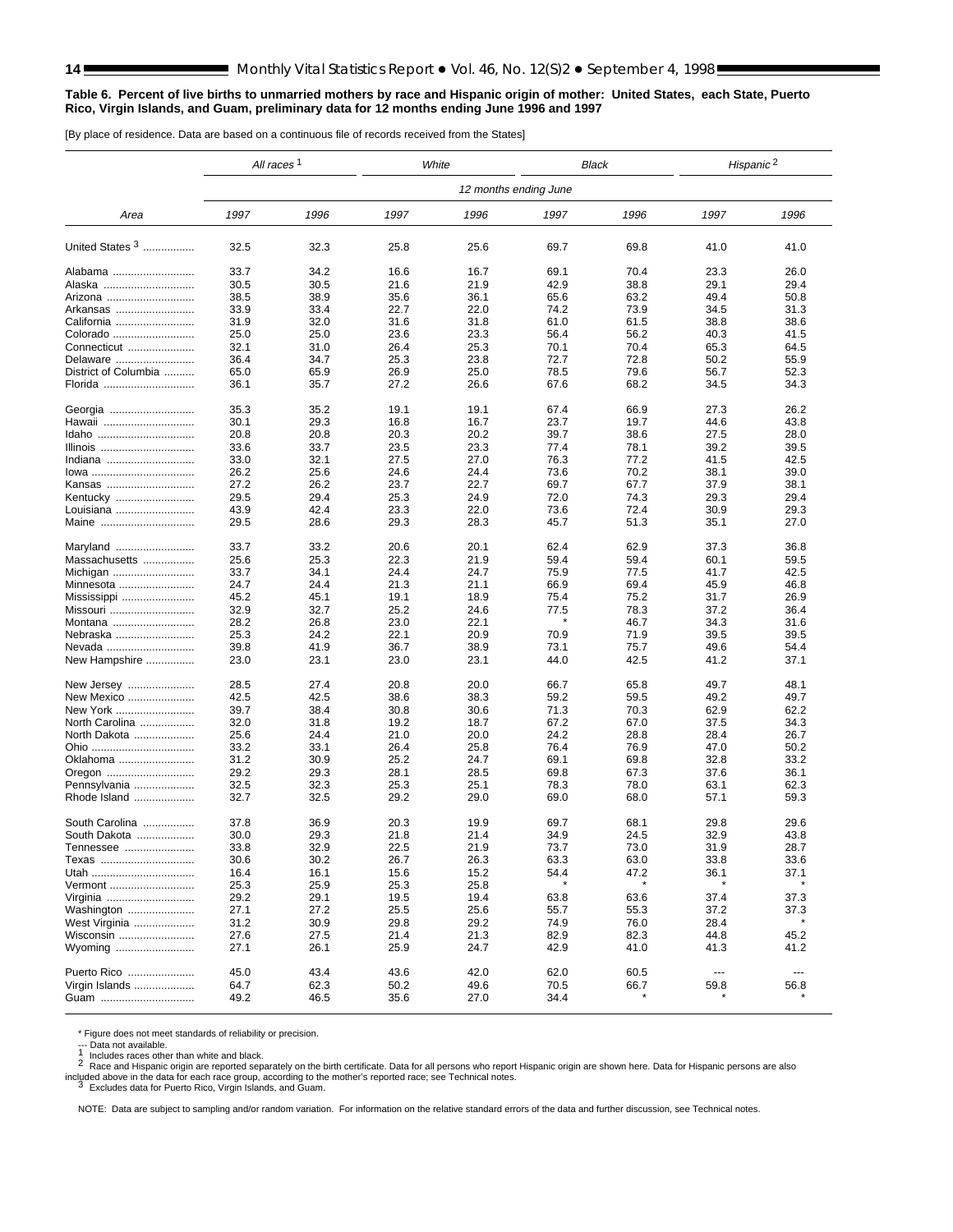**Table 6. Percent of live births to unmarried mothers by race and Hispanic origin of mother: United States, each State, Puerto Rico, Virgin Islands, and Guam, preliminary data for 12 months ending June 1996 and 1997**

[By place of residence. Data are based on a continuous file of records received from the States]

| Area | *All races* [1] | | *White* | | *Black* | | *Hispanic* [2] | |
|---|---|---|---|---|---|---|---|---|
| | *12 months ending June* | | | | | | | |
| | *1997* | *1996* | *1997* | *1996* | *1997* | *1996* | *1997* | *1996* |
| United States [3] | 32.5 | 32.3 | 25.8 | 25.6 | 69.7 | 69.8 | 41.0 | 41.0 |
| Alabama | 33.7 | 34.2 | 16.6 | 16.7 | 69.1 | 70.4 | 23.3 | 26.0 |
| Alaska | 30.5 | 30.5 | 21.6 | 21.9 | 42.9 | 38.8 | 29.1 | 29.4 |
| Arizona | 38.5 | 38.9 | 35.6 | 36.1 | 65.6 | 63.2 | 49.4 | 50.8 |
| Arkansas | 33.9 | 33.4 | 22.7 | 22.0 | 74.2 | 73.9 | 34.5 | 31.3 |
| California | 31.9 | 32.0 | 31.6 | 31.8 | 61.0 | 61.5 | 38.8 | 38.6 |
| Colorado | 25.0 | 25.0 | 23.6 | 23.3 | 56.4 | 56.2 | 40.3 | 41.5 |
| Connecticut | 32.1 | 31.0 | 26.4 | 25.3 | 70.1 | 70.4 | 65.3 | 64.5 |
| Delaware | 36.4 | 34.7 | 25.3 | 23.8 | 72.7 | 72.8 | 50.2 | 55.9 |
| District of Columbia | 65.0 | 65.9 | 26.9 | 25.0 | 78.5 | 79.6 | 56.7 | 52.3 |
| Florida | 36.1 | 35.7 | 27.2 | 26.6 | 67.6 | 68.2 | 34.5 | 34.3 |
| Georgia | 35.3 | 35.2 | 19.1 | 19.1 | 67.4 | 66.9 | 27.3 | 26.2 |
| Hawaii | 30.1 | 29.3 | 16.8 | 16.7 | 23.7 | 19.7 | 44.6 | 43.8 |
| Idaho | 20.8 | 20.8 | 20.3 | 20.2 | 39.7 | 38.6 | 27.5 | 28.0 |
| Illinois | 33.6 | 33.7 | 23.5 | 23.3 | 77.4 | 78.1 | 39.2 | 39.5 |
| Indiana | 33.0 | 32.1 | 27.5 | 27.0 | 76.3 | 77.2 | 41.5 | 42.5 |
| Iowa | 26.2 | 25.6 | 24.6 | 24.4 | 73.6 | 70.2 | 38.1 | 39.0 |
| Kansas | 27.2 | 26.2 | 23.7 | 22.7 | 69.7 | 67.7 | 37.9 | 38.1 |
| Kentucky | 29.5 | 29.4 | 25.3 | 24.9 | 72.0 | 74.3 | 29.3 | 29.4 |
| Louisiana | 43.9 | 42.4 | 23.3 | 22.0 | 73.6 | 72.4 | 30.9 | 29.3 |
| Maine | 29.5 | 28.6 | 29.3 | 28.3 | 45.7 | 51.3 | 35.1 | 27.0 |
| Maryland | 33.7 | 33.2 | 20.6 | 20.1 | 62.4 | 62.9 | 37.3 | 36.8 |
| Massachusetts | 25.6 | 25.3 | 22.3 | 21.9 | 59.4 | 59.4 | 60.1 | 59.5 |
| Michigan | 33.7 | 34.1 | 24.4 | 24.7 | 75.9 | 77.5 | 41.7 | 42.5 |
| Minnesota | 24.7 | 24.4 | 21.3 | 21.1 | 66.9 | 69.4 | 45.9 | 46.8 |
| Mississippi | 45.2 | 45.1 | 19.1 | 18.9 | 75.4 | 75.2 | 31.7 | 26.9 |
| Missouri | 32.9 | 32.7 | 25.2 | 24.6 | 77.5 | 78.3 | 37.2 | 36.4 |
| Montana | 28.2 | 26.8 | 23.0 | 22.1 | * | 46.7 | 34.3 | 31.6 |
| Nebraska | 25.3 | 24.2 | 22.1 | 20.9 | 70.9 | 71.9 | 39.5 | 39.5 |
| Nevada | 39.8 | 41.9 | 36.7 | 38.9 | 73.1 | 75.7 | 49.6 | 54.4 |
| New Hampshire | 23.0 | 23.1 | 23.0 | 23.1 | 44.0 | 42.5 | 41.2 | 37.1 |
| New Jersey | 28.5 | 27.4 | 20.8 | 20.0 | 66.7 | 65.8 | 49.7 | 48.1 |
| New Mexico | 42.5 | 42.5 | 38.6 | 38.3 | 59.2 | 59.5 | 49.2 | 49.7 |
| New York | 39.7 | 38.4 | 30.8 | 30.6 | 71.3 | 70.3 | 62.9 | 62.2 |
| North Carolina | 32.0 | 31.8 | 19.2 | 18.7 | 67.2 | 67.0 | 37.5 | 34.3 |
| North Dakota | 25.6 | 24.4 | 21.0 | 20.0 | 24.2 | 28.8 | 28.4 | 26.7 |
| Ohio | 33.2 | 33.1 | 26.4 | 25.8 | 76.4 | 76.9 | 47.0 | 50.2 |
| Oklahoma | 31.2 | 30.9 | 25.2 | 24.7 | 69.1 | 69.8 | 32.8 | 33.2 |
| Oregon | 29.2 | 29.3 | 28.1 | 28.5 | 69.8 | 67.3 | 37.6 | 36.1 |
| Pennsylvania | 32.5 | 32.3 | 25.3 | 25.1 | 78.3 | 78.0 | 63.1 | 62.3 |
| Rhode Island | 32.7 | 32.5 | 29.2 | 29.0 | 69.0 | 68.0 | 57.1 | 59.3 |
| South Carolina | 37.8 | 36.9 | 20.3 | 19.9 | 69.7 | 68.1 | 29.8 | 29.6 |
| South Dakota | 30.0 | 29.3 | 21.8 | 21.4 | 34.9 | 24.5 | 32.9 | 43.8 |
| Tennessee | 33.8 | 32.9 | 22.5 | 21.9 | 73.7 | 73.0 | 31.9 | 28.7 |
| Texas | 30.6 | 30.2 | 26.7 | 26.3 | 63.3 | 63.0 | 33.8 | 33.6 |
| Utah | 16.4 | 16.1 | 15.6 | 15.2 | 54.4 | 47.2 | 36.1 | 37.1 |
| Vermont | 25.3 | 25.9 | 25.3 | 25.8 | * | * | * | * |
| Virginia | 29.2 | 29.1 | 19.5 | 19.4 | 63.8 | 63.6 | 37.4 | 37.3 |
| Washington | 27.1 | 27.2 | 25.5 | 25.6 | 55.7 | 55.3 | 37.2 | 37.3 |
| West Virginia | 31.2 | 30.9 | 29.8 | 29.2 | 74.9 | 76.0 | 28.4 | * |
| Wisconsin | 27.6 | 27.5 | 21.4 | 21.3 | 82.9 | 82.3 | 44.8 | 45.2 |
| Wyoming | 27.1 | 26.1 | 25.9 | 24.7 | 42.9 | 41.0 | 41.3 | 41.2 |
| Puerto Rico | 45.0 | 43.4 | 43.6 | 42.0 | 62.0 | 60.5 | --- | --- |
| Virgin Islands | 64.7 | 62.3 | 50.2 | 49.6 | 70.5 | 66.7 | 59.8 | 56.8 |
| Guam | 49.2 | 46.5 | 35.6 | 27.0 | 34.4 | * | * | * |

\* Figure does not meet standards of reliability or precision.

--- Data not available.

[1] Includes races other than white and black.

[2] Race and Hispanic origin are reported separately on the birth certificate. Data for all persons who report Hispanic origin are shown here. Data for Hispanic persons are also included above in the data for each race group, according to the mother's reported race; see Technical notes.

[3] Excludes data for Puerto Rico, Virgin Islands, and Guam.

NOTE: Data are subject to sampling and/or random variation. For information on the relative standard errors of the data and further discussion, see Technical notes.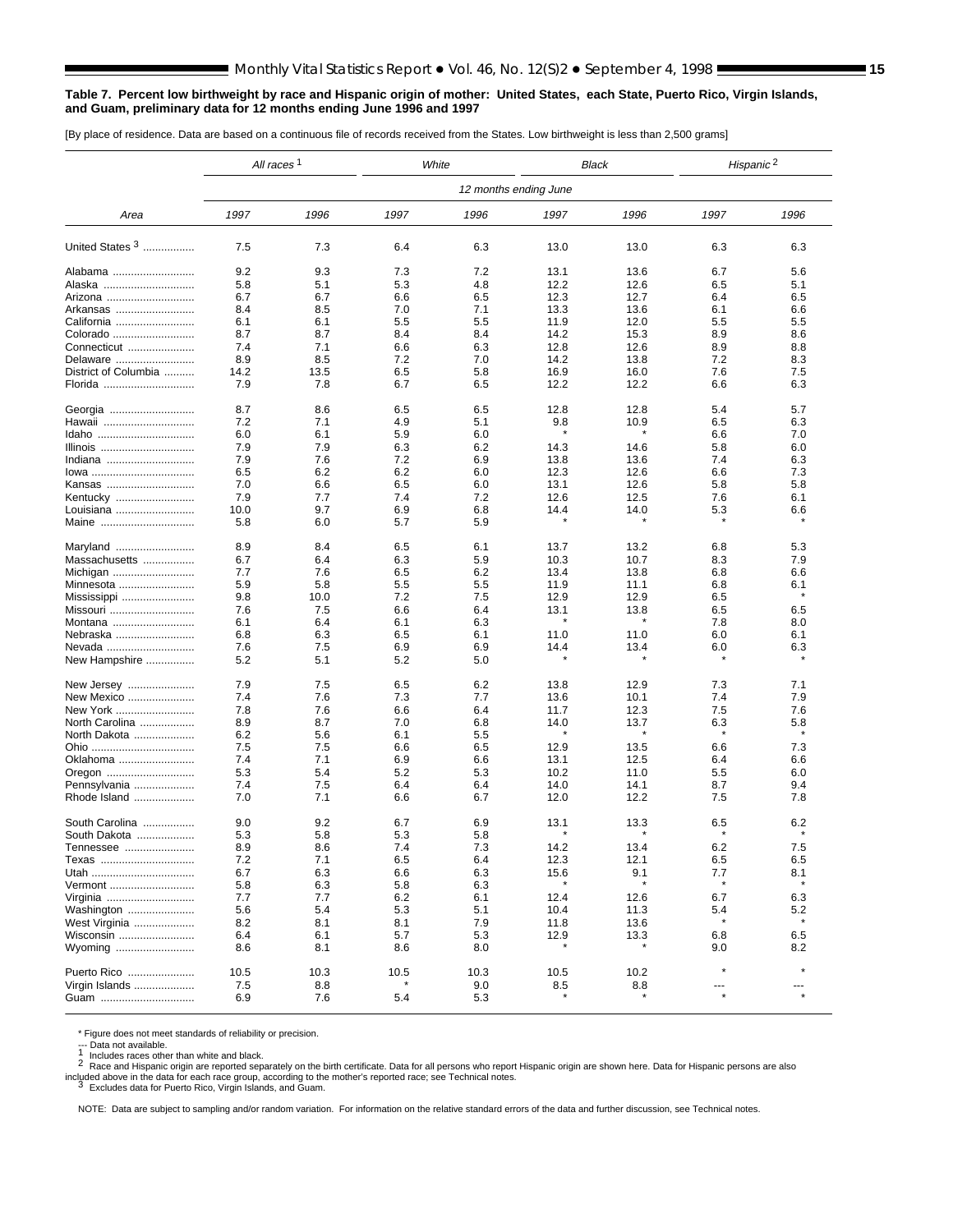**Table 7. Percent low birthweight by race and Hispanic origin of mother: United States, each State, Puerto Rico, Virgin Islands, and Guam, preliminary data for 12 months ending June 1996 and 1997**

[By place of residence. Data are based on a continuous file of records received from the States. Low birthweight is less than 2,500 grams]

| Area | All races [1] | | White | | Black | | Hispanic [2] | |
|---|---|---|---|---|---|---|---|---|
| | 12 months ending June | | | | | | | |
| | 1997 | 1996 | 1997 | 1996 | 1997 | 1996 | 1997 | 1996 |
| United States [3] | 7.5 | 7.3 | 6.4 | 6.3 | 13.0 | 13.0 | 6.3 | 6.3 |
| Alabama | 9.2 | 9.3 | 7.3 | 7.2 | 13.1 | 13.6 | 6.7 | 5.6 |
| Alaska | 5.8 | 5.1 | 5.3 | 4.8 | 12.2 | 12.6 | 6.5 | 5.1 |
| Arizona | 6.7 | 6.7 | 6.6 | 6.5 | 12.3 | 12.7 | 6.4 | 6.5 |
| Arkansas | 8.4 | 8.5 | 7.0 | 7.1 | 13.3 | 13.6 | 6.1 | 6.6 |
| California | 6.1 | 6.1 | 5.5 | 5.5 | 11.9 | 12.0 | 5.5 | 5.5 |
| Colorado | 8.7 | 8.7 | 8.4 | 8.4 | 14.2 | 15.3 | 8.9 | 8.6 |
| Connecticut | 7.4 | 7.1 | 6.6 | 6.3 | 12.8 | 12.6 | 8.9 | 8.8 |
| Delaware | 8.9 | 8.5 | 7.2 | 7.0 | 14.2 | 13.8 | 7.2 | 8.3 |
| District of Columbia | 14.2 | 13.5 | 6.5 | 5.8 | 16.9 | 16.0 | 7.6 | 7.5 |
| Florida | 7.9 | 7.8 | 6.7 | 6.5 | 12.2 | 12.2 | 6.6 | 6.3 |
| Georgia | 8.7 | 8.6 | 6.5 | 6.5 | 12.8 | 12.8 | 5.4 | 5.7 |
| Hawaii | 7.2 | 7.1 | 4.9 | 5.1 | 9.8 | 10.9 | 6.5 | 6.3 |
| Idaho | 6.0 | 6.1 | 5.9 | 6.0 | * | * | 6.6 | 7.0 |
| Illinois | 7.9 | 7.9 | 6.3 | 6.2 | 14.3 | 14.6 | 5.8 | 6.0 |
| Indiana | 7.9 | 7.6 | 7.2 | 6.9 | 13.8 | 13.6 | 7.4 | 6.3 |
| Iowa | 6.5 | 6.2 | 6.2 | 6.0 | 12.3 | 12.6 | 6.6 | 7.3 |
| Kansas | 7.0 | 6.6 | 6.5 | 6.0 | 13.1 | 12.6 | 5.8 | 5.8 |
| Kentucky | 7.9 | 7.7 | 7.4 | 7.2 | 12.6 | 12.5 | 7.6 | 6.1 |
| Louisiana | 10.0 | 9.7 | 6.9 | 6.8 | 14.4 | 14.0 | 5.3 | 6.6 |
| Maine | 5.8 | 6.0 | 5.7 | 5.9 | * | * | * | * |
| Maryland | 8.9 | 8.4 | 6.5 | 6.1 | 13.7 | 13.2 | 6.8 | 5.3 |
| Massachusetts | 6.7 | 6.4 | 6.3 | 5.9 | 10.3 | 10.7 | 8.3 | 7.9 |
| Michigan | 7.7 | 7.6 | 6.5 | 6.2 | 13.4 | 13.8 | 6.8 | 6.6 |
| Minnesota | 5.9 | 5.8 | 5.5 | 5.5 | 11.9 | 11.1 | 6.8 | 6.1 |
| Mississippi | 9.8 | 10.0 | 7.2 | 7.5 | 12.9 | 12.9 | 6.5 | * |
| Missouri | 7.6 | 7.5 | 6.6 | 6.4 | 13.1 | 13.8 | 6.5 | 6.5 |
| Montana | 6.1 | 6.4 | 6.1 | 6.3 | * | * | 7.8 | 8.0 |
| Nebraska | 6.8 | 6.3 | 6.5 | 6.1 | 11.0 | 11.0 | 6.0 | 6.1 |
| Nevada | 7.6 | 7.5 | 6.9 | 6.9 | 14.4 | 13.4 | 6.0 | 6.3 |
| New Hampshire | 5.2 | 5.1 | 5.2 | 5.0 | * | * | * | * |
| New Jersey | 7.9 | 7.5 | 6.5 | 6.2 | 13.8 | 12.9 | 7.3 | 7.1 |
| New Mexico | 7.4 | 7.6 | 7.3 | 7.7 | 13.6 | 10.1 | 7.4 | 7.9 |
| New York | 7.8 | 7.6 | 6.6 | 6.4 | 11.7 | 12.3 | 7.5 | 7.6 |
| North Carolina | 8.9 | 8.7 | 7.0 | 6.8 | 14.0 | 13.7 | 6.3 | 5.8 |
| North Dakota | 6.2 | 5.6 | 6.1 | 5.5 | * | * | * | * |
| Ohio | 7.5 | 7.5 | 6.6 | 6.5 | 12.9 | 13.5 | 6.6 | 7.3 |
| Oklahoma | 7.4 | 7.1 | 6.9 | 6.6 | 13.1 | 12.5 | 6.4 | 6.6 |
| Oregon | 5.3 | 5.4 | 5.2 | 5.3 | 10.2 | 11.0 | 5.5 | 6.0 |
| Pennsylvania | 7.4 | 7.5 | 6.4 | 6.4 | 14.0 | 14.1 | 8.7 | 9.4 |
| Rhode Island | 7.0 | 7.1 | 6.6 | 6.7 | 12.0 | 12.2 | 7.5 | 7.8 |
| South Carolina | 9.0 | 9.2 | 6.7 | 6.9 | 13.1 | 13.3 | 6.5 | 6.2 |
| South Dakota | 5.3 | 5.8 | 5.3 | 5.8 | * | * | * | * |
| Tennessee | 8.9 | 8.6 | 7.4 | 7.3 | 14.2 | 13.4 | 6.2 | 7.5 |
| Texas | 7.2 | 7.1 | 6.5 | 6.4 | 12.3 | 12.1 | 6.5 | 6.5 |
| Utah | 6.7 | 6.3 | 6.6 | 6.3 | 15.6 | 9.1 | 7.7 | 8.1 |
| Vermont | 5.8 | 6.3 | 5.8 | 6.3 | * | * | * | * |
| Virginia | 7.7 | 7.7 | 6.2 | 6.1 | 12.4 | 12.6 | 6.7 | 6.3 |
| Washington | 5.6 | 5.4 | 5.3 | 5.1 | 10.4 | 11.3 | 5.4 | 5.2 |
| West Virginia | 8.2 | 8.1 | 8.1 | 7.9 | 11.8 | 13.6 | * | * |
| Wisconsin | 6.4 | 6.1 | 5.7 | 5.3 | 12.9 | 13.3 | 6.8 | 6.5 |
| Wyoming | 8.6 | 8.1 | 8.6 | 8.0 | * | * | 9.0 | 8.2 |
| Puerto Rico | 10.5 | 10.3 | 10.5 | 10.3 | 10.5 | 10.2 | * | * |
| Virgin Islands | 7.5 | 8.8 | * | 9.0 | 8.5 | 8.8 | --- | --- |
| Guam | 6.9 | 7.6 | 5.4 | 5.3 | * | * | * | * |

\* Figure does not meet standards of reliability or precision.
--- Data not available.
[1] Includes races other than white and black.
[2] Race and Hispanic origin are reported separately on the birth certificate. Data for all persons who report Hispanic origin are shown here. Data for Hispanic persons are also included above in the data for each race group, according to the mother's reported race; see Technical notes.
[3] Excludes data for Puerto Rico, Virgin Islands, and Guam.

NOTE: Data are subject to sampling and/or random variation. For information on the relative standard errors of the data and further discussion, see Technical notes.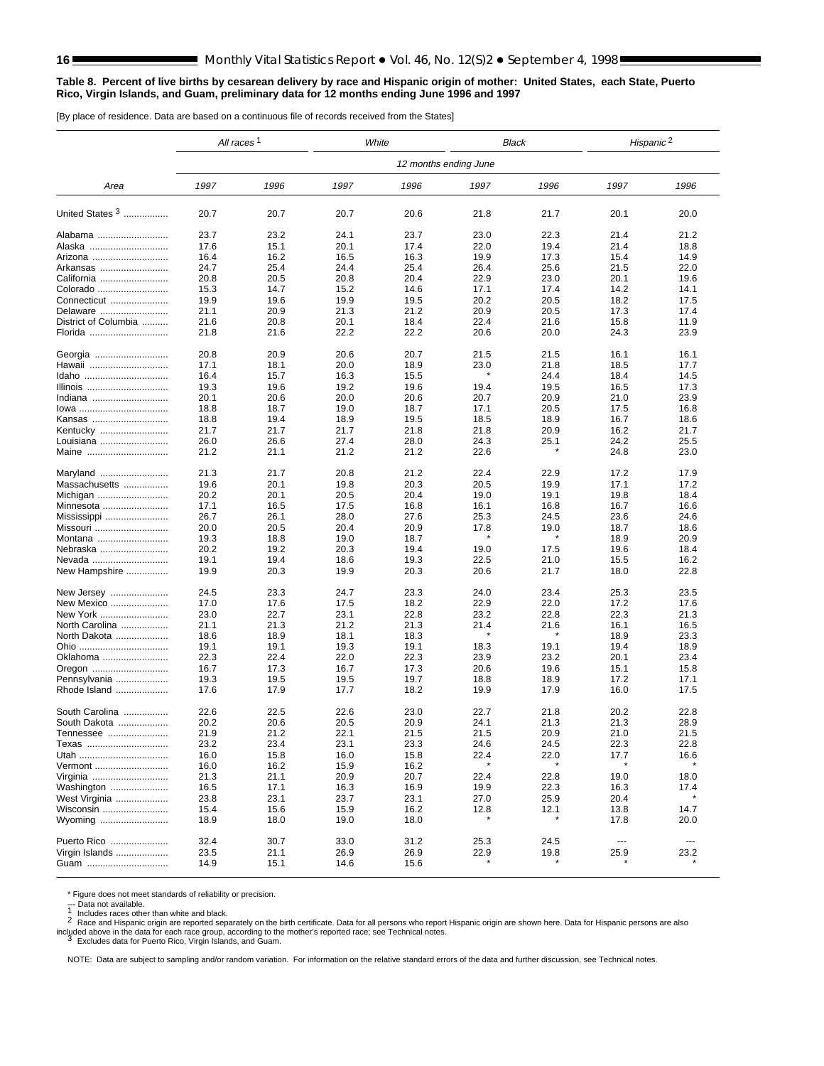**Table 8. Percent of live births by cesarean delivery by race and Hispanic origin of mother: United States, each State, Puerto Rico, Virgin Islands, and Guam, preliminary data for 12 months ending June 1996 and 1997**

[By place of residence. Data are based on a continuous file of records received from the States]

| Area | All races [1] | | White | | Black | | Hispanic [2] | |
|---|---|---|---|---|---|---|---|---|
| | 12 months ending June | | | | | | | |
| | 1997 | 1996 | 1997 | 1996 | 1997 | 1996 | 1997 | 1996 |
| United States [3] | 20.7 | 20.7 | 20.7 | 20.6 | 21.8 | 21.7 | 20.1 | 20.0 |
| Alabama | 23.7 | 23.2 | 24.1 | 23.7 | 23.0 | 22.3 | 21.4 | 21.2 |
| Alaska | 17.6 | 15.1 | 20.1 | 17.4 | 22.0 | 19.4 | 21.4 | 18.8 |
| Arizona | 16.4 | 16.2 | 16.5 | 16.3 | 19.9 | 17.3 | 15.4 | 14.9 |
| Arkansas | 24.7 | 25.4 | 24.4 | 25.4 | 26.4 | 25.6 | 21.5 | 22.0 |
| California | 20.8 | 20.5 | 20.8 | 20.4 | 22.9 | 23.0 | 20.1 | 19.6 |
| Colorado | 15.3 | 14.7 | 15.2 | 14.6 | 17.1 | 17.4 | 14.2 | 14.1 |
| Connecticut | 19.9 | 19.6 | 19.9 | 19.5 | 20.2 | 20.5 | 18.2 | 17.5 |
| Delaware | 21.1 | 20.9 | 21.3 | 21.2 | 20.9 | 20.5 | 17.3 | 17.4 |
| District of Columbia | 21.6 | 20.8 | 20.1 | 18.4 | 22.4 | 21.6 | 15.8 | 11.9 |
| Florida | 21.8 | 21.6 | 22.2 | 22.2 | 20.6 | 20.0 | 24.3 | 23.9 |
| Georgia | 20.8 | 20.9 | 20.6 | 20.7 | 21.5 | 21.5 | 16.1 | 16.1 |
| Hawaii | 17.1 | 18.1 | 20.0 | 18.9 | 23.0 | 21.8 | 18.5 | 17.7 |
| Idaho | 16.4 | 15.7 | 16.3 | 15.5 | * | 24.4 | 18.4 | 14.5 |
| Illinois | 19.3 | 19.6 | 19.2 | 19.6 | 19.4 | 19.5 | 16.5 | 17.3 |
| Indiana | 20.1 | 20.6 | 20.0 | 20.6 | 20.7 | 20.9 | 21.0 | 23.9 |
| Iowa | 18.8 | 18.7 | 19.0 | 18.7 | 17.1 | 20.5 | 17.5 | 16.8 |
| Kansas | 18.8 | 19.4 | 18.9 | 19.5 | 18.5 | 18.9 | 16.7 | 18.6 |
| Kentucky | 21.7 | 21.7 | 21.7 | 21.8 | 21.8 | 20.9 | 16.2 | 21.7 |
| Louisiana | 26.0 | 26.6 | 27.4 | 28.0 | 24.3 | 25.1 | 24.2 | 25.5 |
| Maine | 21.2 | 21.1 | 21.2 | 21.2 | 22.6 | * | 24.8 | 23.0 |
| Maryland | 21.3 | 21.7 | 20.8 | 21.2 | 22.4 | 22.9 | 17.2 | 17.9 |
| Massachusetts | 19.6 | 20.1 | 19.8 | 20.3 | 20.5 | 19.9 | 17.1 | 17.2 |
| Michigan | 20.2 | 20.1 | 20.5 | 20.4 | 19.0 | 19.1 | 19.8 | 18.4 |
| Minnesota | 17.1 | 16.5 | 17.5 | 16.8 | 16.1 | 16.8 | 16.7 | 16.6 |
| Mississippi | 26.7 | 26.1 | 28.0 | 27.6 | 25.3 | 24.5 | 23.6 | 24.6 |
| Missouri | 20.0 | 20.5 | 20.4 | 20.9 | 17.8 | 19.0 | 18.7 | 18.6 |
| Montana | 19.3 | 18.8 | 19.0 | 18.7 | * | * | 18.9 | 20.9 |
| Nebraska | 20.2 | 19.2 | 20.3 | 19.4 | 19.0 | 17.5 | 19.6 | 18.4 |
| Nevada | 19.1 | 19.4 | 18.6 | 19.3 | 22.5 | 21.0 | 15.5 | 16.2 |
| New Hampshire | 19.9 | 20.3 | 19.9 | 20.3 | 20.6 | 21.7 | 18.0 | 22.8 |
| New Jersey | 24.5 | 23.3 | 24.7 | 23.3 | 24.0 | 23.4 | 25.3 | 23.5 |
| New Mexico | 17.0 | 17.6 | 17.5 | 18.2 | 22.9 | 22.0 | 17.2 | 17.6 |
| New York | 23.0 | 22.7 | 23.1 | 22.8 | 23.2 | 22.8 | 22.3 | 21.3 |
| North Carolina | 21.1 | 21.3 | 21.2 | 21.3 | 21.4 | 21.6 | 16.1 | 16.5 |
| North Dakota | 18.6 | 18.9 | 18.1 | 18.3 | * | * | 18.9 | 23.3 |
| Ohio | 19.1 | 19.1 | 19.3 | 19.1 | 18.3 | 19.1 | 19.4 | 18.9 |
| Oklahoma | 22.3 | 22.4 | 22.0 | 22.3 | 23.9 | 23.2 | 20.1 | 23.4 |
| Oregon | 16.7 | 17.3 | 16.7 | 17.3 | 20.6 | 19.6 | 15.1 | 15.8 |
| Pennsylvania | 19.3 | 19.5 | 19.5 | 19.7 | 18.8 | 18.9 | 17.2 | 17.1 |
| Rhode Island | 17.6 | 17.9 | 17.7 | 18.2 | 19.9 | 17.9 | 16.0 | 17.5 |
| South Carolina | 22.6 | 22.5 | 22.6 | 23.0 | 22.7 | 21.8 | 20.2 | 22.8 |
| South Dakota | 20.2 | 20.6 | 20.5 | 20.9 | 24.1 | 21.3 | 21.3 | 28.9 |
| Tennessee | 21.9 | 21.2 | 22.1 | 21.5 | 21.5 | 20.9 | 21.0 | 21.5 |
| Texas | 23.2 | 23.4 | 23.1 | 23.3 | 24.6 | 24.5 | 22.3 | 22.8 |
| Utah | 16.0 | 15.8 | 16.0 | 15.8 | 22.4 | 22.0 | 17.7 | 16.6 |
| Vermont | 16.0 | 16.2 | 15.9 | 16.2 | * | * | * | * |
| Virginia | 21.3 | 21.1 | 20.9 | 20.7 | 22.4 | 22.8 | 19.0 | 18.0 |
| Washington | 16.5 | 17.1 | 16.3 | 16.9 | 19.9 | 22.3 | 16.3 | 17.4 |
| West Virginia | 23.8 | 23.1 | 23.7 | 23.1 | 27.0 | 25.9 | 20.4 | * |
| Wisconsin | 15.4 | 15.6 | 15.9 | 16.2 | 12.8 | 12.1 | 13.8 | 14.7 |
| Wyoming | 18.9 | 18.0 | 19.0 | 18.0 | * | * | 17.8 | 20.0 |
| Puerto Rico | 32.4 | 30.7 | 33.0 | 31.2 | 25.3 | 24.5 | --- | --- |
| Virgin Islands | 23.5 | 21.1 | 26.9 | 26.9 | 22.9 | 19.8 | 25.9 | 23.2 |
| Guam | 14.9 | 15.1 | 14.6 | 15.6 | * | * | * | * |

\* Figure does not meet standards of reliability or precision.
--- Data not available.
[1] Includes races other than white and black.
[2] Race and Hispanic origin are reported separately on the birth certificate. Data for all persons who report Hispanic origin are shown here. Data for Hispanic persons are also included above in the data for each race group, according to the mother's reported race; see Technical notes.
[3] Excludes data for Puerto Rico, Virgin Islands, and Guam.

NOTE: Data are subject to sampling and/or random variation. For information on the relative standard errors of the data and further discussion, see Technical notes.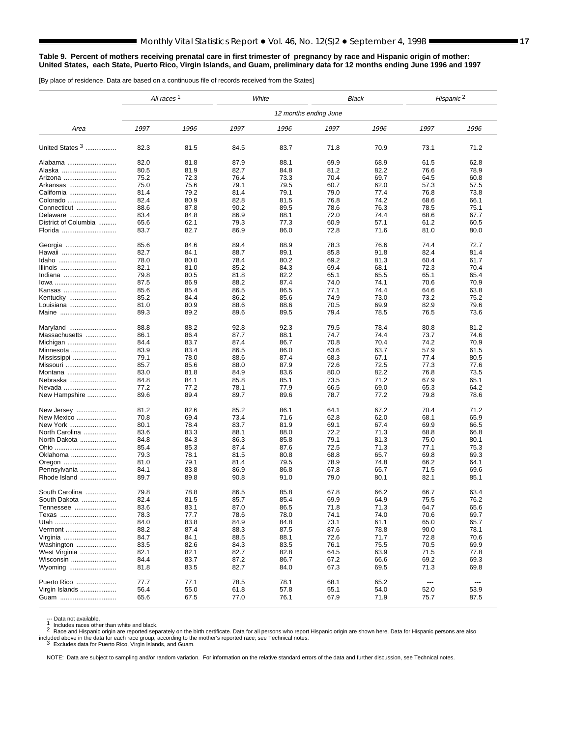**Table 9. Percent of mothers receiving prenatal care in first trimester of pregnancy by race and Hispanic origin of mother: United States, each State, Puerto Rico, Virgin Islands, and Guam, preliminary data for 12 months ending June 1996 and 1997**

[By place of residence. Data are based on a continuous file of records received from the States]

| Area | All races [1] | | White | | Black | | Hispanic [2] | |
|---|---|---|---|---|---|---|---|---|
| | 12 months ending June | | | | | | | |
| | 1997 | 1996 | 1997 | 1996 | 1997 | 1996 | 1997 | 1996 |
| United States [3] | 82.3 | 81.5 | 84.5 | 83.7 | 71.8 | 70.9 | 73.1 | 71.2 |
| Alabama | 82.0 | 81.8 | 87.9 | 88.1 | 69.9 | 68.9 | 61.5 | 62.8 |
| Alaska | 80.5 | 81.9 | 82.7 | 84.8 | 81.2 | 82.2 | 76.6 | 78.9 |
| Arizona | 75.2 | 72.3 | 76.4 | 73.3 | 70.4 | 69.7 | 64.5 | 60.8 |
| Arkansas | 75.0 | 75.6 | 79.1 | 79.5 | 60.7 | 62.0 | 57.3 | 57.5 |
| California | 81.4 | 79.2 | 81.4 | 79.1 | 79.0 | 77.4 | 76.8 | 73.8 |
| Colorado | 82.4 | 80.9 | 82.8 | 81.5 | 76.8 | 74.2 | 68.6 | 66.1 |
| Connecticut | 88.6 | 87.8 | 90.2 | 89.5 | 78.6 | 76.3 | 78.5 | 75.1 |
| Delaware | 83.4 | 84.8 | 86.9 | 88.1 | 72.0 | 74.4 | 68.6 | 67.7 |
| District of Columbia | 65.6 | 62.1 | 79.3 | 77.3 | 60.9 | 57.1 | 61.2 | 60.5 |
| Florida | 83.7 | 82.7 | 86.9 | 86.0 | 72.8 | 71.6 | 81.0 | 80.0 |
| Georgia | 85.6 | 84.6 | 89.4 | 88.9 | 78.3 | 76.6 | 74.4 | 72.7 |
| Hawaii | 82.7 | 84.1 | 88.7 | 89.1 | 85.8 | 91.8 | 82.4 | 81.4 |
| Idaho | 78.0 | 80.0 | 78.4 | 80.2 | 69.2 | 81.3 | 60.4 | 61.7 |
| Illinois | 82.1 | 81.0 | 85.2 | 84.3 | 69.4 | 68.1 | 72.3 | 70.4 |
| Indiana | 79.8 | 80.5 | 81.8 | 82.2 | 65.1 | 65.5 | 65.1 | 65.4 |
| Iowa | 87.5 | 86.9 | 88.2 | 87.4 | 74.0 | 74.1 | 70.6 | 70.9 |
| Kansas | 85.6 | 85.4 | 86.5 | 86.5 | 77.1 | 74.4 | 64.6 | 63.8 |
| Kentucky | 85.2 | 84.4 | 86.2 | 85.6 | 74.9 | 73.0 | 73.2 | 75.2 |
| Louisiana | 81.0 | 80.9 | 88.6 | 88.6 | 70.5 | 69.9 | 82.9 | 79.6 |
| Maine | 89.3 | 89.2 | 89.6 | 89.5 | 79.4 | 78.5 | 76.5 | 73.6 |
| Maryland | 88.8 | 88.2 | 92.8 | 92.3 | 79.5 | 78.4 | 80.8 | 81.2 |
| Massachusetts | 86.1 | 86.4 | 87.7 | 88.1 | 74.7 | 74.4 | 73.7 | 74.6 |
| Michigan | 84.4 | 83.7 | 87.4 | 86.7 | 70.8 | 70.4 | 74.2 | 70.9 |
| Minnesota | 83.9 | 83.4 | 86.5 | 86.0 | 63.6 | 63.7 | 57.9 | 61.5 |
| Mississippi | 79.1 | 78.0 | 88.6 | 87.4 | 68.3 | 67.1 | 77.4 | 80.5 |
| Missouri | 85.7 | 85.6 | 88.0 | 87.9 | 72.6 | 72.5 | 77.3 | 77.6 |
| Montana | 83.0 | 81.8 | 84.9 | 83.6 | 80.0 | 82.2 | 76.8 | 73.5 |
| Nebraska | 84.8 | 84.1 | 85.8 | 85.1 | 73.5 | 71.2 | 67.9 | 65.1 |
| Nevada | 77.2 | 77.2 | 78.1 | 77.9 | 66.5 | 69.0 | 65.3 | 64.2 |
| New Hampshire | 89.6 | 89.4 | 89.7 | 89.6 | 78.7 | 77.2 | 79.8 | 78.6 |
| New Jersey | 81.2 | 82.6 | 85.2 | 86.1 | 64.1 | 67.2 | 70.4 | 71.2 |
| New Mexico | 70.8 | 69.4 | 73.4 | 71.6 | 62.8 | 62.0 | 68.1 | 65.9 |
| New York | 80.1 | 78.4 | 83.7 | 81.9 | 69.1 | 67.4 | 69.9 | 66.5 |
| North Carolina | 83.6 | 83.3 | 88.1 | 88.0 | 72.2 | 71.3 | 68.8 | 66.8 |
| North Dakota | 84.8 | 84.3 | 86.3 | 85.8 | 79.1 | 81.3 | 75.0 | 80.1 |
| Ohio | 85.4 | 85.3 | 87.4 | 87.6 | 72.5 | 71.3 | 77.1 | 75.3 |
| Oklahoma | 79.3 | 78.1 | 81.5 | 80.8 | 68.8 | 65.7 | 69.8 | 69.3 |
| Oregon | 81.0 | 79.1 | 81.4 | 79.5 | 78.9 | 74.8 | 66.2 | 64.1 |
| Pennsylvania | 84.1 | 83.8 | 86.9 | 86.8 | 67.8 | 65.7 | 71.5 | 69.6 |
| Rhode Island | 89.7 | 89.8 | 90.8 | 91.0 | 79.0 | 80.1 | 82.1 | 85.1 |
| South Carolina | 79.8 | 78.8 | 86.5 | 85.8 | 67.8 | 66.2 | 66.7 | 63.4 |
| South Dakota | 82.4 | 81.5 | 85.7 | 85.4 | 69.9 | 64.9 | 75.5 | 76.2 |
| Tennessee | 83.6 | 83.1 | 87.0 | 86.5 | 71.8 | 71.3 | 64.7 | 65.6 |
| Texas | 78.3 | 77.7 | 78.6 | 78.0 | 74.1 | 74.0 | 70.6 | 69.7 |
| Utah | 84.0 | 83.8 | 84.9 | 84.8 | 73.1 | 61.1 | 65.0 | 65.7 |
| Vermont | 88.2 | 87.4 | 88.3 | 87.5 | 87.6 | 78.8 | 90.0 | 78.1 |
| Virginia | 84.7 | 84.1 | 88.5 | 88.1 | 72.6 | 71.7 | 72.8 | 70.6 |
| Washington | 83.5 | 82.6 | 84.3 | 83.5 | 76.1 | 75.5 | 70.5 | 69.9 |
| West Virginia | 82.1 | 82.1 | 82.7 | 82.8 | 64.5 | 63.9 | 71.5 | 77.8 |
| Wisconsin | 84.4 | 83.7 | 87.2 | 86.7 | 67.2 | 66.6 | 69.2 | 69.3 |
| Wyoming | 81.8 | 83.5 | 82.7 | 84.0 | 67.3 | 69.5 | 71.3 | 69.8 |
| Puerto Rico | 77.7 | 77.1 | 78.5 | 78.1 | 68.1 | 65.2 | --- | --- |
| Virgin Islands | 56.4 | 55.0 | 61.8 | 57.8 | 55.1 | 54.0 | 52.0 | 53.9 |
| Guam | 65.6 | 67.5 | 77.0 | 76.1 | 67.9 | 71.9 | 75.7 | 87.5 |

--- Data not available.
[1] Includes races other than white and black.
[2] Race and Hispanic origin are reported separately on the birth certificate. Data for all persons who report Hispanic origin are shown here. Data for Hispanic persons are also included above in the data for each race group, according to the mother's reported race; see Technical notes.
[3] Excludes data for Puerto Rico, Virgin Islands, and Guam.

NOTE: Data are subject to sampling and/or random variation. For information on the relative standard errors of the data and further discussion, see Technical notes.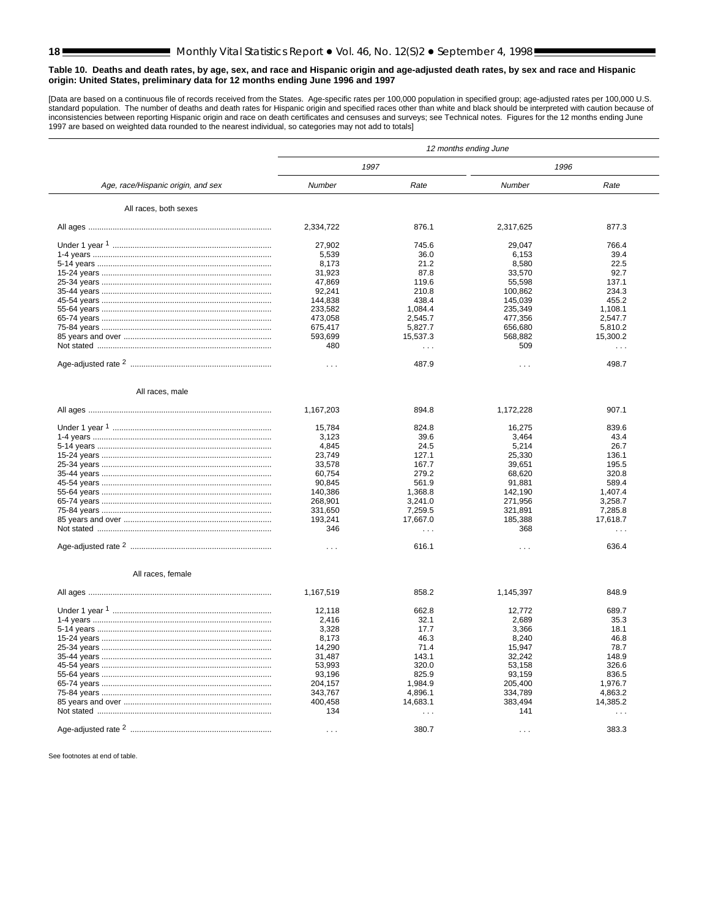**Table 10. Deaths and death rates, by age, sex, and race and Hispanic origin and age-adjusted death rates, by sex and race and Hispanic origin: United States, preliminary data for 12 months ending June 1996 and 1997**

[Data are based on a continuous file of records received from the States. Age-specific rates per 100,000 population in specified group; age-adjusted rates per 100,000 U.S. standard population. The number of deaths and death rates for Hispanic origin and specified races other than white and black should be interpreted with caution because of inconsistencies between reporting Hispanic origin and race on death certificates and censuses and surveys; see Technical notes. Figures for the 12 months ending June 1997 are based on weighted data rounded to the nearest individual, so categories may not add to totals]

| Age, race/Hispanic origin, and sex | 12 months ending June | | | |
|---|---|---|---|---|
| | 1997 | | 1996 | |
| | Number | Rate | Number | Rate |
| All races, both sexes | | | | |
| All ages | 2,334,722 | 876.1 | 2,317,625 | 877.3 |
| Under 1 year [1] | 27,902 | 745.6 | 29,047 | 766.4 |
| 1-4 years | 5,539 | 36.0 | 6,153 | 39.4 |
| 5-14 years | 8,173 | 21.2 | 8,580 | 22.5 |
| 15-24 years | 31,923 | 87.8 | 33,570 | 92.7 |
| 25-34 years | 47,869 | 119.6 | 55,598 | 137.1 |
| 35-44 years | 92,241 | 210.8 | 100,862 | 234.3 |
| 45-54 years | 144,838 | 438.4 | 145,039 | 455.2 |
| 55-64 years | 233,582 | 1,084.4 | 235,349 | 1,108.1 |
| 65-74 years | 473,058 | 2,545.7 | 477,356 | 2,547.7 |
| 75-84 years | 675,417 | 5,827.7 | 656,680 | 5,810.2 |
| 85 years and over | 593,699 | 15,537.3 | 568,882 | 15,300.2 |
| Not stated | 480 | . . . | 509 | . . . |
| Age-adjusted rate [2] | . . . | 487.9 | . . . | 498.7 |
| All races, male | | | | |
| All ages | 1,167,203 | 894.8 | 1,172,228 | 907.1 |
| Under 1 year [1] | 15,784 | 824.8 | 16,275 | 839.6 |
| 1-4 years | 3,123 | 39.6 | 3,464 | 43.4 |
| 5-14 years | 4,845 | 24.5 | 5,214 | 26.7 |
| 15-24 years | 23,749 | 127.1 | 25,330 | 136.1 |
| 25-34 years | 33,578 | 167.7 | 39,651 | 195.5 |
| 35-44 years | 60,754 | 279.2 | 68,620 | 320.8 |
| 45-54 years | 90,845 | 561.9 | 91,881 | 589.4 |
| 55-64 years | 140,386 | 1,368.8 | 142,190 | 1,407.4 |
| 65-74 years | 268,901 | 3,241.0 | 271,956 | 3,258.7 |
| 75-84 years | 331,650 | 7,259.5 | 321,891 | 7,285.8 |
| 85 years and over | 193,241 | 17,667.0 | 185,388 | 17,618.7 |
| Not stated | 346 | . . . | 368 | . . . |
| Age-adjusted rate [2] | . . . | 616.1 | . . . | 636.4 |
| All races, female | | | | |
| All ages | 1,167,519 | 858.2 | 1,145,397 | 848.9 |
| Under 1 year [1] | 12,118 | 662.8 | 12,772 | 689.7 |
| 1-4 years | 2,416 | 32.1 | 2,689 | 35.3 |
| 5-14 years | 3,328 | 17.7 | 3,366 | 18.1 |
| 15-24 years | 8,173 | 46.3 | 8,240 | 46.8 |
| 25-34 years | 14,290 | 71.4 | 15,947 | 78.7 |
| 35-44 years | 31,487 | 143.1 | 32,242 | 148.9 |
| 45-54 years | 53,993 | 320.0 | 53,158 | 326.6 |
| 55-64 years | 93,196 | 825.9 | 93,159 | 836.5 |
| 65-74 years | 204,157 | 1,984.9 | 205,400 | 1,976.7 |
| 75-84 years | 343,767 | 4,896.1 | 334,789 | 4,863.2 |
| 85 years and over | 400,458 | 14,683.1 | 383,494 | 14,385.2 |
| Not stated | 134 | . . . | 141 | . . . |
| Age-adjusted rate [2] | . . . | 380.7 | . . . | 383.3 |

See footnotes at end of table.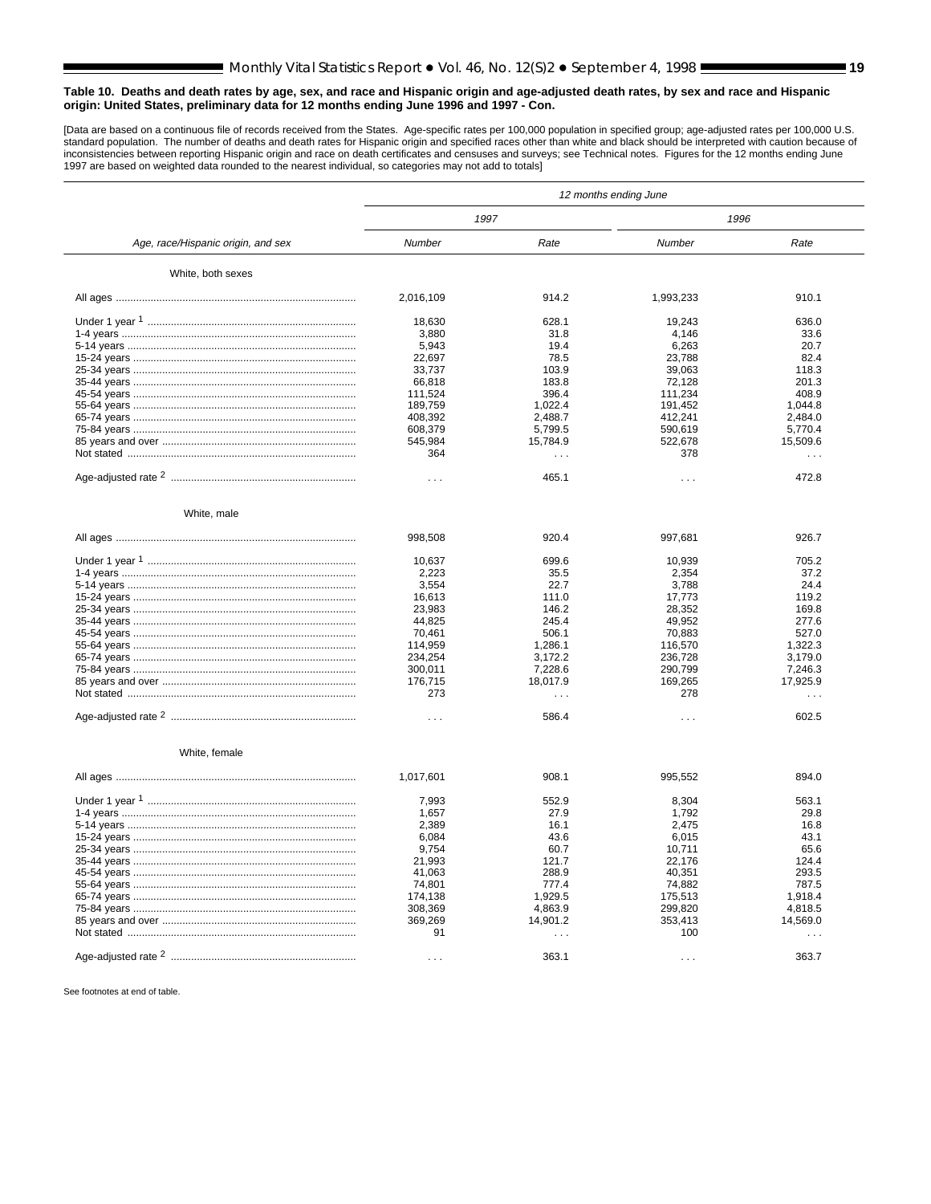**Table 10. Deaths and death rates by age, sex, and race and Hispanic origin and age-adjusted death rates, by sex and race and Hispanic origin: United States, preliminary data for 12 months ending June 1996 and 1997 - Con.**

[Data are based on a continuous file of records received from the States. Age-specific rates per 100,000 population in specified group; age-adjusted rates per 100,000 U.S. standard population. The number of deaths and death rates for Hispanic origin and specified races other than white and black should be interpreted with caution because of inconsistencies between reporting Hispanic origin and race on death certificates and censuses and surveys; see Technical notes. Figures for the 12 months ending June 1997 are based on weighted data rounded to the nearest individual, so categories may not add to totals]

| Age, race/Hispanic origin, and sex | 12 months ending June | | | |
|---|---|---|---|---|
| | 1997 | | 1996 | |
| | Number | Rate | Number | Rate |
| **White, both sexes** | | | | |
| All ages | 2,016,109 | 914.2 | 1,993,233 | 910.1 |
| Under 1 year [1] | 18,630 | 628.1 | 19,243 | 636.0 |
| 1-4 years | 3,880 | 31.8 | 4,146 | 33.6 |
| 5-14 years | 5,943 | 19.4 | 6,263 | 20.7 |
| 15-24 years | 22,697 | 78.5 | 23,788 | 82.4 |
| 25-34 years | 33,737 | 103.9 | 39,063 | 118.3 |
| 35-44 years | 66,818 | 183.8 | 72,128 | 201.3 |
| 45-54 years | 111,524 | 396.4 | 111,234 | 408.9 |
| 55-64 years | 189,759 | 1,022.4 | 191,452 | 1,044.8 |
| 65-74 years | 408,392 | 2,488.7 | 412,241 | 2,484.0 |
| 75-84 years | 608,379 | 5,799.5 | 590,619 | 5,770.4 |
| 85 years and over | 545,984 | 15,784.9 | 522,678 | 15,509.6 |
| Not stated | 364 | . . . | 378 | . . . |
| Age-adjusted rate [2] | . . . | 465.1 | . . . | 472.8 |
| **White, male** | | | | |
| All ages | 998,508 | 920.4 | 997,681 | 926.7 |
| Under 1 year [1] | 10,637 | 699.6 | 10,939 | 705.2 |
| 1-4 years | 2,223 | 35.5 | 2,354 | 37.2 |
| 5-14 years | 3,554 | 22.7 | 3,788 | 24.4 |
| 15-24 years | 16,613 | 111.0 | 17,773 | 119.2 |
| 25-34 years | 23,983 | 146.2 | 28,352 | 169.8 |
| 35-44 years | 44,825 | 245.4 | 49,952 | 277.6 |
| 45-54 years | 70,461 | 506.1 | 70,883 | 527.0 |
| 55-64 years | 114,959 | 1,286.1 | 116,570 | 1,322.3 |
| 65-74 years | 234,254 | 3,172.2 | 236,728 | 3,179.0 |
| 75-84 years | 300,011 | 7,228.6 | 290,799 | 7,246.3 |
| 85 years and over | 176,715 | 18,017.9 | 169,265 | 17,925.9 |
| Not stated | 273 | . . . | 278 | . . . |
| Age-adjusted rate [2] | . . . | 586.4 | . . . | 602.5 |
| **White, female** | | | | |
| All ages | 1,017,601 | 908.1 | 995,552 | 894.0 |
| Under 1 year [1] | 7,993 | 552.9 | 8,304 | 563.1 |
| 1-4 years | 1,657 | 27.9 | 1,792 | 29.8 |
| 5-14 years | 2,389 | 16.1 | 2,475 | 16.8 |
| 15-24 years | 6,084 | 43.6 | 6,015 | 43.1 |
| 25-34 years | 9,754 | 60.7 | 10,711 | 65.6 |
| 35-44 years | 21,993 | 121.7 | 22,176 | 124.4 |
| 45-54 years | 41,063 | 288.9 | 40,351 | 293.5 |
| 55-64 years | 74,801 | 777.4 | 74,882 | 787.5 |
| 65-74 years | 174,138 | 1,929.5 | 175,513 | 1,918.4 |
| 75-84 years | 308,369 | 4,863.9 | 299,820 | 4,818.5 |
| 85 years and over | 369,269 | 14,901.2 | 353,413 | 14,569.0 |
| Not stated | 91 | . . . | 100 | . . . |
| Age-adjusted rate [2] | . . . | 363.1 | . . . | 363.7 |

See footnotes at end of table.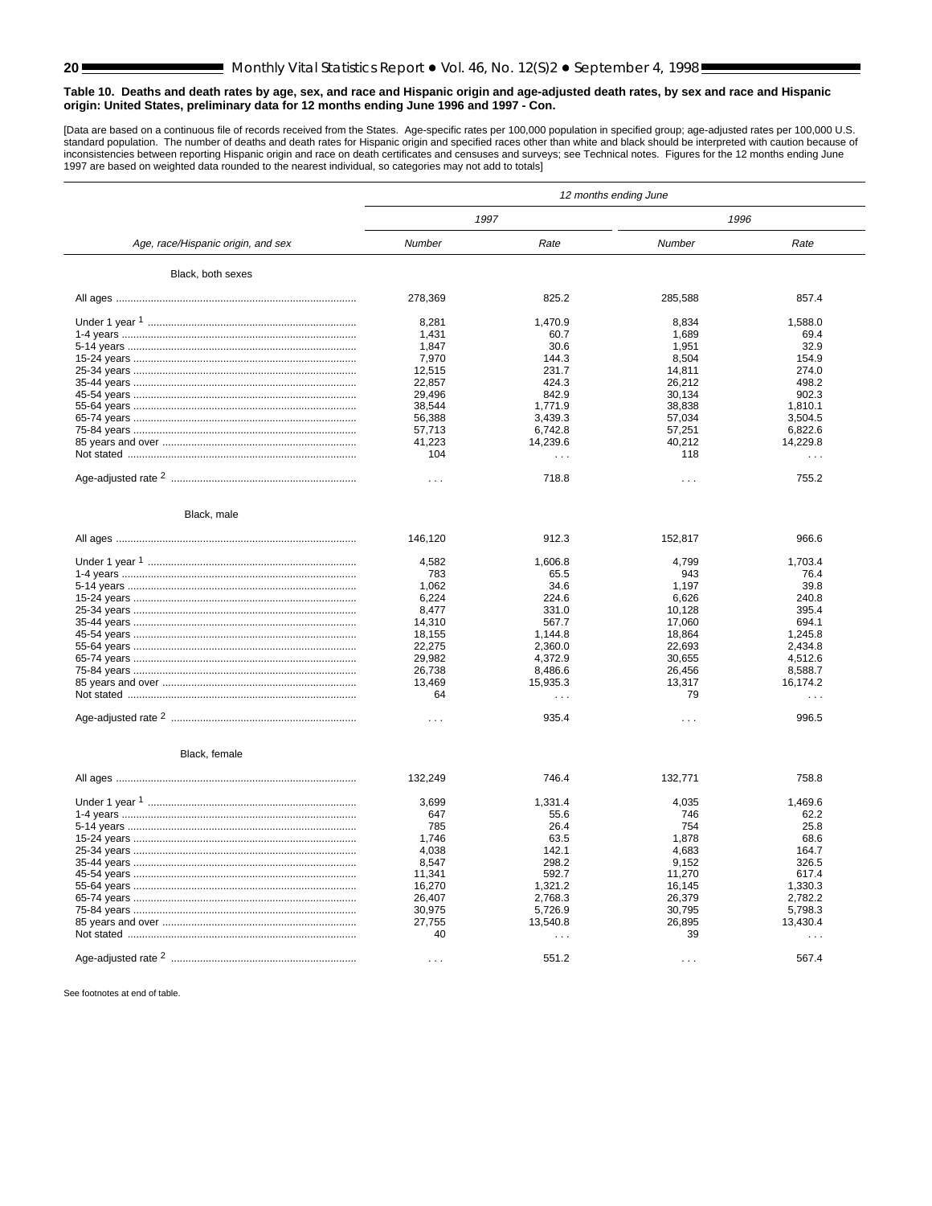**Table 10. Deaths and death rates by age, sex, and race and Hispanic origin and age-adjusted death rates, by sex and race and Hispanic origin: United States, preliminary data for 12 months ending June 1996 and 1997 - Con.**

[Data are based on a continuous file of records received from the States. Age-specific rates per 100,000 population in specified group; age-adjusted rates per 100,000 U.S. standard population. The number of deaths and death rates for Hispanic origin and specified races other than white and black should be interpreted with caution because of inconsistencies between reporting Hispanic origin and race on death certificates and censuses and surveys; see Technical notes. Figures for the 12 months ending June 1997 are based on weighted data rounded to the nearest individual, so categories may not add to totals]

| Age, race/Hispanic origin, and sex | 12 months ending June | | | |
|---|---|---|---|---|
| | 1997 | | 1996 | |
| | Number | Rate | Number | Rate |
| **Black, both sexes** | | | | |
| All ages | 278,369 | 825.2 | 285,588 | 857.4 |
| Under 1 year [1] | 8,281 | 1,470.9 | 8,834 | 1,588.0 |
| 1-4 years | 1,431 | 60.7 | 1,689 | 69.4 |
| 5-14 years | 1,847 | 30.6 | 1,951 | 32.9 |
| 15-24 years | 7,970 | 144.3 | 8,504 | 154.9 |
| 25-34 years | 12,515 | 231.7 | 14,811 | 274.0 |
| 35-44 years | 22,857 | 424.3 | 26,212 | 498.2 |
| 45-54 years | 29,496 | 842.9 | 30,134 | 902.3 |
| 55-64 years | 38,544 | 1,771.9 | 38,838 | 1,810.1 |
| 65-74 years | 56,388 | 3,439.3 | 57,034 | 3,504.5 |
| 75-84 years | 57,713 | 6,742.8 | 57,251 | 6,822.6 |
| 85 years and over | 41,223 | 14,239.6 | 40,212 | 14,229.8 |
| Not stated | 104 | . . . | 118 | . . . |
| Age-adjusted rate [2] | . . . | 718.8 | . . . | 755.2 |
| **Black, male** | | | | |
| All ages | 146,120 | 912.3 | 152,817 | 966.6 |
| Under 1 year [1] | 4,582 | 1,606.8 | 4,799 | 1,703.4 |
| 1-4 years | 783 | 65.5 | 943 | 76.4 |
| 5-14 years | 1,062 | 34.6 | 1,197 | 39.8 |
| 15-24 years | 6,224 | 224.6 | 6,626 | 240.8 |
| 25-34 years | 8,477 | 331.0 | 10,128 | 395.4 |
| 35-44 years | 14,310 | 567.7 | 17,060 | 694.1 |
| 45-54 years | 18,155 | 1,144.8 | 18,864 | 1,245.8 |
| 55-64 years | 22,275 | 2,360.0 | 22,693 | 2,434.8 |
| 65-74 years | 29,982 | 4,372.9 | 30,655 | 4,512.6 |
| 75-84 years | 26,738 | 8,486.6 | 26,456 | 8,588.7 |
| 85 years and over | 13,469 | 15,935.3 | 13,317 | 16,174.2 |
| Not stated | 64 | . . . | 79 | . . . |
| Age-adjusted rate [2] | . . . | 935.4 | . . . | 996.5 |
| **Black, female** | | | | |
| All ages | 132,249 | 746.4 | 132,771 | 758.8 |
| Under 1 year [1] | 3,699 | 1,331.4 | 4,035 | 1,469.6 |
| 1-4 years | 647 | 55.6 | 746 | 62.2 |
| 5-14 years | 785 | 26.4 | 754 | 25.8 |
| 15-24 years | 1,746 | 63.5 | 1,878 | 68.6 |
| 25-34 years | 4,038 | 142.1 | 4,683 | 164.7 |
| 35-44 years | 8,547 | 298.2 | 9,152 | 326.5 |
| 45-54 years | 11,341 | 592.7 | 11,270 | 617.4 |
| 55-64 years | 16,270 | 1,321.2 | 16,145 | 1,330.3 |
| 65-74 years | 26,407 | 2,768.3 | 26,379 | 2,782.2 |
| 75-84 years | 30,975 | 5,726.9 | 30,795 | 5,798.3 |
| 85 years and over | 27,755 | 13,540.8 | 26,895 | 13,430.4 |
| Not stated | 40 | . . . | 39 | . . . |
| Age-adjusted rate [2] | . . . | 551.2 | . . . | 567.4 |

See footnotes at end of table.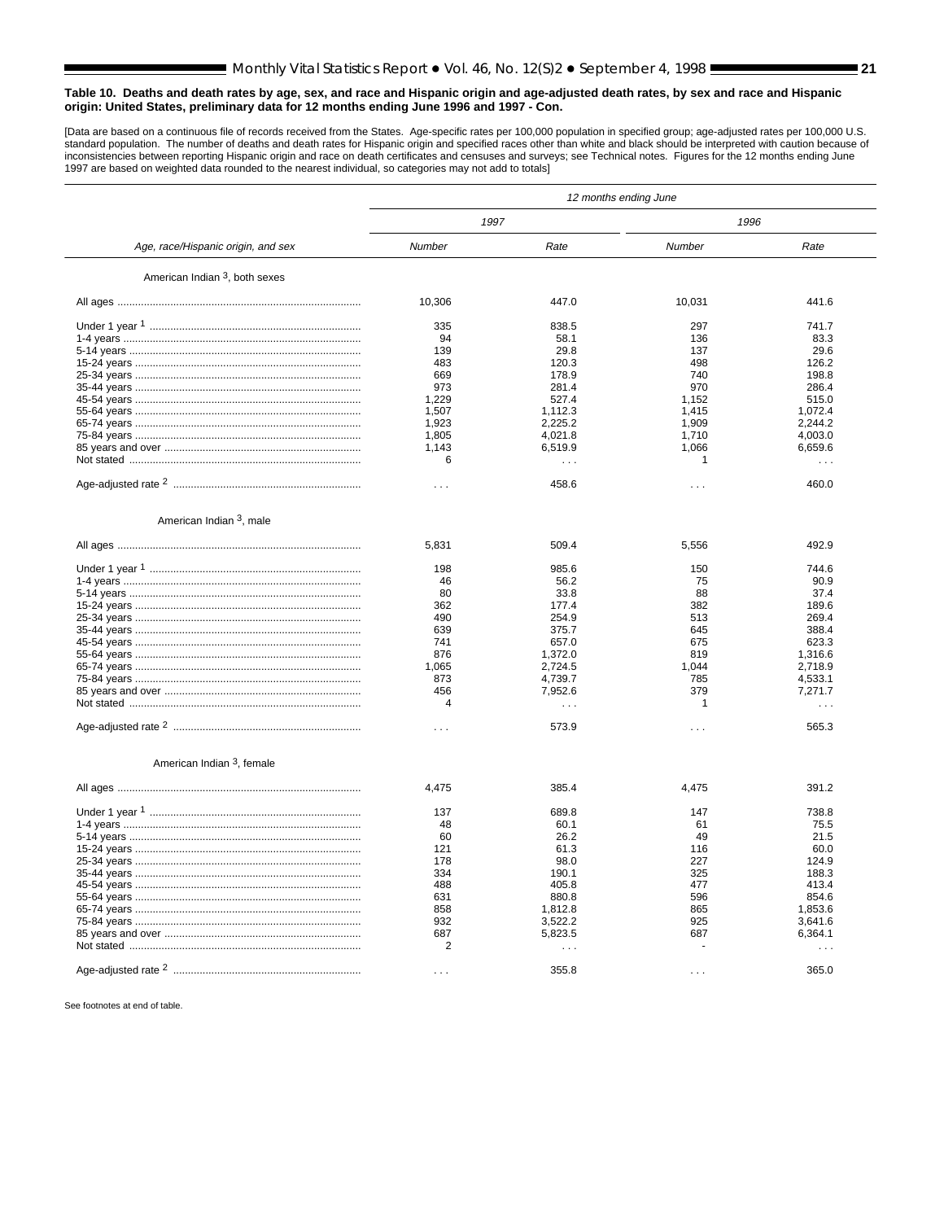**Table 10. Deaths and death rates by age, sex, and race and Hispanic origin and age-adjusted death rates, by sex and race and Hispanic origin: United States, preliminary data for 12 months ending June 1996 and 1997 - Con.**

[Data are based on a continuous file of records received from the States. Age-specific rates per 100,000 population in specified group; age-adjusted rates per 100,000 U.S. standard population. The number of deaths and death rates for Hispanic origin and specified races other than white and black should be interpreted with caution because of inconsistencies between reporting Hispanic origin and race on death certificates and censuses and surveys; see Technical notes. Figures for the 12 months ending June 1997 are based on weighted data rounded to the nearest individual, so categories may not add to totals]

| | *12 months ending June* | | | |
|---|---|---|---|---|
| | *1997* | | *1996* | |
| *Age, race/Hispanic origin, and sex* | *Number* | *Rate* | *Number* | *Rate* |
| American Indian [3], both sexes | | | | |
| All ages | 10,306 | 447.0 | 10,031 | 441.6 |
| Under 1 year [1] | 335 | 838.5 | 297 | 741.7 |
| 1-4 years | 94 | 58.1 | 136 | 83.3 |
| 5-14 years | 139 | 29.8 | 137 | 29.6 |
| 15-24 years | 483 | 120.3 | 498 | 126.2 |
| 25-34 years | 669 | 178.9 | 740 | 198.8 |
| 35-44 years | 973 | 281.4 | 970 | 286.4 |
| 45-54 years | 1,229 | 527.4 | 1,152 | 515.0 |
| 55-64 years | 1,507 | 1,112.3 | 1,415 | 1,072.4 |
| 65-74 years | 1,923 | 2,225.2 | 1,909 | 2,244.2 |
| 75-84 years | 1,805 | 4,021.8 | 1,710 | 4,003.0 |
| 85 years and over | 1,143 | 6,519.9 | 1,066 | 6,659.6 |
| Not stated | 6 | . . . | 1 | . . . |
| Age-adjusted rate [2] | . . . | 458.6 | . . . | 460.0 |
| American Indian [3], male | | | | |
| All ages | 5,831 | 509.4 | 5,556 | 492.9 |
| Under 1 year [1] | 198 | 985.6 | 150 | 744.6 |
| 1-4 years | 46 | 56.2 | 75 | 90.9 |
| 5-14 years | 80 | 33.8 | 88 | 37.4 |
| 15-24 years | 362 | 177.4 | 382 | 189.6 |
| 25-34 years | 490 | 254.9 | 513 | 269.4 |
| 35-44 years | 639 | 375.7 | 645 | 388.4 |
| 45-54 years | 741 | 657.0 | 675 | 623.3 |
| 55-64 years | 876 | 1,372.0 | 819 | 1,316.6 |
| 65-74 years | 1,065 | 2,724.5 | 1,044 | 2,718.9 |
| 75-84 years | 873 | 4,739.7 | 785 | 4,533.1 |
| 85 years and over | 456 | 7,952.6 | 379 | 7,271.7 |
| Not stated | 4 | . . . | 1 | . . . |
| Age-adjusted rate [2] | . . . | 573.9 | . . . | 565.3 |
| American Indian [3], female | | | | |
| All ages | 4,475 | 385.4 | 4,475 | 391.2 |
| Under 1 year [1] | 137 | 689.8 | 147 | 738.8 |
| 1-4 years | 48 | 60.1 | 61 | 75.5 |
| 5-14 years | 60 | 26.2 | 49 | 21.5 |
| 15-24 years | 121 | 61.3 | 116 | 60.0 |
| 25-34 years | 178 | 98.0 | 227 | 124.9 |
| 35-44 years | 334 | 190.1 | 325 | 188.3 |
| 45-54 years | 488 | 405.8 | 477 | 413.4 |
| 55-64 years | 631 | 880.8 | 596 | 854.6 |
| 65-74 years | 858 | 1,812.8 | 865 | 1,853.6 |
| 75-84 years | 932 | 3,522.2 | 925 | 3,641.6 |
| 85 years and over | 687 | 5,823.5 | 687 | 6,364.1 |
| Not stated | 2 | . . . | - | . . . |
| Age-adjusted rate [2] | . . . | 355.8 | . . . | 365.0 |

See footnotes at end of table.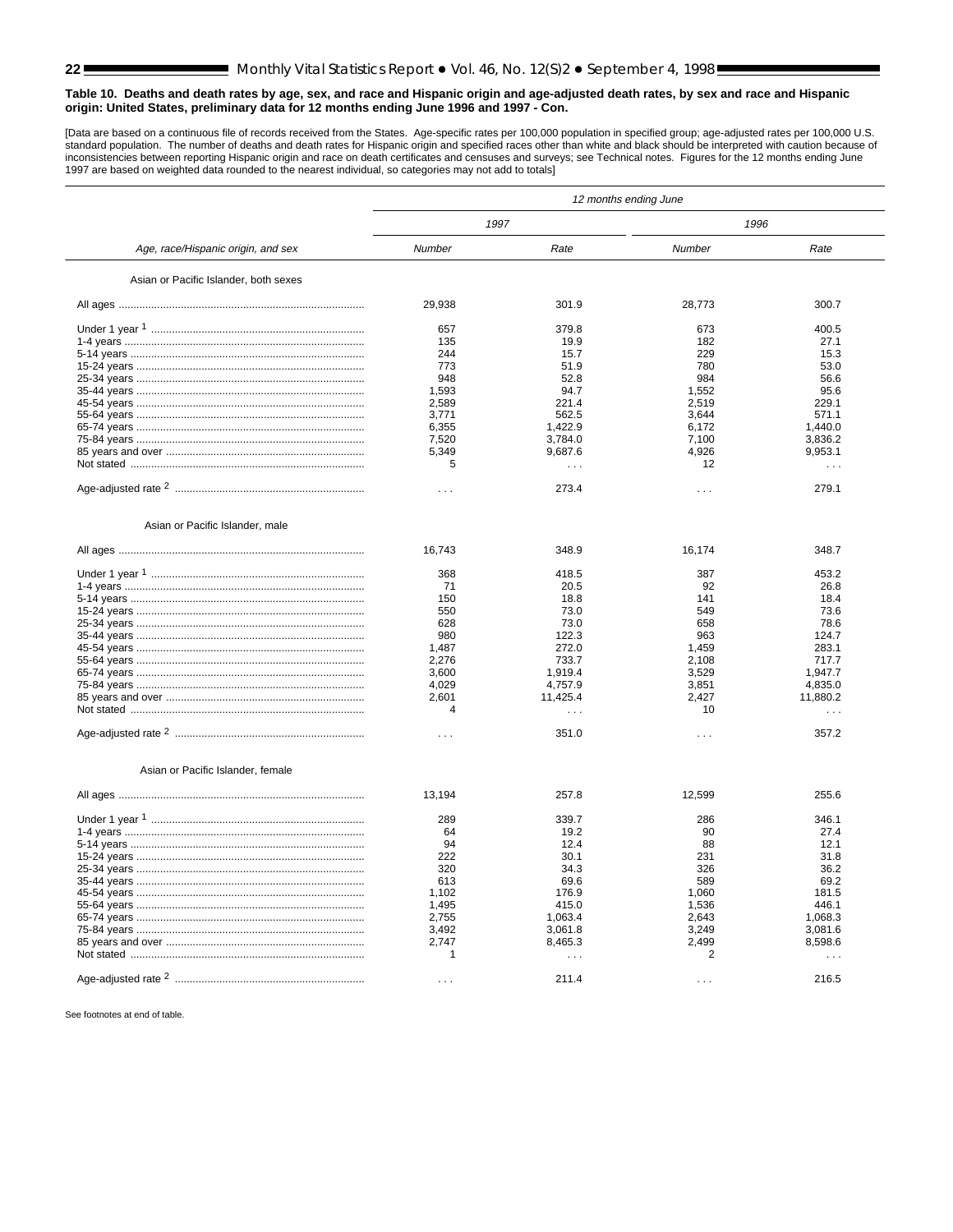**Table 10. Deaths and death rates by age, sex, and race and Hispanic origin and age-adjusted death rates, by sex and race and Hispanic origin: United States, preliminary data for 12 months ending June 1996 and 1997 - Con.**

[Data are based on a continuous file of records received from the States. Age-specific rates per 100,000 population in specified group; age-adjusted rates per 100,000 U.S. standard population. The number of deaths and death rates for Hispanic origin and specified races other than white and black should be interpreted with caution because of inconsistencies between reporting Hispanic origin and race on death certificates and censuses and surveys; see Technical notes. Figures for the 12 months ending June 1997 are based on weighted data rounded to the nearest individual, so categories may not add to totals]

| Age, race/Hispanic origin, and sex | 12 months ending June | | | |
|---|---|---|---|---|
| | 1997 | | 1996 | |
| | Number | Rate | Number | Rate |
| **Asian or Pacific Islander, both sexes** | | | | |
| All ages | 29,938 | 301.9 | 28,773 | 300.7 |
| Under 1 year [1] | 657 | 379.8 | 673 | 400.5 |
| 1-4 years | 135 | 19.9 | 182 | 27.1 |
| 5-14 years | 244 | 15.7 | 229 | 15.3 |
| 15-24 years | 773 | 51.9 | 780 | 53.0 |
| 25-34 years | 948 | 52.8 | 984 | 56.6 |
| 35-44 years | 1,593 | 94.7 | 1,552 | 95.6 |
| 45-54 years | 2,589 | 221.4 | 2,519 | 229.1 |
| 55-64 years | 3,771 | 562.5 | 3,644 | 571.1 |
| 65-74 years | 6,355 | 1,422.9 | 6,172 | 1,440.0 |
| 75-84 years | 7,520 | 3,784.0 | 7,100 | 3,836.2 |
| 85 years and over | 5,349 | 9,687.6 | 4,926 | 9,953.1 |
| Not stated | 5 | . . . | 12 | . . . |
| Age-adjusted rate [2] | . . . | 273.4 | . . . | 279.1 |
| **Asian or Pacific Islander, male** | | | | |
| All ages | 16,743 | 348.9 | 16,174 | 348.7 |
| Under 1 year [1] | 368 | 418.5 | 387 | 453.2 |
| 1-4 years | 71 | 20.5 | 92 | 26.8 |
| 5-14 years | 150 | 18.8 | 141 | 18.4 |
| 15-24 years | 550 | 73.0 | 549 | 73.6 |
| 25-34 years | 628 | 73.0 | 658 | 78.6 |
| 35-44 years | 980 | 122.3 | 963 | 124.7 |
| 45-54 years | 1,487 | 272.0 | 1,459 | 283.1 |
| 55-64 years | 2,276 | 733.7 | 2,108 | 717.7 |
| 65-74 years | 3,600 | 1,919.4 | 3,529 | 1,947.7 |
| 75-84 years | 4,029 | 4,757.9 | 3,851 | 4,835.0 |
| 85 years and over | 2,601 | 11,425.4 | 2,427 | 11,880.2 |
| Not stated | 4 | . . . | 10 | . . . |
| Age-adjusted rate [2] | . . . | 351.0 | . . . | 357.2 |
| **Asian or Pacific Islander, female** | | | | |
| All ages | 13,194 | 257.8 | 12,599 | 255.6 |
| Under 1 year [1] | 289 | 339.7 | 286 | 346.1 |
| 1-4 years | 64 | 19.2 | 90 | 27.4 |
| 5-14 years | 94 | 12.4 | 88 | 12.1 |
| 15-24 years | 222 | 30.1 | 231 | 31.8 |
| 25-34 years | 320 | 34.3 | 326 | 36.2 |
| 35-44 years | 613 | 69.6 | 589 | 69.2 |
| 45-54 years | 1,102 | 176.9 | 1,060 | 181.5 |
| 55-64 years | 1,495 | 415.0 | 1,536 | 446.1 |
| 65-74 years | 2,755 | 1,063.4 | 2,643 | 1,068.3 |
| 75-84 years | 3,492 | 3,061.8 | 3,249 | 3,081.6 |
| 85 years and over | 2,747 | 8,465.3 | 2,499 | 8,598.6 |
| Not stated | 1 | . . . | 2 | . . . |
| Age-adjusted rate [2] | . . . | 211.4 | . . . | 216.5 |

See footnotes at end of table.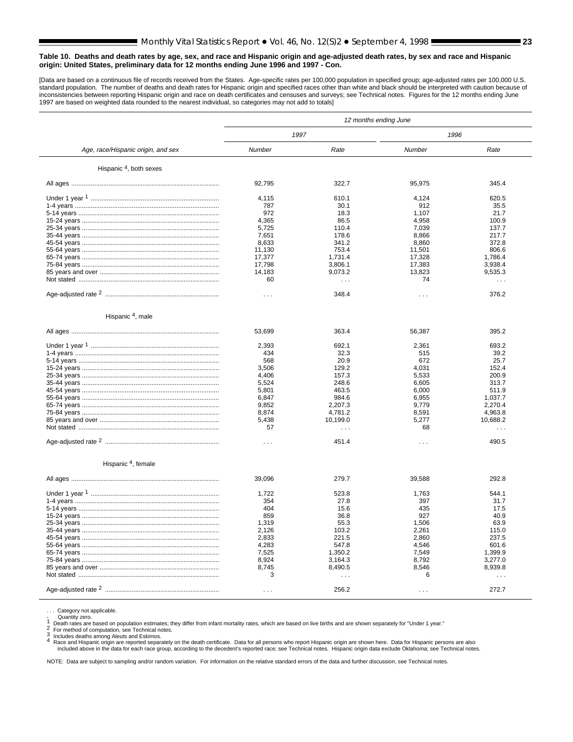**Table 10. Deaths and death rates by age, sex, and race and Hispanic origin and age-adjusted death rates, by sex and race and Hispanic origin: United States, preliminary data for 12 months ending June 1996 and 1997 - Con.**

[Data are based on a continuous file of records received from the States. Age-specific rates per 100,000 population in specified group; age-adjusted rates per 100,000 U.S. standard population. The number of deaths and death rates for Hispanic origin and specified races other than white and black should be interpreted with caution because of inconsistencies between reporting Hispanic origin and race on death certificates and censuses and surveys; see Technical notes. Figures for the 12 months ending June 1997 are based on weighted data rounded to the nearest individual, so categories may not add to totals]

| Age, race/Hispanic origin, and sex | 12 months ending June | | | |
|---|---|---|---|---|
| | 1997 | | 1996 | |
| | *Number* | *Rate* | *Number* | *Rate* |
| **Hispanic [4], both sexes** | | | | |
| All ages | 92,795 | 322.7 | 95,975 | 345.4 |
| Under 1 year [1] | 4,115 | 610.1 | 4,124 | 620.5 |
| 1-4 years | 787 | 30.1 | 912 | 35.5 |
| 5-14 years | 972 | 18.3 | 1,107 | 21.7 |
| 15-24 years | 4,365 | 86.5 | 4,958 | 100.9 |
| 25-34 years | 5,725 | 110.4 | 7,039 | 137.7 |
| 35-44 years | 7,651 | 178.6 | 8,866 | 217.7 |
| 45-54 years | 8,633 | 341.2 | 8,860 | 372.8 |
| 55-64 years | 11,130 | 753.4 | 11,501 | 806.6 |
| 65-74 years | 17,377 | 1,731.4 | 17,328 | 1,786.4 |
| 75-84 years | 17,798 | 3,806.1 | 17,383 | 3,938.4 |
| 85 years and over | 14,183 | 9,073.2 | 13,823 | 9,535.3 |
| Not stated | 60 | . . . | 74 | . . . |
| Age-adjusted rate [2] | . . . | 348.4 | . . . | 376.2 |
| **Hispanic [4], male** | | | | |
| All ages | 53,699 | 363.4 | 56,387 | 395.2 |
| Under 1 year [1] | 2,393 | 692.1 | 2,361 | 693.2 |
| 1-4 years | 434 | 32.3 | 515 | 39.2 |
| 5-14 years | 568 | 20.9 | 672 | 25.7 |
| 15-24 years | 3,506 | 129.2 | 4,031 | 152.4 |
| 25-34 years | 4,406 | 157.3 | 5,533 | 200.9 |
| 35-44 years | 5,524 | 248.6 | 6,605 | 313.7 |
| 45-54 years | 5,801 | 463.5 | 6,000 | 511.9 |
| 55-64 years | 6,847 | 984.6 | 6,955 | 1,037.7 |
| 65-74 years | 9,852 | 2,207.3 | 9,779 | 2,270.4 |
| 75-84 years | 8,874 | 4,781.2 | 8,591 | 4,963.8 |
| 85 years and over | 5,438 | 10,199.0 | 5,277 | 10,688.2 |
| Not stated | 57 | . . . | 68 | . . . |
| Age-adjusted rate [2] | . . . | 451.4 | . . . | 490.5 |
| **Hispanic [4], female** | | | | |
| All ages | 39,096 | 279.7 | 39,588 | 292.8 |
| Under 1 year [1] | 1,722 | 523.8 | 1,763 | 544.1 |
| 1-4 years | 354 | 27.8 | 397 | 31.7 |
| 5-14 years | 404 | 15.6 | 435 | 17.5 |
| 15-24 years | 859 | 36.8 | 927 | 40.9 |
| 25-34 years | 1,319 | 55.3 | 1,506 | 63.9 |
| 35-44 years | 2,126 | 103.2 | 2,261 | 115.0 |
| 45-54 years | 2,833 | 221.5 | 2,860 | 237.5 |
| 55-64 years | 4,283 | 547.8 | 4,546 | 601.6 |
| 65-74 years | 7,525 | 1,350.2 | 7,549 | 1,399.9 |
| 75-84 years | 8,924 | 3,164.3 | 8,792 | 3,277.0 |
| 85 years and over | 8,745 | 8,490.5 | 8,546 | 8,939.8 |
| Not stated | 3 | . . . | 6 | . . . |
| Age-adjusted rate [2] | . . . | 256.2 | . . . | 272.7 |

. . . Category not applicable.
\- Quantity zero.
[1] Death rates are based on population estimates; they differ from infant mortality rates, which are based on live births and are shown separately for "Under 1 year."
[2] For method of computation, see Technical notes.
[3] Includes deaths among Aleuts and Eskimos.
[4] Race and Hispanic origin are reported separately on the death certificate. Data for all persons who report Hispanic origin are shown here. Data for Hispanic persons are also included above in the data for each race group, according to the decedent's reported race; see Technical notes. Hispanic origin data exclude Oklahoma; see Technical notes.

NOTE: Data are subject to sampling and/or random variation. For information on the relative standard errors of the data and further discussion, see Technical notes.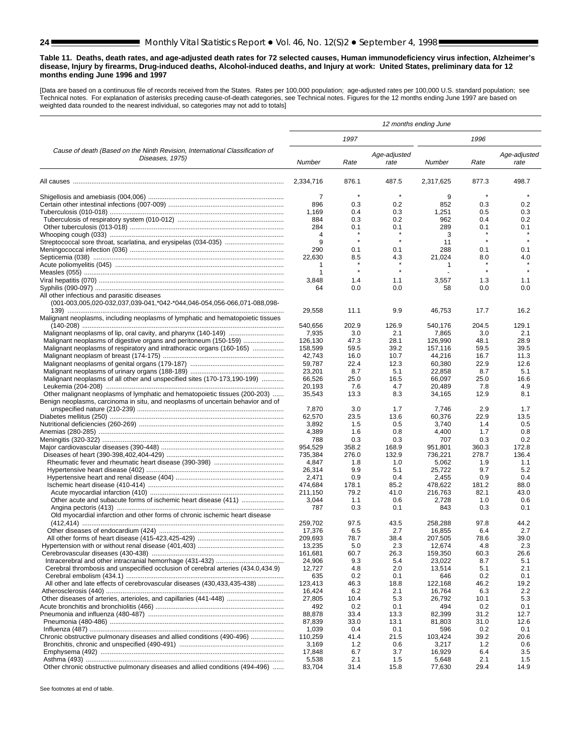**Table 11. Deaths, death rates, and age-adjusted death rates for 72 selected causes, Human immunodeficiency virus infection, Alzheimer's disease, Injury by firearms, Drug-induced deaths, Alcohol-induced deaths, and Injury at work: United States, preliminary data for 12 months ending June 1996 and 1997**

[Data are based on a continuous file of records received from the States. Rates per 100,000 population; age-adjusted rates per 100,000 U.S. standard population; see Technical notes. For explanation of asterisks preceding cause-of-death categories, see Technical notes. Figures for the 12 months ending June 1997 are based on weighted data rounded to the nearest individual, so categories may not add to totals]

| Cause of death (Based on the Ninth Revision, International Classification of Diseases, 1975) | *12 months ending June* | | | | | |
|---|---|---|---|---|---|---|
| | *1997* | | | *1996* | | |
| | *Number* | *Rate* | *Age-adjusted rate* | *Number* | *Rate* | *Age-adjusted rate* |
| All causes | 2,334,716 | 876.1 | 487.5 | 2,317,625 | 877.3 | 498.7 |
| Shigellosis and amebiasis (004,006) | 7 | * | * | 9 | * | * |
| Certain other intestinal infections (007-009) | 896 | 0.3 | 0.2 | 852 | 0.3 | 0.2 |
| Tuberculosis (010-018) | 1,169 | 0.4 | 0.3 | 1,251 | 0.5 | 0.3 |
| Tuberculosis of respiratory system (010-012) | 884 | 0.3 | 0.2 | 962 | 0.4 | 0.2 |
| Other tuberculosis (013-018) | 284 | 0.1 | 0.1 | 289 | 0.1 | 0.1 |
| Whooping cough (033) | 4 | * | * | 3 | * | * |
| Streptococcal sore throat, scarlatina, and erysipelas (034-035) | 9 | * | * | 11 | * | * |
| Meningococcal infection (036) | 290 | 0.1 | 0.1 | 288 | 0.1 | 0.1 |
| Septicemia (038) | 22,630 | 8.5 | 4.3 | 21,024 | 8.0 | 4.0 |
| Acute poliomyelitis (045) | 1 | * | * | 1 | * | * |
| Measles (055) | 1 | * | * | - | * | * |
| Viral hepatitis (070) | 3,848 | 1.4 | 1.1 | 3,557 | 1.3 | 1.1 |
| Syphilis (090-097) | 64 | 0.0 | 0.0 | 58 | 0.0 | 0.0 |
| All other infectious and parasitic diseases (001-003,005,020-032,037,039-041,*042-*044,046-054,056-066,071-088,098-139) | 29,558 | 11.1 | 9.9 | 46,753 | 17.7 | 16.2 |
| Malignant neoplasms, including neoplasms of lymphatic and hematopoietic tissues (140-208) | 540,656 | 202.9 | 126.9 | 540,176 | 204.5 | 129.1 |
| Malignant neoplasms of lip, oral cavity, and pharynx (140-149) | 7,935 | 3.0 | 2.1 | 7,865 | 3.0 | 2.1 |
| Malignant neoplasms of digestive organs and peritoneum (150-159) | 126,130 | 47.3 | 28.1 | 126,990 | 48.1 | 28.9 |
| Malignant neoplasms of respiratory and intrathoracic organs (160-165) | 158,599 | 59.5 | 39.2 | 157,116 | 59.5 | 39.5 |
| Malignant neoplasm of breast (174-175) | 42,743 | 16.0 | 10.7 | 44,216 | 16.7 | 11.3 |
| Malignant neoplasms of genital organs (179-187) | 59,787 | 22.4 | 12.3 | 60,380 | 22.9 | 12.6 |
| Malignant neoplasms of urinary organs (188-189) | 23,201 | 8.7 | 5.1 | 22,858 | 8.7 | 5.1 |
| Malignant neoplasms of all other and unspecified sites (170-173,190-199) | 66,526 | 25.0 | 16.5 | 66,097 | 25.0 | 16.6 |
| Leukemia (204-208) | 20,193 | 7.6 | 4.7 | 20,489 | 7.8 | 4.9 |
| Other malignant neoplasms of lymphatic and hematopoietic tissues (200-203) | 35,543 | 13.3 | 8.3 | 34,165 | 12.9 | 8.1 |
| Benign neoplasms, carcinoma in situ, and neoplasms of uncertain behavior and of unspecified nature (210-239) | 7,870 | 3.0 | 1.7 | 7,746 | 2.9 | 1.7 |
| Diabetes mellitus (250) | 62,570 | 23.5 | 13.6 | 60,376 | 22.9 | 13.5 |
| Nutritional deficiencies (260-269) | 3,892 | 1.5 | 0.5 | 3,740 | 1.4 | 0.5 |
| Anemias (280-285) | 4,389 | 1.6 | 0.8 | 4,400 | 1.7 | 0.8 |
| Meningitis (320-322) | 788 | 0.3 | 0.3 | 707 | 0.3 | 0.2 |
| Major cardiovascular diseases (390-448) | 954,529 | 358.2 | 168.9 | 951,801 | 360.3 | 172.8 |
| Diseases of heart (390-398,402,404-429) | 735,384 | 276.0 | 132.9 | 736,221 | 278.7 | 136.4 |
| Rheumatic fever and rheumatic heart disease (390-398) | 4,847 | 1.8 | 1.0 | 5,062 | 1.9 | 1.1 |
| Hypertensive heart disease (402) | 26,314 | 9.9 | 5.1 | 25,722 | 9.7 | 5.2 |
| Hypertensive heart and renal disease (404) | 2,471 | 0.9 | 0.4 | 2,455 | 0.9 | 0.4 |
| Ischemic heart disease (410-414) | 474,684 | 178.1 | 85.2 | 478,622 | 181.2 | 88.0 |
| Acute myocardial infarction (410) | 211,150 | 79.2 | 41.0 | 216,763 | 82.1 | 43.0 |
| Other acute and subacute forms of ischemic heart disease (411) | 3,044 | 1.1 | 0.6 | 2,728 | 1.0 | 0.6 |
| Angina pectoris (413) | 787 | 0.3 | 0.1 | 843 | 0.3 | 0.1 |
| Old myocardial infarction and other forms of chronic ischemic heart disease (412,414) | 259,702 | 97.5 | 43.5 | 258,288 | 97.8 | 44.2 |
| Other diseases of endocardium (424) | 17,376 | 6.5 | 2.7 | 16,855 | 6.4 | 2.7 |
| All other forms of heart disease (415-423,425-429) | 209,693 | 78.7 | 38.4 | 207,505 | 78.6 | 39.0 |
| Hypertension with or without renal disease (401,403) | 13,235 | 5.0 | 2.3 | 12,674 | 4.8 | 2.3 |
| Cerebrovascular diseases (430-438) | 161,681 | 60.7 | 26.3 | 159,350 | 60.3 | 26.6 |
| Intracerebral and other intracranial hemorrhage (431-432) | 24,906 | 9.3 | 5.4 | 23,022 | 8.7 | 5.1 |
| Cerebral thrombosis and unspecified occlusion of cerebral arteries (434.0,434.9) | 12,727 | 4.8 | 2.0 | 13,514 | 5.1 | 2.1 |
| Cerebral embolism (434.1) | 635 | 0.2 | 0.1 | 646 | 0.2 | 0.1 |
| All other and late effects of cerebrovascular diseases (430,433,435-438) | 123,413 | 46.3 | 18.8 | 122,168 | 46.2 | 19.2 |
| Atherosclerosis (440) | 16,424 | 6.2 | 2.1 | 16,764 | 6.3 | 2.2 |
| Other diseases of arteries, arterioles, and capillaries (441-448) | 27,805 | 10.4 | 5.3 | 26,792 | 10.1 | 5.3 |
| Acute bronchitis and bronchiolitis (466) | 492 | 0.2 | 0.1 | 494 | 0.2 | 0.1 |
| Pneumonia and influenza (480-487) | 88,878 | 33.4 | 13.3 | 82,399 | 31.2 | 12.7 |
| Pneumonia (480-486) | 87,839 | 33.0 | 13.1 | 81,803 | 31.0 | 12.6 |
| Influenza (487) | 1,039 | 0.4 | 0.1 | 596 | 0.2 | 0.1 |
| Chronic obstructive pulmonary diseases and allied conditions (490-496) | 110,259 | 41.4 | 21.5 | 103,424 | 39.2 | 20.6 |
| Bronchitis, chronic and unspecified (490-491) | 3,169 | 1.2 | 0.6 | 3,217 | 1.2 | 0.6 |
| Emphysema (492) | 17,848 | 6.7 | 3.7 | 16,929 | 6.4 | 3.5 |
| Asthma (493) | 5,538 | 2.1 | 1.5 | 5,648 | 2.1 | 1.5 |
| Other chronic obstructive pulmonary diseases and allied conditions (494-496) | 83,704 | 31.4 | 15.8 | 77,630 | 29.4 | 14.9 |

See footnotes at end of table.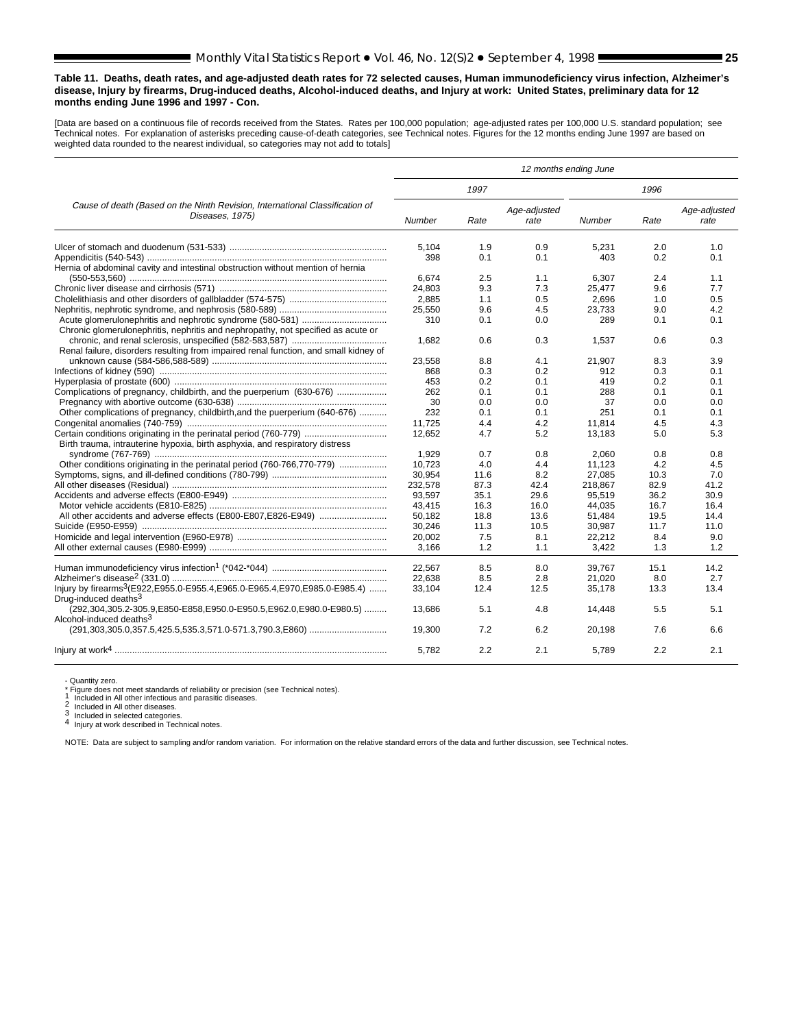**Table 11. Deaths, death rates, and age-adjusted death rates for 72 selected causes, Human immunodeficiency virus infection, Alzheimer's disease, Injury by firearms, Drug-induced deaths, Alcohol-induced deaths, and Injury at work: United States, preliminary data for 12 months ending June 1996 and 1997 - Con.**

[Data are based on a continuous file of records received from the States. Rates per 100,000 population; age-adjusted rates per 100,000 U.S. standard population; see Technical notes. For explanation of asterisks preceding cause-of-death categories, see Technical notes. Figures for the 12 months ending June 1997 are based on weighted data rounded to the nearest individual, so categories may not add to totals]

| Cause of death (Based on the Ninth Revision, International Classification of Diseases, 1975) | 12 months ending June | | | | | |
|---|---|---|---|---|---|---|
| | 1997 | | | 1996 | | |
| | Number | Rate | Age-adjusted rate | Number | Rate | Age-adjusted rate |
| Ulcer of stomach and duodenum (531-533) | 5,104 | 1.9 | 0.9 | 5,231 | 2.0 | 1.0 |
| Appendicitis (540-543) | 398 | 0.1 | 0.1 | 403 | 0.2 | 0.1 |
| Hernia of abdominal cavity and intestinal obstruction without mention of hernia (550-553,560) | 6,674 | 2.5 | 1.1 | 6,307 | 2.4 | 1.1 |
| Chronic liver disease and cirrhosis (571) | 24,803 | 9.3 | 7.3 | 25,477 | 9.6 | 7.7 |
| Cholelithiasis and other disorders of gallbladder (574-575) | 2,885 | 1.1 | 0.5 | 2,696 | 1.0 | 0.5 |
| Nephritis, nephrotic syndrome, and nephrosis (580-589) | 25,550 | 9.6 | 4.5 | 23,733 | 9.0 | 4.2 |
| Acute glomerulonephritis and nephrotic syndrome (580-581) | 310 | 0.1 | 0.0 | 289 | 0.1 | 0.1 |
| Chronic glomerulonephritis, nephritis and nephropathy, not specified as acute or chronic, and renal sclerosis, unspecified (582-583,587) | 1,682 | 0.6 | 0.3 | 1,537 | 0.6 | 0.3 |
| Renal failure, disorders resulting from impaired renal function, and small kidney of unknown cause (584-586,588-589) | 23,558 | 8.8 | 4.1 | 21,907 | 8.3 | 3.9 |
| Infections of kidney (590) | 868 | 0.3 | 0.2 | 912 | 0.3 | 0.1 |
| Hyperplasia of prostate (600) | 453 | 0.2 | 0.1 | 419 | 0.2 | 0.1 |
| Complications of pregnancy, childbirth, and the puerperium (630-676) | 262 | 0.1 | 0.1 | 288 | 0.1 | 0.1 |
| Pregnancy with abortive outcome (630-638) | 30 | 0.0 | 0.0 | 37 | 0.0 | 0.0 |
| Other complications of pregnancy, childbirth,and the puerperium (640-676) | 232 | 0.1 | 0.1 | 251 | 0.1 | 0.1 |
| Congenital anomalies (740-759) | 11,725 | 4.4 | 4.2 | 11,814 | 4.5 | 4.3 |
| Certain conditions originating in the perinatal period (760-779) | 12,652 | 4.7 | 5.2 | 13,183 | 5.0 | 5.3 |
| Birth trauma, intrauterine hypoxia, birth asphyxia, and respiratory distress syndrome (767-769) | 1,929 | 0.7 | 0.8 | 2,060 | 0.8 | 0.8 |
| Other conditions originating in the perinatal period (760-766,770-779) | 10,723 | 4.0 | 4.4 | 11,123 | 4.2 | 4.5 |
| Symptoms, signs, and ill-defined conditions (780-799) | 30,954 | 11.6 | 8.2 | 27,085 | 10.3 | 7.0 |
| All other diseases (Residual) | 232,578 | 87.3 | 42.4 | 218,867 | 82.9 | 41.2 |
| Accidents and adverse effects (E800-E949) | 93,597 | 35.1 | 29.6 | 95,519 | 36.2 | 30.9 |
| Motor vehicle accidents (E810-E825) | 43,415 | 16.3 | 16.0 | 44,035 | 16.7 | 16.4 |
| All other accidents and adverse effects (E800-E807,E826-E949) | 50,182 | 18.8 | 13.6 | 51,484 | 19.5 | 14.4 |
| Suicide (E950-E959) | 30,246 | 11.3 | 10.5 | 30,987 | 11.7 | 11.0 |
| Homicide and legal intervention (E960-E978) | 20,002 | 7.5 | 8.1 | 22,212 | 8.4 | 9.0 |
| All other external causes (E980-E999) | 3,166 | 1.2 | 1.1 | 3,422 | 1.3 | 1.2 |
| Human immunodeficiency virus infection[1] (*042-*044) | 22,567 | 8.5 | 8.0 | 39,767 | 15.1 | 14.2 |
| Alzheimer's disease[2] (331.0) | 22,638 | 8.5 | 2.8 | 21,020 | 8.0 | 2.7 |
| Injury by firearms[3](E922,E955.0-E955.4,E965.0-E965.4,E970,E985.0-E985.4) | 33,104 | 12.4 | 12.5 | 35,178 | 13.3 | 13.4 |
| Drug-induced deaths[3] (292,304,305.2-305.9,E850-E858,E950.0-E950.5,E962.0,E980.0-E980.5) | 13,686 | 5.1 | 4.8 | 14,448 | 5.5 | 5.1 |
| Alcohol-induced deaths[3] (291,303,305.0,357.5,425.5,535.3,571.0-571.3,790.3,E860) | 19,300 | 7.2 | 6.2 | 20,198 | 7.6 | 6.6 |
| Injury at work[4] | 5,782 | 2.2 | 2.1 | 5,789 | 2.2 | 2.1 |

- Quantity zero.
* Figure does not meet standards of reliability or precision (see Technical notes).
[1] Included in All other infectious and parasitic diseases.
[2] Included in All other diseases.
[3] Included in selected categories.
[4] Injury at work described in Technical notes.

NOTE: Data are subject to sampling and/or random variation. For information on the relative standard errors of the data and further discussion, see Technical notes.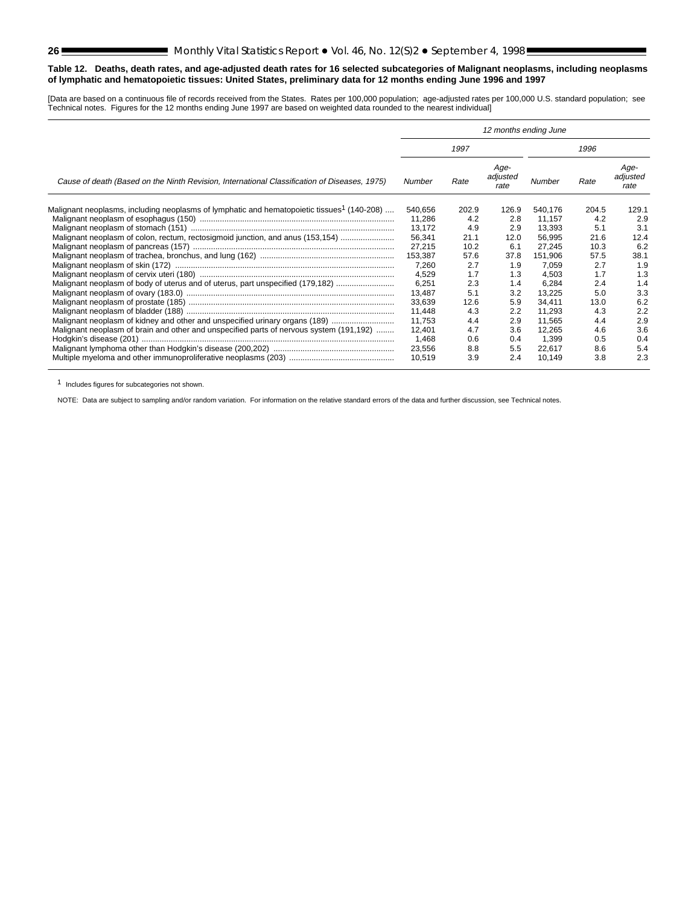**Table 12. Deaths, death rates, and age-adjusted death rates for 16 selected subcategories of Malignant neoplasms, including neoplasms of lymphatic and hematopoietic tissues: United States, preliminary data for 12 months ending June 1996 and 1997**

[Data are based on a continuous file of records received from the States. Rates per 100,000 population; age-adjusted rates per 100,000 U.S. standard population; see Technical notes. Figures for the 12 months ending June 1997 are based on weighted data rounded to the nearest individual]

| Cause of death (Based on the Ninth Revision, International Classification of Diseases, 1975) | 12 months ending June | | | | | |
|---|---|---|---|---|---|---|
| | 1997 | | | 1996 | | |
| | Number | Rate | Age-adjusted rate | Number | Rate | Age-adjusted rate |
| Malignant neoplasms, including neoplasms of lymphatic and hematopoietic tissues[1] (140-208) | 540,656 | 202.9 | 126.9 | 540,176 | 204.5 | 129.1 |
| Malignant neoplasm of esophagus (150) | 11,286 | 4.2 | 2.8 | 11,157 | 4.2 | 2.9 |
| Malignant neoplasm of stomach (151) | 13,172 | 4.9 | 2.9 | 13,393 | 5.1 | 3.1 |
| Malignant neoplasm of colon, rectum, rectosigmoid junction, and anus (153,154) | 56,341 | 21.1 | 12.0 | 56,995 | 21.6 | 12.4 |
| Malignant neoplasm of pancreas (157) | 27,215 | 10.2 | 6.1 | 27,245 | 10.3 | 6.2 |
| Malignant neoplasm of trachea, bronchus, and lung (162) | 153,387 | 57.6 | 37.8 | 151,906 | 57.5 | 38.1 |
| Malignant neoplasm of skin (172) | 7,260 | 2.7 | 1.9 | 7,059 | 2.7 | 1.9 |
| Malignant neoplasm of cervix uteri (180) | 4,529 | 1.7 | 1.3 | 4,503 | 1.7 | 1.3 |
| Malignant neoplasm of body of uterus and of uterus, part unspecified (179,182) | 6,251 | 2.3 | 1.4 | 6,284 | 2.4 | 1.4 |
| Malignant neoplasm of ovary (183.0) | 13,487 | 5.1 | 3.2 | 13,225 | 5.0 | 3.3 |
| Malignant neoplasm of prostate (185) | 33,639 | 12.6 | 5.9 | 34,411 | 13.0 | 6.2 |
| Malignant neoplasm of bladder (188) | 11,448 | 4.3 | 2.2 | 11,293 | 4.3 | 2.2 |
| Malignant neoplasm of kidney and other and unspecified urinary organs (189) | 11,753 | 4.4 | 2.9 | 11,565 | 4.4 | 2.9 |
| Malignant neoplasm of brain and other and unspecified parts of nervous system (191,192) | 12,401 | 4.7 | 3.6 | 12,265 | 4.6 | 3.6 |
| Hodgkin's disease (201) | 1,468 | 0.6 | 0.4 | 1,399 | 0.5 | 0.4 |
| Malignant lymphoma other than Hodgkin's disease (200,202) | 23,556 | 8.8 | 5.5 | 22,617 | 8.6 | 5.4 |
| Multiple myeloma and other immunoproliferative neoplasms (203) | 10,519 | 3.9 | 2.4 | 10,149 | 3.8 | 2.3 |

[1] Includes figures for subcategories not shown.

NOTE: Data are subject to sampling and/or random variation. For information on the relative standard errors of the data and further discussion, see Technical notes.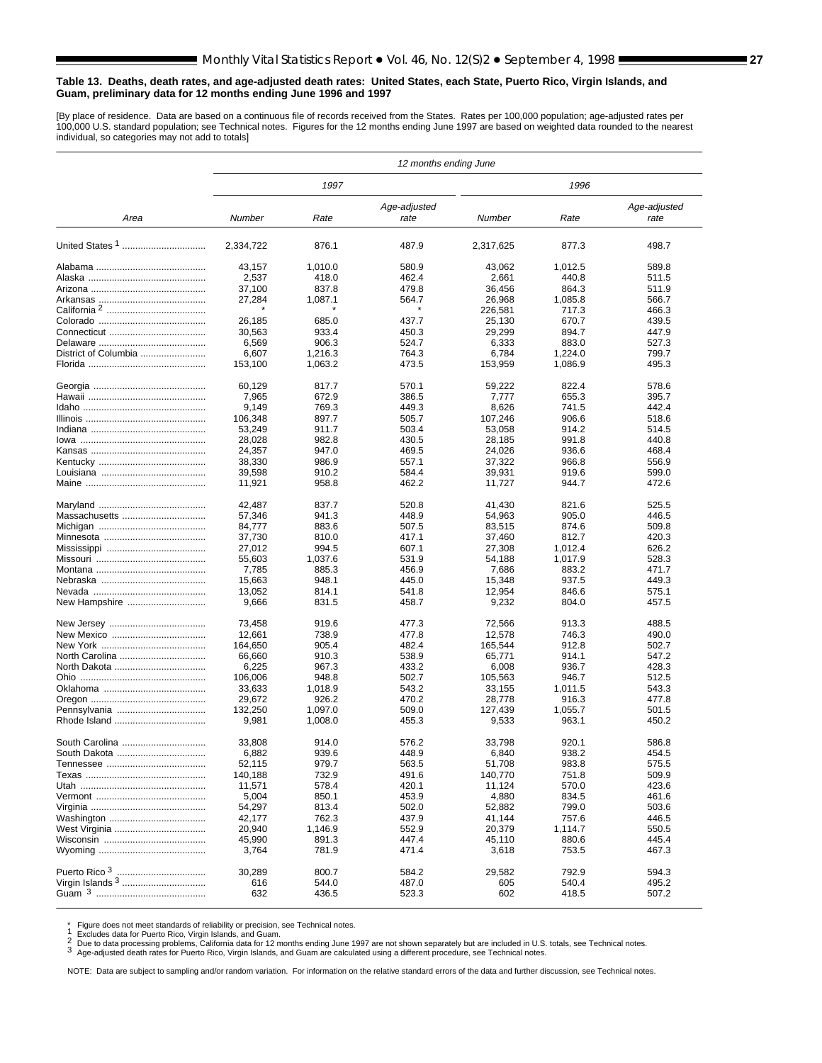**Table 13. Deaths, death rates, and age-adjusted death rates: United States, each State, Puerto Rico, Virgin Islands, and Guam, preliminary data for 12 months ending June 1996 and 1997**

[By place of residence. Data are based on a continuous file of records received from the States. Rates per 100,000 population; age-adjusted rates per 100,000 U.S. standard population; see Technical notes. Figures for the 12 months ending June 1997 are based on weighted data rounded to the nearest individual, so categories may not add to totals]

| Area | 12 months ending June | | | | | |
|---|---|---|---|---|---|---|
| | 1997 | | | 1996 | | |
| | Number | Rate | Age-adjusted rate | Number | Rate | Age-adjusted rate |
| United States [1] | 2,334,722 | 876.1 | 487.9 | 2,317,625 | 877.3 | 498.7 |
| Alabama | 43,157 | 1,010.0 | 580.9 | 43,062 | 1,012.5 | 589.8 |
| Alaska | 2,537 | 418.0 | 462.4 | 2,661 | 440.8 | 511.5 |
| Arizona | 37,100 | 837.8 | 479.8 | 36,456 | 864.3 | 511.9 |
| Arkansas | 27,284 | 1,087.1 | 564.7 | 26,968 | 1,085.8 | 566.7 |
| California [2] | * | * | * | 226,581 | 717.3 | 466.3 |
| Colorado | 26,185 | 685.0 | 437.7 | 25,130 | 670.7 | 439.5 |
| Connecticut | 30,563 | 933.4 | 450.3 | 29,299 | 894.7 | 447.9 |
| Delaware | 6,569 | 906.3 | 524.7 | 6,333 | 883.0 | 527.3 |
| District of Columbia | 6,607 | 1,216.3 | 764.3 | 6,784 | 1,224.0 | 799.7 |
| Florida | 153,100 | 1,063.2 | 473.5 | 153,959 | 1,086.9 | 495.3 |
| Georgia | 60,129 | 817.7 | 570.1 | 59,222 | 822.4 | 578.6 |
| Hawaii | 7,965 | 672.9 | 386.5 | 7,777 | 655.3 | 395.7 |
| Idaho | 9,149 | 769.3 | 449.3 | 8,626 | 741.5 | 442.4 |
| Illinois | 106,348 | 897.7 | 505.7 | 107,246 | 906.6 | 518.6 |
| Indiana | 53,249 | 911.7 | 503.4 | 53,058 | 914.2 | 514.5 |
| Iowa | 28,028 | 982.8 | 430.5 | 28,185 | 991.8 | 440.8 |
| Kansas | 24,357 | 947.0 | 469.5 | 24,026 | 936.6 | 468.4 |
| Kentucky | 38,330 | 986.9 | 557.1 | 37,322 | 966.8 | 556.9 |
| Louisiana | 39,598 | 910.2 | 584.4 | 39,931 | 919.6 | 599.0 |
| Maine | 11,921 | 958.8 | 462.2 | 11,727 | 944.7 | 472.6 |
| Maryland | 42,487 | 837.7 | 520.8 | 41,430 | 821.6 | 525.5 |
| Massachusetts | 57,346 | 941.3 | 448.9 | 54,963 | 905.0 | 446.5 |
| Michigan | 84,777 | 883.6 | 507.5 | 83,515 | 874.6 | 509.8 |
| Minnesota | 37,730 | 810.0 | 417.1 | 37,460 | 812.7 | 420.3 |
| Mississippi | 27,012 | 994.5 | 607.1 | 27,308 | 1,012.4 | 626.2 |
| Missouri | 55,603 | 1,037.6 | 531.9 | 54,188 | 1,017.9 | 528.3 |
| Montana | 7,785 | 885.3 | 456.9 | 7,686 | 883.2 | 471.7 |
| Nebraska | 15,663 | 948.1 | 445.0 | 15,348 | 937.5 | 449.3 |
| Nevada | 13,052 | 814.1 | 541.8 | 12,954 | 846.6 | 575.1 |
| New Hampshire | 9,666 | 831.5 | 458.7 | 9,232 | 804.0 | 457.5 |
| New Jersey | 73,458 | 919.6 | 477.3 | 72,566 | 913.3 | 488.5 |
| New Mexico | 12,661 | 738.9 | 477.8 | 12,578 | 746.3 | 490.0 |
| New York | 164,650 | 905.4 | 482.4 | 165,544 | 912.8 | 502.7 |
| North Carolina | 66,660 | 910.3 | 538.9 | 65,771 | 914.1 | 547.2 |
| North Dakota | 6,225 | 967.3 | 433.2 | 6,008 | 936.7 | 428.3 |
| Ohio | 106,006 | 948.8 | 502.7 | 105,563 | 946.7 | 512.5 |
| Oklahoma | 33,633 | 1,018.9 | 543.2 | 33,155 | 1,011.5 | 543.3 |
| Oregon | 29,672 | 926.2 | 470.2 | 28,778 | 916.3 | 477.8 |
| Pennsylvania | 132,250 | 1,097.0 | 509.0 | 127,439 | 1,055.7 | 501.5 |
| Rhode Island | 9,981 | 1,008.0 | 455.3 | 9,533 | 963.1 | 450.2 |
| South Carolina | 33,808 | 914.0 | 576.2 | 33,798 | 920.1 | 586.8 |
| South Dakota | 6,882 | 939.6 | 448.9 | 6,840 | 938.2 | 454.5 |
| Tennessee | 52,115 | 979.7 | 563.5 | 51,708 | 983.8 | 575.5 |
| Texas | 140,188 | 732.9 | 491.6 | 140,770 | 751.8 | 509.9 |
| Utah | 11,571 | 578.4 | 420.1 | 11,124 | 570.0 | 423.6 |
| Vermont | 5,004 | 850.1 | 453.9 | 4,880 | 834.5 | 461.6 |
| Virginia | 54,297 | 813.4 | 502.0 | 52,882 | 799.0 | 503.6 |
| Washington | 42,177 | 762.3 | 437.9 | 41,144 | 757.6 | 446.5 |
| West Virginia | 20,940 | 1,146.9 | 552.9 | 20,379 | 1,114.7 | 550.5 |
| Wisconsin | 45,990 | 891.3 | 447.4 | 45,110 | 880.6 | 445.4 |
| Wyoming | 3,764 | 781.9 | 471.4 | 3,618 | 753.5 | 467.3 |
| Puerto Rico [3] | 30,289 | 800.7 | 584.2 | 29,582 | 792.9 | 594.3 |
| Virgin Islands [3] | 616 | 544.0 | 487.0 | 605 | 540.4 | 495.2 |
| Guam [3] | 632 | 436.5 | 523.3 | 602 | 418.5 | 507.2 |

\* Figure does not meet standards of reliability or precision, see Technical notes.
[1] Excludes data for Puerto Rico, Virgin Islands, and Guam.
[2] Due to data processing problems, California data for 12 months ending June 1997 are not shown separately but are included in U.S. totals, see Technical notes.
[3] Age-adjusted death rates for Puerto Rico, Virgin Islands, and Guam are calculated using a different procedure, see Technical notes.

NOTE: Data are subject to sampling and/or random variation. For information on the relative standard errors of the data and further discussion, see Technical notes.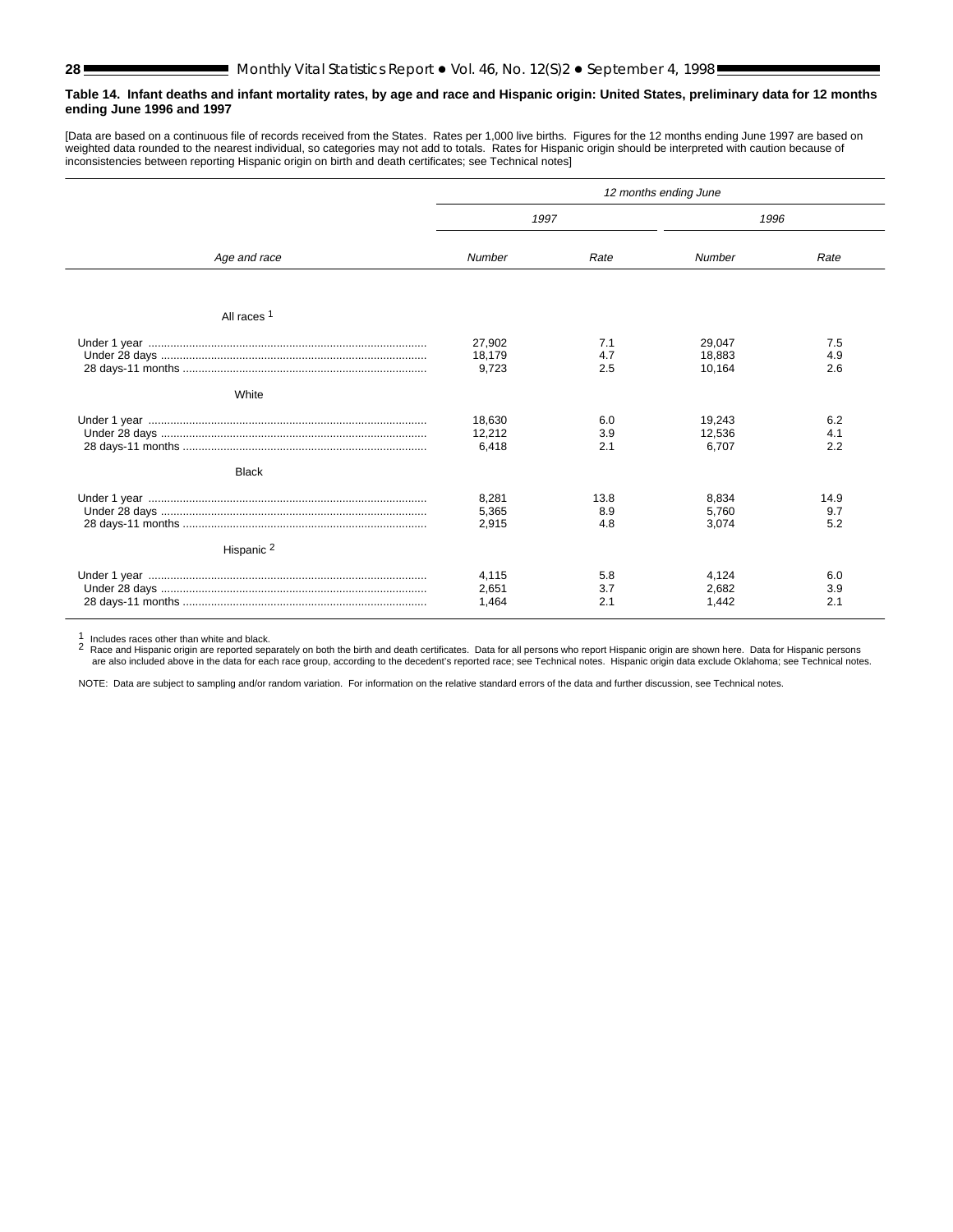**Table 14. Infant deaths and infant mortality rates, by age and race and Hispanic origin: United States, preliminary data for 12 months ending June 1996 and 1997**

[Data are based on a continuous file of records received from the States. Rates per 1,000 live births. Figures for the 12 months ending June 1997 are based on weighted data rounded to the nearest individual, so categories may not add to totals. Rates for Hispanic origin should be interpreted with caution because of inconsistencies between reporting Hispanic origin on birth and death certificates; see Technical notes]

| Age and race | 12 months ending June | | | |
|---|---|---|---|---|
| | 1997 | | 1996 | |
| | *Number* | *Rate* | *Number* | *Rate* |
| **All races [1]** | | | | |
| Under 1 year | 27,902 | 7.1 | 29,047 | 7.5 |
| Under 28 days | 18,179 | 4.7 | 18,883 | 4.9 |
| 28 days-11 months | 9,723 | 2.5 | 10,164 | 2.6 |
| **White** | | | | |
| Under 1 year | 18,630 | 6.0 | 19,243 | 6.2 |
| Under 28 days | 12,212 | 3.9 | 12,536 | 4.1 |
| 28 days-11 months | 6,418 | 2.1 | 6,707 | 2.2 |
| **Black** | | | | |
| Under 1 year | 8,281 | 13.8 | 8,834 | 14.9 |
| Under 28 days | 5,365 | 8.9 | 5,760 | 9.7 |
| 28 days-11 months | 2,915 | 4.8 | 3,074 | 5.2 |
| **Hispanic [2]** | | | | |
| Under 1 year | 4,115 | 5.8 | 4,124 | 6.0 |
| Under 28 days | 2,651 | 3.7 | 2,682 | 3.9 |
| 28 days-11 months | 1,464 | 2.1 | 1,442 | 2.1 |

[1] Includes races other than white and black.
[2] Race and Hispanic origin are reported separately on both the birth and death certificates. Data for all persons who report Hispanic origin are shown here. Data for Hispanic persons are also included above in the data for each race group, according to the decedent's reported race; see Technical notes. Hispanic origin data exclude Oklahoma; see Technical notes.

NOTE: Data are subject to sampling and/or random variation. For information on the relative standard errors of the data and further discussion, see Technical notes.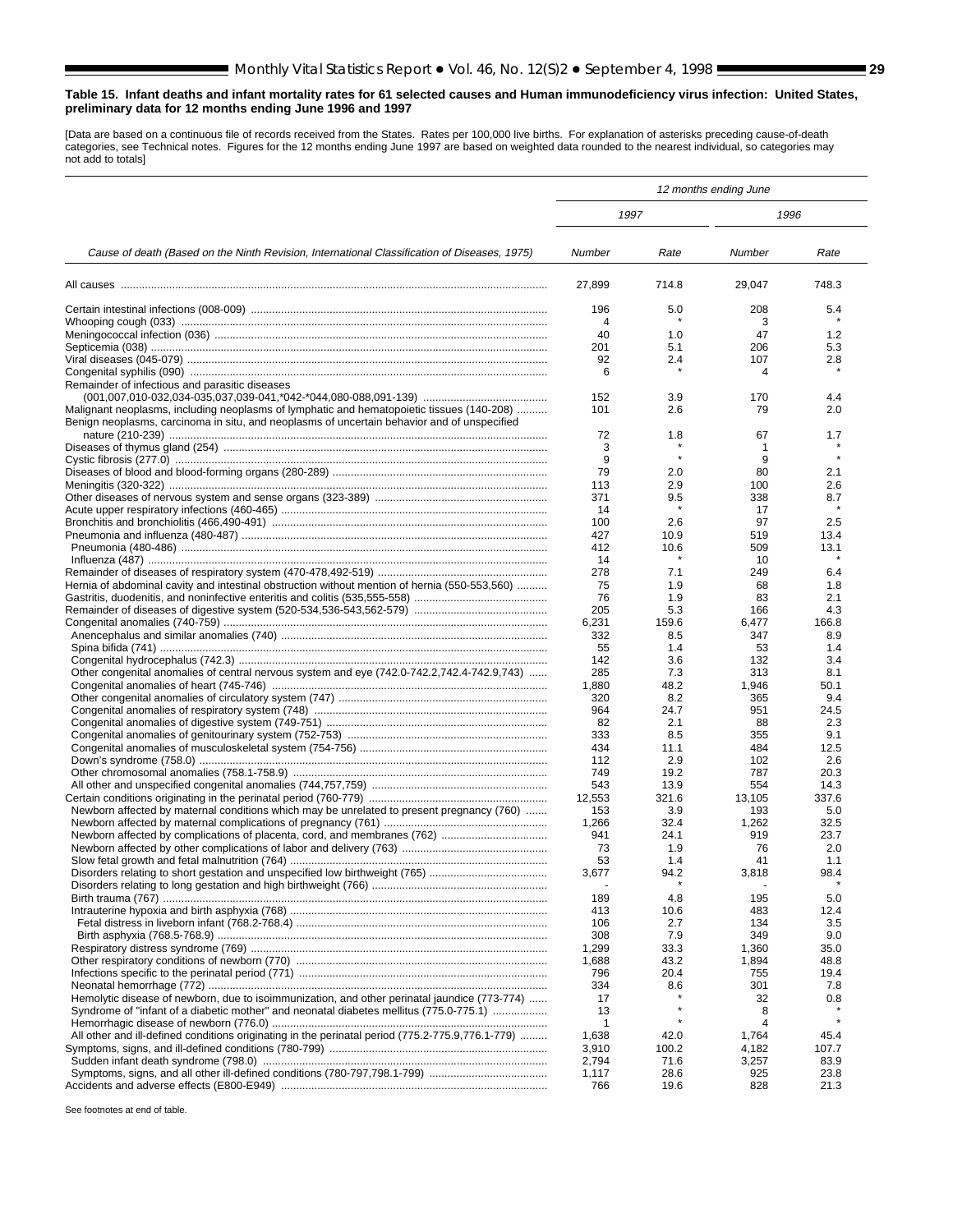**Table 15. Infant deaths and infant mortality rates for 61 selected causes and Human immunodeficiency virus infection: United States, preliminary data for 12 months ending June 1996 and 1997**

[Data are based on a continuous file of records received from the States. Rates per 100,000 live births. For explanation of asterisks preceding cause-of-death categories, see Technical notes. Figures for the 12 months ending June 1997 are based on weighted data rounded to the nearest individual, so categories may not add to totals]

| Cause of death (Based on the Ninth Revision, International Classification of Diseases, 1975) | 12 months ending June | | | |
|---|---|---|---|---|
| | 1997 | | 1996 | |
| | Number | Rate | Number | Rate |
| All causes | 27,899 | 714.8 | 29,047 | 748.3 |
| Certain intestinal infections (008-009) | 196 | 5.0 | 208 | 5.4 |
| Whooping cough (033) | 4 | * | 3 | * |
| Meningococcal infection (036) | 40 | 1.0 | 47 | 1.2 |
| Septicemia (038) | 201 | 5.1 | 206 | 5.3 |
| Viral diseases (045-079) | 92 | 2.4 | 107 | 2.8 |
| Congenital syphilis (090) | 6 | * | 4 | * |
| Remainder of infectious and parasitic diseases (001,007,010-032,034-035,037,039-041,*042-*044,080-088,091-139) | 152 | 3.9 | 170 | 4.4 |
| Malignant neoplasms, including neoplasms of lymphatic and hematopoietic tissues (140-208) | 101 | 2.6 | 79 | 2.0 |
| Benign neoplasms, carcinoma in situ, and neoplasms of uncertain behavior and of unspecified nature (210-239) | 72 | 1.8 | 67 | 1.7 |
| Diseases of thymus gland (254) | 3 | * | 1 | * |
| Cystic fibrosis (277.0) | 9 | * | 9 | * |
| Diseases of blood and blood-forming organs (280-289) | 79 | 2.0 | 80 | 2.1 |
| Meningitis (320-322) | 113 | 2.9 | 100 | 2.6 |
| Other diseases of nervous system and sense organs (323-389) | 371 | 9.5 | 338 | 8.7 |
| Acute upper respiratory infections (460-465) | 14 | * | 17 | * |
| Bronchitis and bronchiolitis (466,490-491) | 100 | 2.6 | 97 | 2.5 |
| Pneumonia and influenza (480-487) | 427 | 10.9 | 519 | 13.4 |
| Pneumonia (480-486) | 412 | 10.6 | 509 | 13.1 |
| Influenza (487) | 14 | * | 10 | * |
| Remainder of diseases of respiratory system (470-478,492-519) | 278 | 7.1 | 249 | 6.4 |
| Hernia of abdominal cavity and intestinal obstruction without mention of hernia (550-553,560) | 75 | 1.9 | 68 | 1.8 |
| Gastritis, duodenitis, and noninfective enteritis and colitis (535,555-558) | 76 | 1.9 | 83 | 2.1 |
| Remainder of diseases of digestive system (520-534,536-543,562-579) | 205 | 5.3 | 166 | 4.3 |
| Congenital anomalies (740-759) | 6,231 | 159.6 | 6,477 | 166.8 |
| Anencephalus and similar anomalies (740) | 332 | 8.5 | 347 | 8.9 |
| Spina bifida (741) | 55 | 1.4 | 53 | 1.4 |
| Congenital hydrocephalus (742.3) | 142 | 3.6 | 132 | 3.4 |
| Other congenital anomalies of central nervous system and eye (742.0-742.2,742.4-742.9,743) | 285 | 7.3 | 313 | 8.1 |
| Congenital anomalies of heart (745-746) | 1,880 | 48.2 | 1,946 | 50.1 |
| Other congenital anomalies of circulatory system (747) | 320 | 8.2 | 365 | 9.4 |
| Congenital anomalies of respiratory system (748) | 964 | 24.7 | 951 | 24.5 |
| Congenital anomalies of digestive system (749-751) | 82 | 2.1 | 88 | 2.3 |
| Congenital anomalies of genitourinary system (752-753) | 333 | 8.5 | 355 | 9.1 |
| Congenital anomalies of musculoskeletal system (754-756) | 434 | 11.1 | 484 | 12.5 |
| Down's syndrome (758.0) | 112 | 2.9 | 102 | 2.6 |
| Other chromosomal anomalies (758.1-758.9) | 749 | 19.2 | 787 | 20.3 |
| All other and unspecified congenital anomalies (744,757,759) | 543 | 13.9 | 554 | 14.3 |
| Certain conditions originating in the perinatal period (760-779) | 12,553 | 321.6 | 13,105 | 337.6 |
| Newborn affected by maternal conditions which may be unrelated to present pregnancy (760) | 153 | 3.9 | 193 | 5.0 |
| Newborn affected by maternal complications of pregnancy (761) | 1,266 | 32.4 | 1,262 | 32.5 |
| Newborn affected by complications of placenta, cord, and membranes (762) | 941 | 24.1 | 919 | 23.7 |
| Newborn affected by other complications of labor and delivery (763) | 73 | 1.9 | 76 | 2.0 |
| Slow fetal growth and fetal malnutrition (764) | 53 | 1.4 | 41 | 1.1 |
| Disorders relating to short gestation and unspecified low birthweight (765) | 3,677 | 94.2 | 3,818 | 98.4 |
| Disorders relating to long gestation and high birthweight (766) | - | * | - | * |
| Birth trauma (767) | 189 | 4.8 | 195 | 5.0 |
| Intrauterine hypoxia and birth asphyxia (768) | 413 | 10.6 | 483 | 12.4 |
| Fetal distress in liveborn infant (768.2-768.4) | 106 | 2.7 | 134 | 3.5 |
| Birth asphyxia (768.5-768.9) | 308 | 7.9 | 349 | 9.0 |
| Respiratory distress syndrome (769) | 1,299 | 33.3 | 1,360 | 35.0 |
| Other respiratory conditions of newborn (770) | 1,688 | 43.2 | 1,894 | 48.8 |
| Infections specific to the perinatal period (771) | 796 | 20.4 | 755 | 19.4 |
| Neonatal hemorrhage (772) | 334 | 8.6 | 301 | 7.8 |
| Hemolytic disease of newborn, due to isoimmunization, and other perinatal jaundice (773-774) | 17 | * | 32 | 0.8 |
| Syndrome of "infant of a diabetic mother" and neonatal diabetes mellitus (775.0-775.1) | 13 | * | 8 | * |
| Hemorrhagic disease of newborn (776.0) | 1 | * | 4 | * |
| All other and ill-defined conditions originating in the perinatal period (775.2-775.9,776.1-779) | 1,638 | 42.0 | 1,764 | 45.4 |
| Symptoms, signs, and ill-defined conditions (780-799) | 3,910 | 100.2 | 4,182 | 107.7 |
| Sudden infant death syndrome (798.0) | 2,794 | 71.6 | 3,257 | 83.9 |
| Symptoms, signs, and all other ill-defined conditions (780-797,798.1-799) | 1,117 | 28.6 | 925 | 23.8 |
| Accidents and adverse effects (E800-E949) | 766 | 19.6 | 828 | 21.3 |

See footnotes at end of table.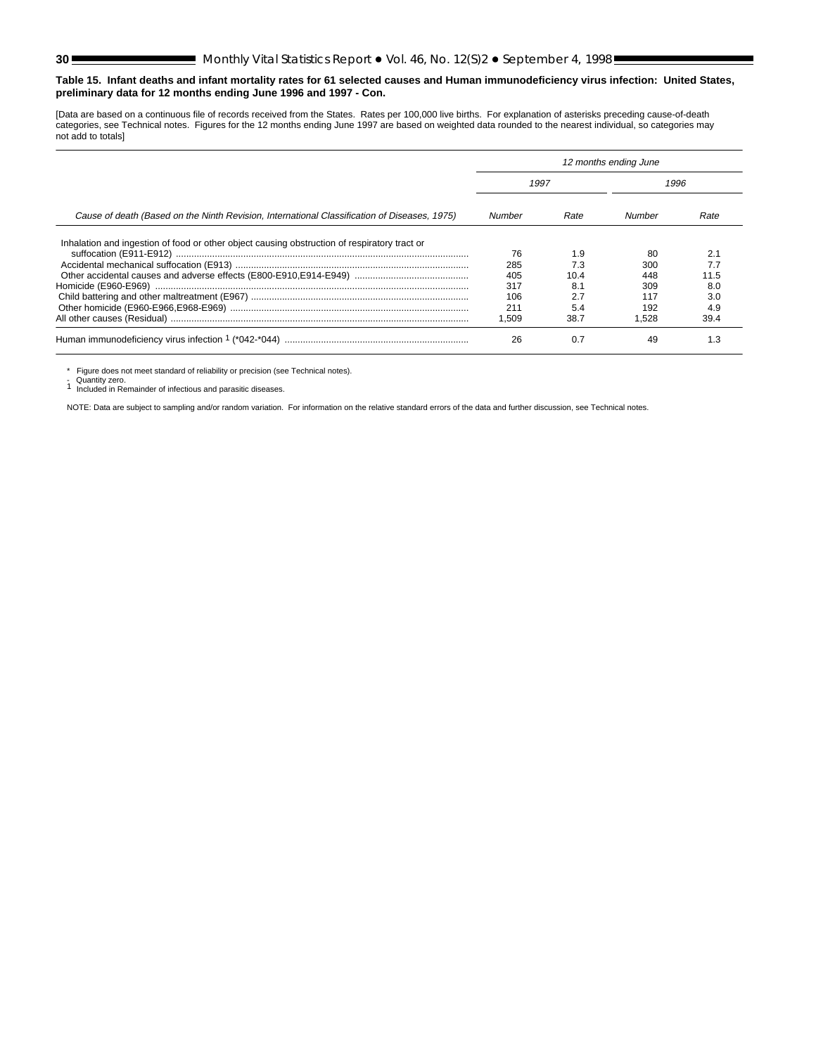**Table 15. Infant deaths and infant mortality rates for 61 selected causes and Human immunodeficiency virus infection: United States, preliminary data for 12 months ending June 1996 and 1997 - Con.**

[Data are based on a continuous file of records received from the States. Rates per 100,000 live births. For explanation of asterisks preceding cause-of-death categories, see Technical notes. Figures for the 12 months ending June 1997 are based on weighted data rounded to the nearest individual, so categories may not add to totals]

| Cause of death (Based on the Ninth Revision, International Classification of Diseases, 1975) | 12 months ending June | | | |
|---|---|---|---|---|
| | 1997 | | 1996 | |
| | Number | Rate | Number | Rate |
| Inhalation and ingestion of food or other object causing obstruction of respiratory tract or suffocation (E911-E912) | 76 | 1.9 | 80 | 2.1 |
| Accidental mechanical suffocation (E913) | 285 | 7.3 | 300 | 7.7 |
| Other accidental causes and adverse effects (E800-E910,E914-E949) | 405 | 10.4 | 448 | 11.5 |
| Homicide (E960-E969) | 317 | 8.1 | 309 | 8.0 |
| Child battering and other maltreatment (E967) | 106 | 2.7 | 117 | 3.0 |
| Other homicide (E960-E966,E968-E969) | 211 | 5.4 | 192 | 4.9 |
| All other causes (Residual) | 1,509 | 38.7 | 1,528 | 39.4 |
| Human immunodeficiency virus infection [1] (*042-*044) | 26 | 0.7 | 49 | 1.3 |

\* Figure does not meet standard of reliability or precision (see Technical notes).
\- Quantity zero.
[1] Included in Remainder of infectious and parasitic diseases.

NOTE: Data are subject to sampling and/or random variation. For information on the relative standard errors of the data and further discussion, see Technical notes.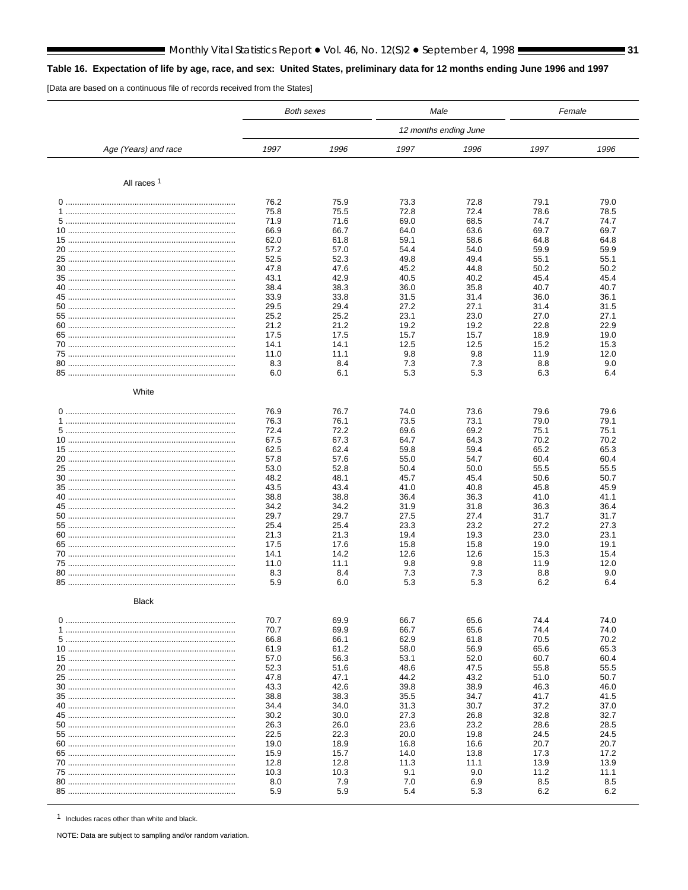## Table 16. Expectation of life by age, race, and sex: United States, preliminary data for 12 months ending June 1996 and 1997

[Data are based on a continuous file of records received from the States]

| Age (Years) and race | *Both sexes* | | *Male* | | *Female* | |
|---|---|---|---|---|---|---|
| | *12 months ending June* | | | | | |
| | *1997* | *1996* | *1997* | *1996* | *1997* | *1996* |
| **All races** [1] | | | | | | |
| 0 | 76.2 | 75.9 | 73.3 | 72.8 | 79.1 | 79.0 |
| 1 | 75.8 | 75.5 | 72.8 | 72.4 | 78.6 | 78.5 |
| 5 | 71.9 | 71.6 | 69.0 | 68.5 | 74.7 | 74.7 |
| 10 | 66.9 | 66.7 | 64.0 | 63.6 | 69.7 | 69.7 |
| 15 | 62.0 | 61.8 | 59.1 | 58.6 | 64.8 | 64.8 |
| 20 | 57.2 | 57.0 | 54.4 | 54.0 | 59.9 | 59.9 |
| 25 | 52.5 | 52.3 | 49.8 | 49.4 | 55.1 | 55.1 |
| 30 | 47.8 | 47.6 | 45.2 | 44.8 | 50.2 | 50.2 |
| 35 | 43.1 | 42.9 | 40.5 | 40.2 | 45.4 | 45.4 |
| 40 | 38.4 | 38.3 | 36.0 | 35.8 | 40.7 | 40.7 |
| 45 | 33.9 | 33.8 | 31.5 | 31.4 | 36.0 | 36.1 |
| 50 | 29.5 | 29.4 | 27.2 | 27.1 | 31.4 | 31.5 |
| 55 | 25.2 | 25.2 | 23.1 | 23.0 | 27.0 | 27.1 |
| 60 | 21.2 | 21.2 | 19.2 | 19.2 | 22.8 | 22.9 |
| 65 | 17.5 | 17.5 | 15.7 | 15.7 | 18.9 | 19.0 |
| 70 | 14.1 | 14.1 | 12.5 | 12.5 | 15.2 | 15.3 |
| 75 | 11.0 | 11.1 | 9.8 | 9.8 | 11.9 | 12.0 |
| 80 | 8.3 | 8.4 | 7.3 | 7.3 | 8.8 | 9.0 |
| 85 | 6.0 | 6.1 | 5.3 | 5.3 | 6.3 | 6.4 |
| **White** | | | | | | |
| 0 | 76.9 | 76.7 | 74.0 | 73.6 | 79.6 | 79.6 |
| 1 | 76.3 | 76.1 | 73.5 | 73.1 | 79.0 | 79.1 |
| 5 | 72.4 | 72.2 | 69.6 | 69.2 | 75.1 | 75.1 |
| 10 | 67.5 | 67.3 | 64.7 | 64.3 | 70.2 | 70.2 |
| 15 | 62.5 | 62.4 | 59.8 | 59.4 | 65.2 | 65.3 |
| 20 | 57.8 | 57.6 | 55.0 | 54.7 | 60.4 | 60.4 |
| 25 | 53.0 | 52.8 | 50.4 | 50.0 | 55.5 | 55.5 |
| 30 | 48.2 | 48.1 | 45.7 | 45.4 | 50.6 | 50.7 |
| 35 | 43.5 | 43.4 | 41.0 | 40.8 | 45.8 | 45.9 |
| 40 | 38.8 | 38.8 | 36.4 | 36.3 | 41.0 | 41.1 |
| 45 | 34.2 | 34.2 | 31.9 | 31.8 | 36.3 | 36.4 |
| 50 | 29.7 | 29.7 | 27.5 | 27.4 | 31.7 | 31.7 |
| 55 | 25.4 | 25.4 | 23.3 | 23.2 | 27.2 | 27.3 |
| 60 | 21.3 | 21.3 | 19.4 | 19.3 | 23.0 | 23.1 |
| 65 | 17.5 | 17.6 | 15.8 | 15.8 | 19.0 | 19.1 |
| 70 | 14.1 | 14.2 | 12.6 | 12.6 | 15.3 | 15.4 |
| 75 | 11.0 | 11.1 | 9.8 | 9.8 | 11.9 | 12.0 |
| 80 | 8.3 | 8.4 | 7.3 | 7.3 | 8.8 | 9.0 |
| 85 | 5.9 | 6.0 | 5.3 | 5.3 | 6.2 | 6.4 |
| **Black** | | | | | | |
| 0 | 70.7 | 69.9 | 66.7 | 65.6 | 74.4 | 74.0 |
| 1 | 70.7 | 69.9 | 66.7 | 65.6 | 74.4 | 74.0 |
| 5 | 66.8 | 66.1 | 62.9 | 61.8 | 70.5 | 70.2 |
| 10 | 61.9 | 61.2 | 58.0 | 56.9 | 65.6 | 65.3 |
| 15 | 57.0 | 56.3 | 53.1 | 52.0 | 60.7 | 60.4 |
| 20 | 52.3 | 51.6 | 48.6 | 47.5 | 55.8 | 55.5 |
| 25 | 47.8 | 47.1 | 44.2 | 43.2 | 51.0 | 50.7 |
| 30 | 43.3 | 42.6 | 39.8 | 38.9 | 46.3 | 46.0 |
| 35 | 38.8 | 38.3 | 35.5 | 34.7 | 41.7 | 41.5 |
| 40 | 34.4 | 34.0 | 31.3 | 30.7 | 37.2 | 37.0 |
| 45 | 30.2 | 30.0 | 27.3 | 26.8 | 32.8 | 32.7 |
| 50 | 26.3 | 26.0 | 23.6 | 23.2 | 28.6 | 28.5 |
| 55 | 22.5 | 22.3 | 20.0 | 19.8 | 24.5 | 24.5 |
| 60 | 19.0 | 18.9 | 16.8 | 16.6 | 20.7 | 20.7 |
| 65 | 15.9 | 15.7 | 14.0 | 13.8 | 17.3 | 17.2 |
| 70 | 12.8 | 12.8 | 11.3 | 11.1 | 13.9 | 13.9 |
| 75 | 10.3 | 10.3 | 9.1 | 9.0 | 11.2 | 11.1 |
| 80 | 8.0 | 7.9 | 7.0 | 6.9 | 8.5 | 8.5 |
| 85 | 5.9 | 5.9 | 5.4 | 5.3 | 6.2 | 6.2 |

[1] Includes races other than white and black.

NOTE: Data are subject to sampling and/or random variation.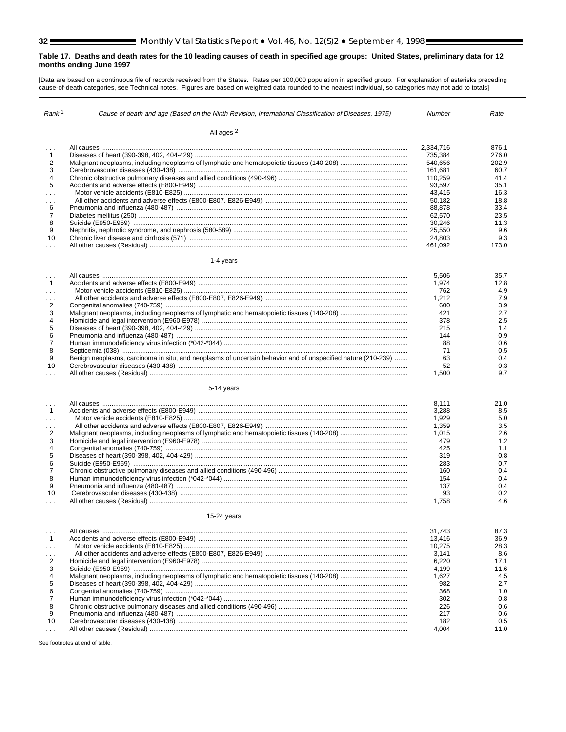**Table 17. Deaths and death rates for the 10 leading causes of death in specified age groups: United States, preliminary data for 12 months ending June 1997**

[Data are based on a continuous file of records received from the States. Rates per 100,000 population in specified group. For explanation of asterisks preceding cause-of-death categories, see Technical notes. Figures are based on weighted data rounded to the nearest individual, so categories may not add to totals]

| Rank [1] | Cause of death and age (Based on the Ninth Revision, International Classification of Diseases, 1975) | Number | Rate |
|---|---|---|---|
| | **All ages [2]** | | |
| . . . | All causes | 2,334,716 | 876.1 |
| 1 | Diseases of heart (390-398, 402, 404-429) | 735,384 | 276.0 |
| 2 | Malignant neoplasms, including neoplasms of lymphatic and hematopoietic tissues (140-208) | 540,656 | 202.9 |
| 3 | Cerebrovascular diseases (430-438) | 161,681 | 60.7 |
| 4 | Chronic obstructive pulmonary diseases and allied conditions (490-496) | 110,259 | 41.4 |
| 5 | Accidents and adverse effects (E800-E949) | 93,597 | 35.1 |
| . . . | Motor vehicle accidents (E810-E825) | 43,415 | 16.3 |
| . . . | All other accidents and adverse effects (E800-E807, E826-E949) | 50,182 | 18.8 |
| 6 | Pneumonia and influenza (480-487) | 88,878 | 33.4 |
| 7 | Diabetes mellitus (250) | 62,570 | 23.5 |
| 8 | Suicide (E950-E959) | 30,246 | 11.3 |
| 9 | Nephritis, nephrotic syndrome, and nephrosis (580-589) | 25,550 | 9.6 |
| 10 | Chronic liver disease and cirrhosis (571) | 24,803 | 9.3 |
| . . . | All other causes (Residual) | 461,092 | 173.0 |
| | **1-4 years** | | |
| . . . | All causes | 5,506 | 35.7 |
| 1 | Accidents and adverse effects (E800-E949) | 1,974 | 12.8 |
| . . . | Motor vehicle accidents (E810-E825) | 762 | 4.9 |
| . . . | All other accidents and adverse effects (E800-E807, E826-E949) | 1,212 | 7.9 |
| 2 | Congenital anomalies (740-759) | 600 | 3.9 |
| 3 | Malignant neoplasms, including neoplasms of lymphatic and hematopoietic tissues (140-208) | 421 | 2.7 |
| 4 | Homicide and legal intervention (E960-E978) | 378 | 2.5 |
| 5 | Diseases of heart (390-398, 402, 404-429) | 215 | 1.4 |
| 6 | Pneumonia and influenza (480-487) | 144 | 0.9 |
| 7 | Human immunodeficiency virus infection (*042-*044) | 88 | 0.6 |
| 8 | Septicemia (038) | 71 | 0.5 |
| 9 | Benign neoplasms, carcinoma in situ, and neoplasms of uncertain behavior and of unspecified nature (210-239) | 63 | 0.4 |
| 10 | Cerebrovascular diseases (430-438) | 52 | 0.3 |
| . . . | All other causes (Residual) | 1,500 | 9.7 |
| | **5-14 years** | | |
| . . . | All causes | 8,111 | 21.0 |
| 1 | Accidents and adverse effects (E800-E949) | 3,288 | 8.5 |
| . . . | Motor vehicle accidents (E810-E825) | 1,929 | 5.0 |
| . . . | All other accidents and adverse effects (E800-E807, E826-E949) | 1,359 | 3.5 |
| 2 | Malignant neoplasms, including neoplasms of lymphatic and hematopoietic tissues (140-208) | 1,015 | 2.6 |
| 3 | Homicide and legal intervention (E960-E978) | 479 | 1.2 |
| 4 | Congenital anomalies (740-759) | 425 | 1.1 |
| 5 | Diseases of heart (390-398, 402, 404-429) | 319 | 0.8 |
| 6 | Suicide (E950-E959) | 283 | 0.7 |
| 7 | Chronic obstructive pulmonary diseases and allied conditions (490-496) | 160 | 0.4 |
| 8 | Human immunodeficiency virus infection (*042-*044) | 154 | 0.4 |
| 9 | Pneumonia and influenza (480-487) | 137 | 0.4 |
| 10 | Cerebrovascular diseases (430-438) | 93 | 0.2 |
| . . . | All other causes (Residual) | 1,758 | 4.6 |
| | **15-24 years** | | |
| . . . | All causes | 31,743 | 87.3 |
| 1 | Accidents and adverse effects (E800-E949) | 13,416 | 36.9 |
| . . . | Motor vehicle accidents (E810-E825) | 10,275 | 28.3 |
| . . . | All other accidents and adverse effects (E800-E807, E826-E949) | 3,141 | 8.6 |
| 2 | Homicide and legal intervention (E960-E978) | 6,220 | 17.1 |
| 3 | Suicide (E950-E959) | 4,199 | 11.6 |
| 4 | Malignant neoplasms, including neoplasms of lymphatic and hematopoietic tissues (140-208) | 1,627 | 4.5 |
| 5 | Diseases of heart (390-398, 402, 404-429) | 982 | 2.7 |
| 6 | Congenital anomalies (740-759) | 368 | 1.0 |
| 7 | Human immunodeficiency virus infection (*042-*044) | 302 | 0.8 |
| 8 | Chronic obstructive pulmonary diseases and allied conditions (490-496) | 226 | 0.6 |
| 9 | Pneumonia and influenza (480-487) | 217 | 0.6 |
| 10 | Cerebrovascular diseases (430-438) | 182 | 0.5 |
| . . . | All other causes (Residual) | 4,004 | 11.0 |

See footnotes at end of table.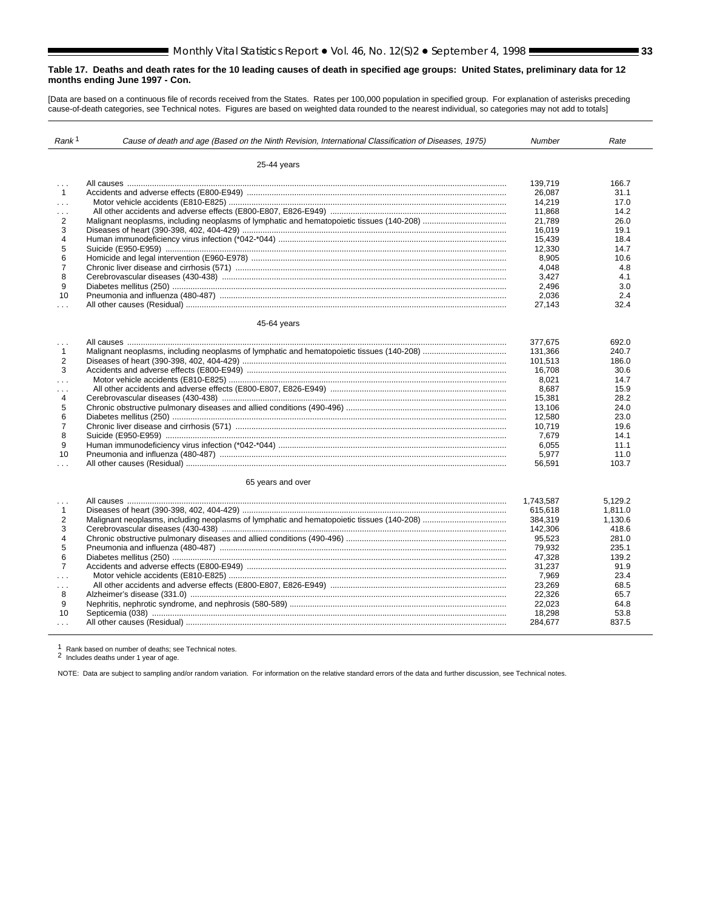**Table 17. Deaths and death rates for the 10 leading causes of death in specified age groups: United States, preliminary data for 12 months ending June 1997 - Con.**

[Data are based on a continuous file of records received from the States. Rates per 100,000 population in specified group. For explanation of asterisks preceding cause-of-death categories, see Technical notes. Figures are based on weighted data rounded to the nearest individual, so categories may not add to totals]

| *Rank* [1] | *Cause of death and age (Based on the Ninth Revision, International Classification of Diseases, 1975)* | *Number* | *Rate* |
|---|---|---|---|
| | 25-44 years | | |
| . . . | All causes | 139,719 | 166.7 |
| 1 | Accidents and adverse effects (E800-E949) | 26,087 | 31.1 |
| . . . | Motor vehicle accidents (E810-E825) | 14,219 | 17.0 |
| . . . | All other accidents and adverse effects (E800-E807, E826-E949) | 11,868 | 14.2 |
| 2 | Malignant neoplasms, including neoplasms of lymphatic and hematopoietic tissues (140-208) | 21,789 | 26.0 |
| 3 | Diseases of heart (390-398, 402, 404-429) | 16,019 | 19.1 |
| 4 | Human immunodeficiency virus infection (*042-*044) | 15,439 | 18.4 |
| 5 | Suicide (E950-E959) | 12,330 | 14.7 |
| 6 | Homicide and legal intervention (E960-E978) | 8,905 | 10.6 |
| 7 | Chronic liver disease and cirrhosis (571) | 4,048 | 4.8 |
| 8 | Cerebrovascular diseases (430-438) | 3,427 | 4.1 |
| 9 | Diabetes mellitus (250) | 2,496 | 3.0 |
| 10 | Pneumonia and influenza (480-487) | 2,036 | 2.4 |
| . . . | All other causes (Residual) | 27,143 | 32.4 |
| | 45-64 years | | |
| . . . | All causes | 377,675 | 692.0 |
| 1 | Malignant neoplasms, including neoplasms of lymphatic and hematopoietic tissues (140-208) | 131,366 | 240.7 |
| 2 | Diseases of heart (390-398, 402, 404-429) | 101,513 | 186.0 |
| 3 | Accidents and adverse effects (E800-E949) | 16,708 | 30.6 |
| . . . | Motor vehicle accidents (E810-E825) | 8,021 | 14.7 |
| . . . | All other accidents and adverse effects (E800-E807, E826-E949) | 8,687 | 15.9 |
| 4 | Cerebrovascular diseases (430-438) | 15,381 | 28.2 |
| 5 | Chronic obstructive pulmonary diseases and allied conditions (490-496) | 13,106 | 24.0 |
| 6 | Diabetes mellitus (250) | 12,580 | 23.0 |
| 7 | Chronic liver disease and cirrhosis (571) | 10,719 | 19.6 |
| 8 | Suicide (E950-E959) | 7,679 | 14.1 |
| 9 | Human immunodeficiency virus infection (*042-*044) | 6,055 | 11.1 |
| 10 | Pneumonia and influenza (480-487) | 5,977 | 11.0 |
| . . . | All other causes (Residual) | 56,591 | 103.7 |
| | 65 years and over | | |
| . . . | All causes | 1,743,587 | 5,129.2 |
| 1 | Diseases of heart (390-398, 402, 404-429) | 615,618 | 1,811.0 |
| 2 | Malignant neoplasms, including neoplasms of lymphatic and hematopoietic tissues (140-208) | 384,319 | 1,130.6 |
| 3 | Cerebrovascular diseases (430-438) | 142,306 | 418.6 |
| 4 | Chronic obstructive pulmonary diseases and allied conditions (490-496) | 95,523 | 281.0 |
| 5 | Pneumonia and influenza (480-487) | 79,932 | 235.1 |
| 6 | Diabetes mellitus (250) | 47,328 | 139.2 |
| 7 | Accidents and adverse effects (E800-E949) | 31,237 | 91.9 |
| . . . | Motor vehicle accidents (E810-E825) | 7,969 | 23.4 |
| . . . | All other accidents and adverse effects (E800-E807, E826-E949) | 23,269 | 68.5 |
| 8 | Alzheimer's disease (331.0) | 22,326 | 65.7 |
| 9 | Nephritis, nephrotic syndrome, and nephrosis (580-589) | 22,023 | 64.8 |
| 10 | Septicemia (038) | 18,298 | 53.8 |
| . . . | All other causes (Residual) | 284,677 | 837.5 |

[1] Rank based on number of deaths; see Technical notes.
[2] Includes deaths under 1 year of age.

NOTE: Data are subject to sampling and/or random variation. For information on the relative standard errors of the data and further discussion, see Technical notes.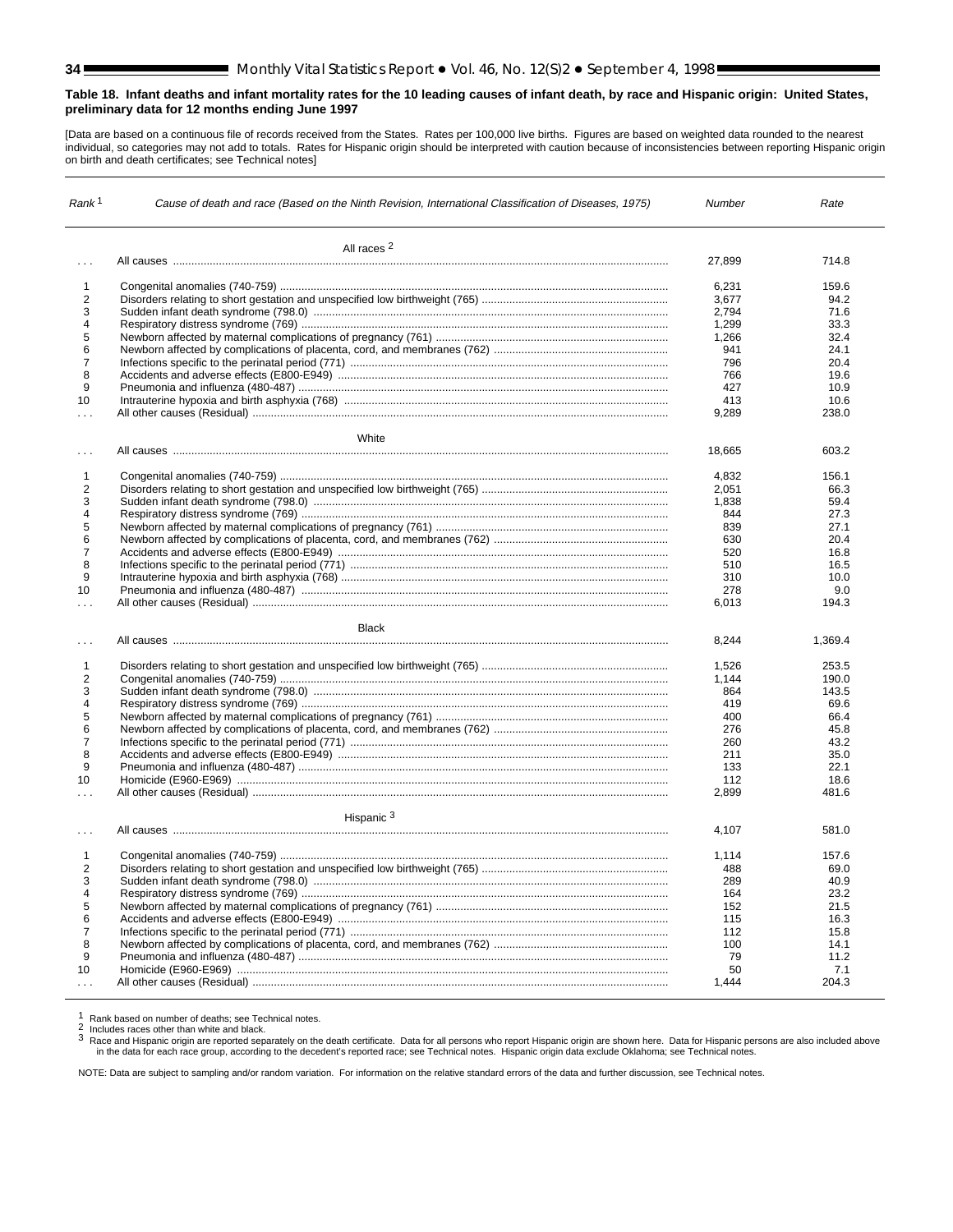**Table 18. Infant deaths and infant mortality rates for the 10 leading causes of infant death, by race and Hispanic origin: United States, preliminary data for 12 months ending June 1997**

[Data are based on a continuous file of records received from the States. Rates per 100,000 live births. Figures are based on weighted data rounded to the nearest individual, so categories may not add to totals. Rates for Hispanic origin should be interpreted with caution because of inconsistencies between reporting Hispanic origin on birth and death certificates; see Technical notes]

| Rank [1] | Cause of death and race (Based on the Ninth Revision, International Classification of Diseases, 1975) | Number | Rate |
|---|---|---|---|
| | **All races [2]** | | |
| . . . | All causes | 27,899 | 714.8 |
| 1 | Congenital anomalies (740-759) | 6,231 | 159.6 |
| 2 | Disorders relating to short gestation and unspecified low birthweight (765) | 3,677 | 94.2 |
| 3 | Sudden infant death syndrome (798.0) | 2,794 | 71.6 |
| 4 | Respiratory distress syndrome (769) | 1,299 | 33.3 |
| 5 | Newborn affected by maternal complications of pregnancy (761) | 1,266 | 32.4 |
| 6 | Newborn affected by complications of placenta, cord, and membranes (762) | 941 | 24.1 |
| 7 | Infections specific to the perinatal period (771) | 796 | 20.4 |
| 8 | Accidents and adverse effects (E800-E949) | 766 | 19.6 |
| 9 | Pneumonia and influenza (480-487) | 427 | 10.9 |
| 10 | Intrauterine hypoxia and birth asphyxia (768) | 413 | 10.6 |
| . . . | All other causes (Residual) | 9,289 | 238.0 |
| | **White** | | |
| . . . | All causes | 18,665 | 603.2 |
| 1 | Congenital anomalies (740-759) | 4,832 | 156.1 |
| 2 | Disorders relating to short gestation and unspecified low birthweight (765) | 2,051 | 66.3 |
| 3 | Sudden infant death syndrome (798.0) | 1,838 | 59.4 |
| 4 | Respiratory distress syndrome (769) | 844 | 27.3 |
| 5 | Newborn affected by maternal complications of pregnancy (761) | 839 | 27.1 |
| 6 | Newborn affected by complications of placenta, cord, and membranes (762) | 630 | 20.4 |
| 7 | Accidents and adverse effects (E800-E949) | 520 | 16.8 |
| 8 | Infections specific to the perinatal period (771) | 510 | 16.5 |
| 9 | Intrauterine hypoxia and birth asphyxia (768) | 310 | 10.0 |
| 10 | Pneumonia and influenza (480-487) | 278 | 9.0 |
| . . . | All other causes (Residual) | 6,013 | 194.3 |
| | **Black** | | |
| . . . | All causes | 8,244 | 1,369.4 |
| 1 | Disorders relating to short gestation and unspecified low birthweight (765) | 1,526 | 253.5 |
| 2 | Congenital anomalies (740-759) | 1,144 | 190.0 |
| 3 | Sudden infant death syndrome (798.0) | 864 | 143.5 |
| 4 | Respiratory distress syndrome (769) | 419 | 69.6 |
| 5 | Newborn affected by maternal complications of pregnancy (761) | 400 | 66.4 |
| 6 | Newborn affected by complications of placenta, cord, and membranes (762) | 276 | 45.8 |
| 7 | Infections specific to the perinatal period (771) | 260 | 43.2 |
| 8 | Accidents and adverse effects (E800-E949) | 211 | 35.0 |
| 9 | Pneumonia and influenza (480-487) | 133 | 22.1 |
| 10 | Homicide (E960-E969) | 112 | 18.6 |
| . . . | All other causes (Residual) | 2,899 | 481.6 |
| | **Hispanic [3]** | | |
| . . . | All causes | 4,107 | 581.0 |
| 1 | Congenital anomalies (740-759) | 1,114 | 157.6 |
| 2 | Disorders relating to short gestation and unspecified low birthweight (765) | 488 | 69.0 |
| 3 | Sudden infant death syndrome (798.0) | 289 | 40.9 |
| 4 | Respiratory distress syndrome (769) | 164 | 23.2 |
| 5 | Newborn affected by maternal complications of pregnancy (761) | 152 | 21.5 |
| 6 | Accidents and adverse effects (E800-E949) | 115 | 16.3 |
| 7 | Infections specific to the perinatal period (771) | 112 | 15.8 |
| 8 | Newborn affected by complications of placenta, cord, and membranes (762) | 100 | 14.1 |
| 9 | Pneumonia and influenza (480-487) | 79 | 11.2 |
| 10 | Homicide (E960-E969) | 50 | 7.1 |
| . . . | All other causes (Residual) | 1,444 | 204.3 |

[1] Rank based on number of deaths; see Technical notes.
[2] Includes races other than white and black.
[3] Race and Hispanic origin are reported separately on the death certificate. Data for all persons who report Hispanic origin are shown here. Data for Hispanic persons are also included above in the data for each race group, according to the decedent's reported race; see Technical notes. Hispanic origin data exclude Oklahoma; see Technical notes.

NOTE: Data are subject to sampling and/or random variation. For information on the relative standard errors of the data and further discussion, see Technical notes.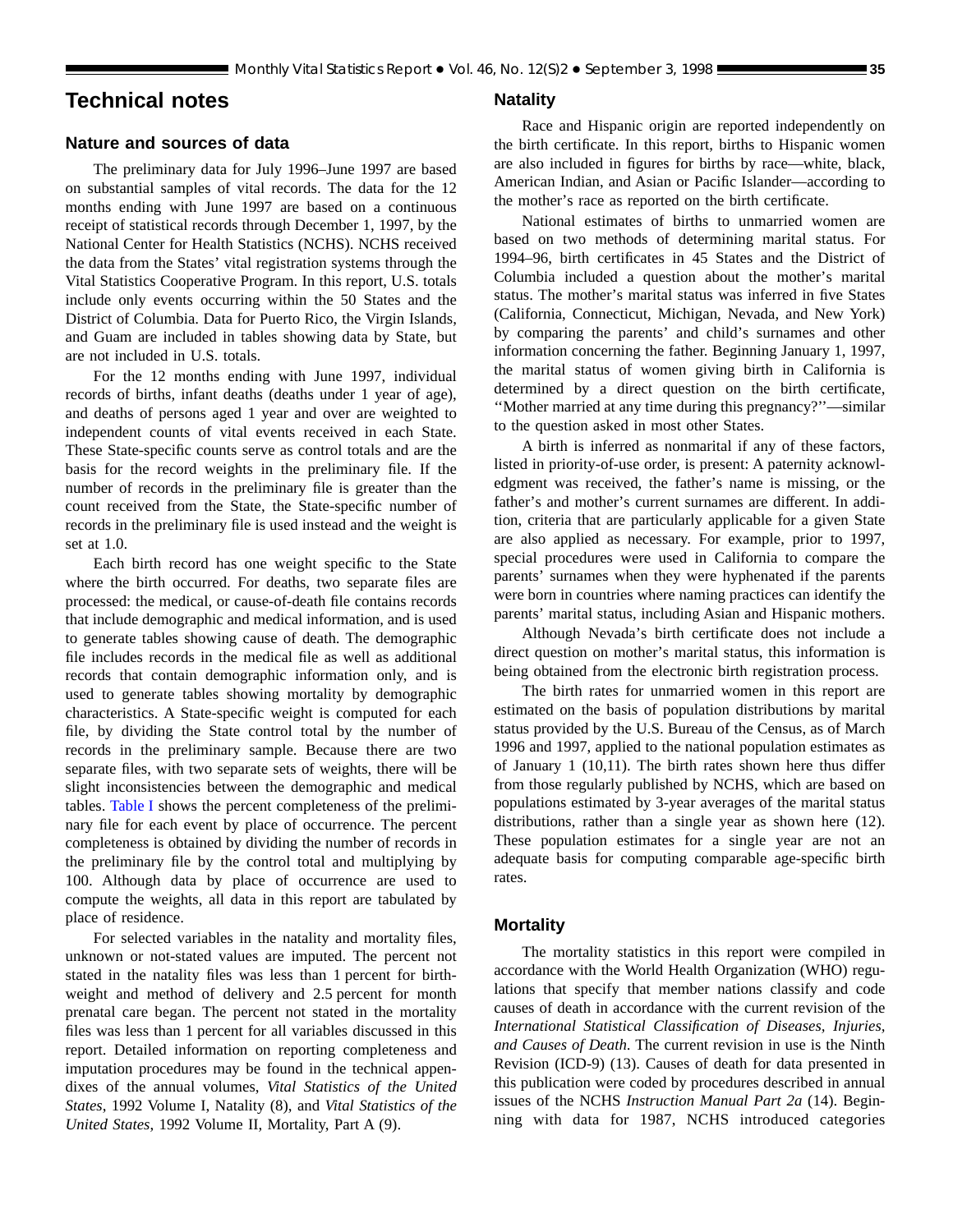# Technical notes

## Nature and sources of data

The preliminary data for July 1996–June 1997 are based on substantial samples of vital records. The data for the 12 months ending with June 1997 are based on a continuous receipt of statistical records through December 1, 1997, by the National Center for Health Statistics (NCHS). NCHS received the data from the States' vital registration systems through the Vital Statistics Cooperative Program. In this report, U.S. totals include only events occurring within the 50 States and the District of Columbia. Data for Puerto Rico, the Virgin Islands, and Guam are included in tables showing data by State, but are not included in U.S. totals.

For the 12 months ending with June 1997, individual records of births, infant deaths (deaths under 1 year of age), and deaths of persons aged 1 year and over are weighted to independent counts of vital events received in each State. These State-specific counts serve as control totals and are the basis for the record weights in the preliminary file. If the number of records in the preliminary file is greater than the count received from the State, the State-specific number of records in the preliminary file is used instead and the weight is set at 1.0.

Each birth record has one weight specific to the State where the birth occurred. For deaths, two separate files are processed: the medical, or cause-of-death file contains records that include demographic and medical information, and is used to generate tables showing cause of death. The demographic file includes records in the medical file as well as additional records that contain demographic information only, and is used to generate tables showing mortality by demographic characteristics. A State-specific weight is computed for each file, by dividing the State control total by the number of records in the preliminary sample. Because there are two separate files, with two separate sets of weights, there will be slight inconsistencies between the demographic and medical tables. Table I shows the percent completeness of the preliminary file for each event by place of occurrence. The percent completeness is obtained by dividing the number of records in the preliminary file by the control total and multiplying by 100. Although data by place of occurrence are used to compute the weights, all data in this report are tabulated by place of residence.

For selected variables in the natality and mortality files, unknown or not-stated values are imputed. The percent not stated in the natality files was less than 1 percent for birthweight and method of delivery and 2.5 percent for month prenatal care began. The percent not stated in the mortality files was less than 1 percent for all variables discussed in this report. Detailed information on reporting completeness and imputation procedures may be found in the technical appendixes of the annual volumes, *Vital Statistics of the United States*, 1992 Volume I, Natality (8), and *Vital Statistics of the United States*, 1992 Volume II, Mortality, Part A (9).

## Natality

Race and Hispanic origin are reported independently on the birth certificate. In this report, births to Hispanic women are also included in figures for births by race—white, black, American Indian, and Asian or Pacific Islander—according to the mother's race as reported on the birth certificate.

National estimates of births to unmarried women are based on two methods of determining marital status. For 1994–96, birth certificates in 45 States and the District of Columbia included a question about the mother's marital status. The mother's marital status was inferred in five States (California, Connecticut, Michigan, Nevada, and New York) by comparing the parents' and child's surnames and other information concerning the father. Beginning January 1, 1997, the marital status of women giving birth in California is determined by a direct question on the birth certificate, ''Mother married at any time during this pregnancy?''—similar to the question asked in most other States.

A birth is inferred as nonmarital if any of these factors, listed in priority-of-use order, is present: A paternity acknowledgment was received, the father's name is missing, or the father's and mother's current surnames are different. In addition, criteria that are particularly applicable for a given State are also applied as necessary. For example, prior to 1997, special procedures were used in California to compare the parents' surnames when they were hyphenated if the parents were born in countries where naming practices can identify the parents' marital status, including Asian and Hispanic mothers.

Although Nevada's birth certificate does not include a direct question on mother's marital status, this information is being obtained from the electronic birth registration process.

The birth rates for unmarried women in this report are estimated on the basis of population distributions by marital status provided by the U.S. Bureau of the Census, as of March 1996 and 1997, applied to the national population estimates as of January 1 (10,11). The birth rates shown here thus differ from those regularly published by NCHS, which are based on populations estimated by 3-year averages of the marital status distributions, rather than a single year as shown here (12). These population estimates for a single year are not an adequate basis for computing comparable age-specific birth rates.

## Mortality

The mortality statistics in this report were compiled in accordance with the World Health Organization (WHO) regulations that specify that member nations classify and code causes of death in accordance with the current revision of the *International Statistical Classification of Diseases, Injuries, and Causes of Death*. The current revision in use is the Ninth Revision (ICD-9) (13). Causes of death for data presented in this publication were coded by procedures described in annual issues of the NCHS *Instruction Manual Part 2a* (14). Beginning with data for 1987, NCHS introduced categories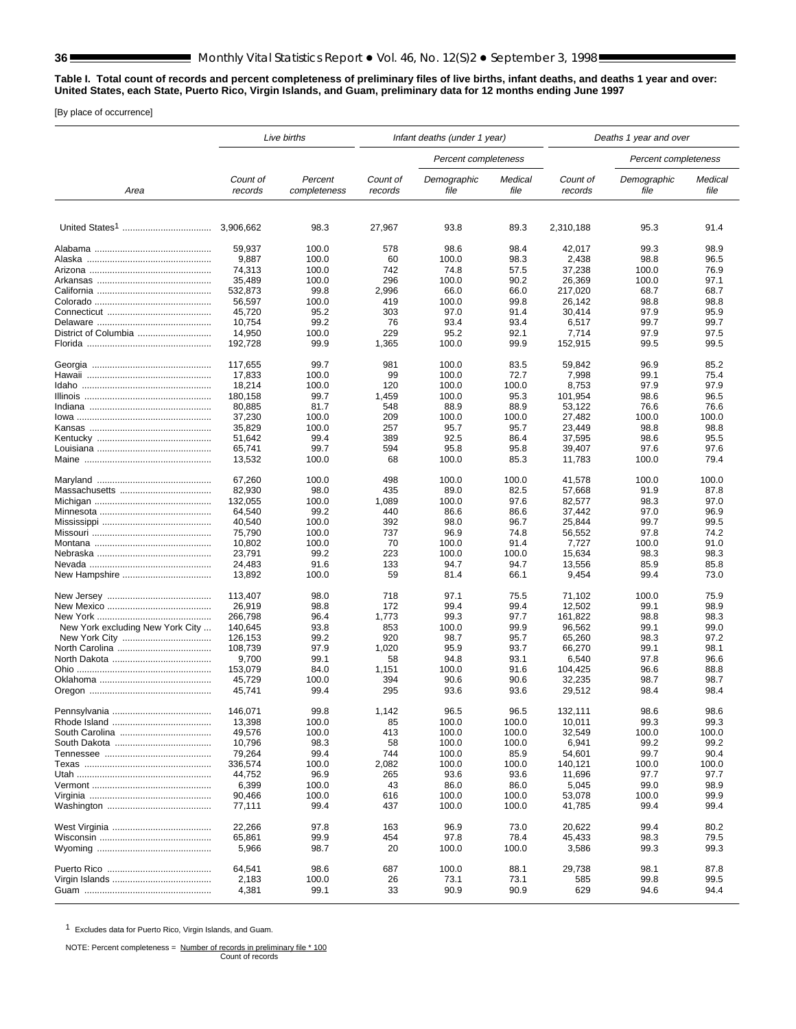**Table I. Total count of records and percent completeness of preliminary files of live births, infant deaths, and deaths 1 year and over: United States, each State, Puerto Rico, Virgin Islands, and Guam, preliminary data for 12 months ending June 1997**

[By place of occurrence]

| Area | *Live births* | | *Infant deaths (under 1 year)* | | | *Deaths 1 year and over* | | |
|---|---|---|---|---|---|---|---|---|
| | | | | *Percent completeness* | | | *Percent completeness* | |
| | *Count of records* | *Percent completeness* | *Count of records* | *Demographic file* | *Medical file* | *Count of records* | *Demographic file* | *Medical file* |
| United States[1] | 3,906,662 | 98.3 | 27,967 | 93.8 | 89.3 | 2,310,188 | 95.3 | 91.4 |
| Alabama | 59,937 | 100.0 | 578 | 98.6 | 98.4 | 42,017 | 99.3 | 98.9 |
| Alaska | 9,887 | 100.0 | 60 | 100.0 | 98.3 | 2,438 | 98.8 | 96.5 |
| Arizona | 74,313 | 100.0 | 742 | 74.8 | 57.5 | 37,238 | 100.0 | 76.9 |
| Arkansas | 35,489 | 100.0 | 296 | 100.0 | 90.2 | 26,369 | 100.0 | 97.1 |
| California | 532,873 | 99.8 | 2,996 | 66.0 | 66.0 | 217,020 | 68.7 | 68.7 |
| Colorado | 56,597 | 100.0 | 419 | 100.0 | 99.8 | 26,142 | 98.8 | 98.8 |
| Connecticut | 45,720 | 95.2 | 303 | 97.0 | 91.4 | 30,414 | 97.9 | 95.9 |
| Delaware | 10,754 | 99.2 | 76 | 93.4 | 93.4 | 6,517 | 99.7 | 99.7 |
| District of Columbia | 14,950 | 100.0 | 229 | 95.2 | 92.1 | 7,714 | 97.9 | 97.5 |
| Florida | 192,728 | 99.9 | 1,365 | 100.0 | 99.9 | 152,915 | 99.5 | 99.5 |
| Georgia | 117,655 | 99.7 | 981 | 100.0 | 83.5 | 59,842 | 96.9 | 85.2 |
| Hawaii | 17,833 | 100.0 | 99 | 100.0 | 72.7 | 7,998 | 99.1 | 75.4 |
| Idaho | 18,214 | 100.0 | 120 | 100.0 | 100.0 | 8,753 | 97.9 | 97.9 |
| Illinois | 180,158 | 99.7 | 1,459 | 100.0 | 95.3 | 101,954 | 98.6 | 96.5 |
| Indiana | 80,885 | 81.7 | 548 | 88.9 | 88.9 | 53,122 | 76.6 | 76.6 |
| Iowa | 37,230 | 100.0 | 209 | 100.0 | 100.0 | 27,482 | 100.0 | 100.0 |
| Kansas | 35,829 | 100.0 | 257 | 95.7 | 95.7 | 23,449 | 98.8 | 98.8 |
| Kentucky | 51,642 | 99.4 | 389 | 92.5 | 86.4 | 37,595 | 98.6 | 95.5 |
| Louisiana | 65,741 | 99.7 | 594 | 95.8 | 95.8 | 39,407 | 97.6 | 97.6 |
| Maine | 13,532 | 100.0 | 68 | 100.0 | 85.3 | 11,783 | 100.0 | 79.4 |
| Maryland | 67,260 | 100.0 | 498 | 100.0 | 100.0 | 41,578 | 100.0 | 100.0 |
| Massachusetts | 82,930 | 98.0 | 435 | 89.0 | 82.5 | 57,668 | 91.9 | 87.8 |
| Michigan | 132,055 | 100.0 | 1,089 | 100.0 | 97.6 | 82,577 | 98.3 | 97.0 |
| Minnesota | 64,540 | 99.2 | 440 | 86.6 | 86.6 | 37,442 | 97.0 | 96.9 |
| Mississippi | 40,540 | 100.0 | 392 | 98.0 | 96.7 | 25,844 | 99.7 | 99.5 |
| Missouri | 75,790 | 100.0 | 737 | 96.9 | 74.8 | 56,552 | 97.8 | 74.2 |
| Montana | 10,802 | 100.0 | 70 | 100.0 | 91.4 | 7,727 | 100.0 | 91.0 |
| Nebraska | 23,791 | 99.2 | 223 | 100.0 | 100.0 | 15,634 | 98.3 | 98.3 |
| Nevada | 24,483 | 91.6 | 133 | 94.7 | 94.7 | 13,556 | 85.9 | 85.8 |
| New Hampshire | 13,892 | 100.0 | 59 | 81.4 | 66.1 | 9,454 | 99.4 | 73.0 |
| New Jersey | 113,407 | 98.0 | 718 | 97.1 | 75.5 | 71,102 | 100.0 | 75.9 |
| New Mexico | 26,919 | 98.8 | 172 | 99.4 | 99.4 | 12,502 | 99.1 | 98.9 |
| New York | 266,798 | 96.4 | 1,773 | 99.3 | 97.7 | 161,822 | 98.8 | 98.3 |
| New York excluding New York City | 140,645 | 93.8 | 853 | 100.0 | 99.9 | 96,562 | 99.1 | 99.0 |
| New York City | 126,153 | 99.2 | 920 | 98.7 | 95.7 | 65,260 | 98.3 | 97.2 |
| North Carolina | 108,739 | 97.9 | 1,020 | 95.9 | 93.7 | 66,270 | 99.1 | 98.1 |
| North Dakota | 9,700 | 99.1 | 58 | 94.8 | 93.1 | 6,540 | 97.8 | 96.6 |
| Ohio | 153,079 | 84.0 | 1,151 | 100.0 | 91.6 | 104,425 | 96.6 | 88.8 |
| Oklahoma | 45,729 | 100.0 | 394 | 90.6 | 90.6 | 32,235 | 98.7 | 98.7 |
| Oregon | 45,741 | 99.4 | 295 | 93.6 | 93.6 | 29,512 | 98.4 | 98.4 |
| Pennsylvania | 146,071 | 99.8 | 1,142 | 96.5 | 96.5 | 132,111 | 98.6 | 98.6 |
| Rhode Island | 13,398 | 100.0 | 85 | 100.0 | 100.0 | 10,011 | 99.3 | 99.3 |
| South Carolina | 49,576 | 100.0 | 413 | 100.0 | 100.0 | 32,549 | 100.0 | 100.0 |
| South Dakota | 10,796 | 98.3 | 58 | 100.0 | 100.0 | 6,941 | 99.2 | 99.2 |
| Tennessee | 79,264 | 99.4 | 744 | 100.0 | 85.9 | 54,601 | 99.7 | 90.4 |
| Texas | 336,574 | 100.0 | 2,082 | 100.0 | 100.0 | 140,121 | 100.0 | 100.0 |
| Utah | 44,752 | 96.9 | 265 | 93.6 | 93.6 | 11,696 | 97.7 | 97.7 |
| Vermont | 6,399 | 100.0 | 43 | 86.0 | 86.0 | 5,045 | 99.0 | 98.9 |
| Virginia | 90,466 | 100.0 | 616 | 100.0 | 100.0 | 53,078 | 100.0 | 99.9 |
| Washington | 77,111 | 99.4 | 437 | 100.0 | 100.0 | 41,785 | 99.4 | 99.4 |
| West Virginia | 22,266 | 97.8 | 163 | 96.9 | 73.0 | 20,622 | 99.4 | 80.2 |
| Wisconsin | 65,861 | 99.9 | 454 | 97.8 | 78.4 | 45,433 | 98.3 | 79.5 |
| Wyoming | 5,966 | 98.7 | 20 | 100.0 | 100.0 | 3,586 | 99.3 | 99.3 |
| Puerto Rico | 64,541 | 98.6 | 687 | 100.0 | 88.1 | 29,738 | 98.1 | 87.8 |
| Virgin Islands | 2,183 | 100.0 | 26 | 73.1 | 73.1 | 585 | 99.8 | 99.5 |
| Guam | 4,381 | 99.1 | 33 | 90.9 | 90.9 | 629 | 94.6 | 94.4 |

[1] Excludes data for Puerto Rico, Virgin Islands, and Guam.

NOTE: Percent completeness = $\frac{\text{Number of records in preliminary file} * 100}{\text{Count of records}}$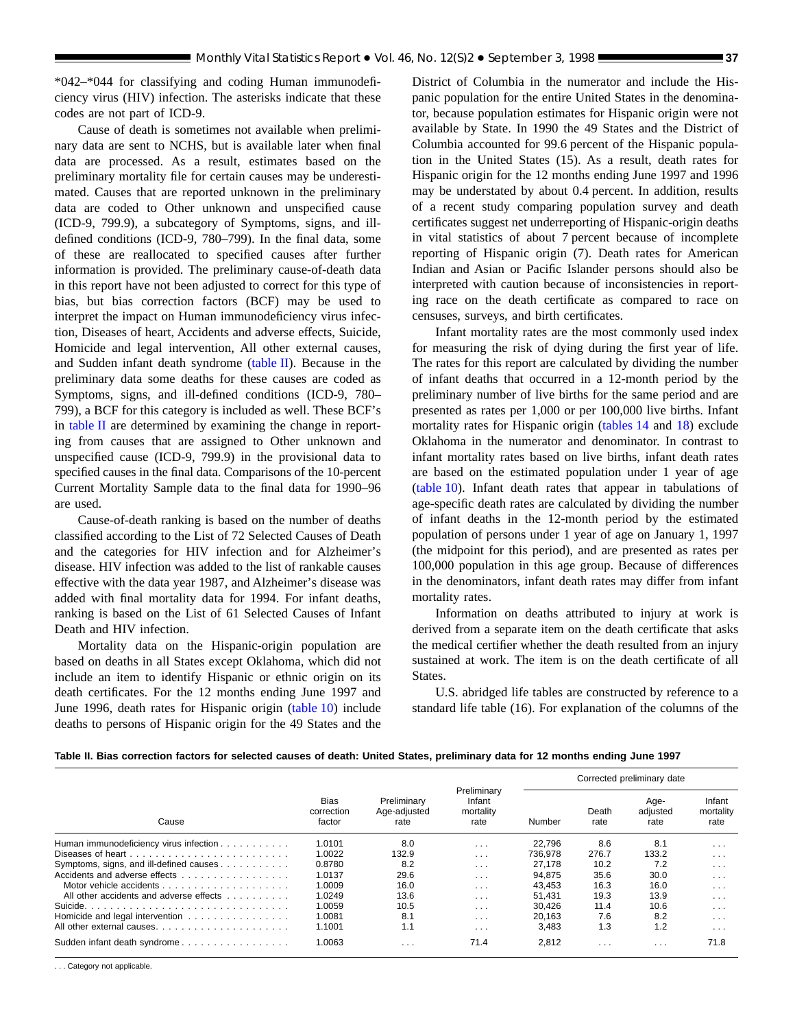*042–*044 for classifying and coding Human immunodeficiency virus (HIV) infection. The asterisks indicate that these codes are not part of ICD-9.

Cause of death is sometimes not available when preliminary data are sent to NCHS, but is available later when final data are processed. As a result, estimates based on the preliminary mortality file for certain causes may be underestimated. Causes that are reported unknown in the preliminary data are coded to Other unknown and unspecified cause (ICD-9, 799.9), a subcategory of Symptoms, signs, and ill-defined conditions (ICD-9, 780–799). In the final data, some of these are reallocated to specified causes after further information is provided. The preliminary cause-of-death data in this report have not been adjusted to correct for this type of bias, but bias correction factors (BCF) may be used to interpret the impact on Human immunodeficiency virus infection, Diseases of heart, Accidents and adverse effects, Suicide, Homicide and legal intervention, All other external causes, and Sudden infant death syndrome (table II). Because in the preliminary data some deaths for these causes are coded as Symptoms, signs, and ill-defined conditions (ICD-9, 780–799), a BCF for this category is included as well. These BCF's in table II are determined by examining the change in reporting from causes that are assigned to Other unknown and unspecified cause (ICD-9, 799.9) in the provisional data to specified causes in the final data. Comparisons of the 10-percent Current Mortality Sample data to the final data for 1990–96 are used.

Cause-of-death ranking is based on the number of deaths classified according to the List of 72 Selected Causes of Death and the categories for HIV infection and for Alzheimer's disease. HIV infection was added to the list of rankable causes effective with the data year 1987, and Alzheimer's disease was added with final mortality data for 1994. For infant deaths, ranking is based on the List of 61 Selected Causes of Infant Death and HIV infection.

Mortality data on the Hispanic-origin population are based on deaths in all States except Oklahoma, which did not include an item to identify Hispanic or ethnic origin on its death certificates. For the 12 months ending June 1997 and June 1996, death rates for Hispanic origin (table 10) include deaths to persons of Hispanic origin for the 49 States and the District of Columbia in the numerator and include the Hispanic population for the entire United States in the denominator, because population estimates for Hispanic origin were not available by State. In 1990 the 49 States and the District of Columbia accounted for 99.6 percent of the Hispanic population in the United States (15). As a result, death rates for Hispanic origin for the 12 months ending June 1997 and 1996 may be understated by about 0.4 percent. In addition, results of a recent study comparing population survey and death certificates suggest net underreporting of Hispanic-origin deaths in vital statistics of about 7 percent because of incomplete reporting of Hispanic origin (7). Death rates for American Indian and Asian or Pacific Islander persons should also be interpreted with caution because of inconsistencies in reporting race on the death certificate as compared to race on censuses, surveys, and birth certificates.

Infant mortality rates are the most commonly used index for measuring the risk of dying during the first year of life. The rates for this report are calculated by dividing the number of infant deaths that occurred in a 12-month period by the preliminary number of live births for the same period and are presented as rates per 1,000 or per 100,000 live births. Infant mortality rates for Hispanic origin (tables 14 and 18) exclude Oklahoma in the numerator and denominator. In contrast to infant mortality rates based on live births, infant death rates are based on the estimated population under 1 year of age (table 10). Infant death rates that appear in tabulations of age-specific death rates are calculated by dividing the number of infant deaths in the 12-month period by the estimated population of persons under 1 year of age on January 1, 1997 (the midpoint for this period), and are presented as rates per 100,000 population in this age group. Because of differences in the denominators, infant death rates may differ from infant mortality rates.

Information on deaths attributed to injury at work is derived from a separate item on the death certificate that asks the medical certifier whether the death resulted from an injury sustained at work. The item is on the death certificate of all States.

U.S. abridged life tables are constructed by reference to a standard life table (16). For explanation of the columns of the

**Table II. Bias correction factors for selected causes of death: United States, preliminary data for 12 months ending June 1997**

| Cause | Bias correction factor | Preliminary Age-adjusted rate | Preliminary Infant mortality rate | Corrected preliminary date | | | |
|---|---|---|---|---|---|---|---|
| | | | | Number | Death rate | Age-adjusted rate | Infant mortality rate |
| Human immunodeficiency virus infection | 1.0101 | 8.0 | . . . | 22,796 | 8.6 | 8.1 | . . . |
| Diseases of heart | 1.0022 | 132.9 | . . . | 736,978 | 276.7 | 133.2 | . . . |
| Symptoms, signs, and ill-defined causes | 0.8780 | 8.2 | . . . | 27,178 | 10.2 | 7.2 | . . . |
| Accidents and adverse effects | 1.0137 | 29.6 | . . . | 94,875 | 35.6 | 30.0 | . . . |
| Motor vehicle accidents | 1.0009 | 16.0 | . . . | 43,453 | 16.3 | 16.0 | . . . |
| All other accidents and adverse effects | 1.0249 | 13.6 | . . . | 51,431 | 19.3 | 13.9 | . . . |
| Suicide | 1.0059 | 10.5 | . . . | 30,426 | 11.4 | 10.6 | . . . |
| Homicide and legal intervention | 1.0081 | 8.1 | . . . | 20,163 | 7.6 | 8.2 | . . . |
| All other external causes | 1.1001 | 1.1 | . . . | 3,483 | 1.3 | 1.2 | . . . |
| Sudden infant death syndrome | 1.0063 | . . . | 71.4 | 2,812 | . . . | . . . | 71.8 |

. . . Category not applicable.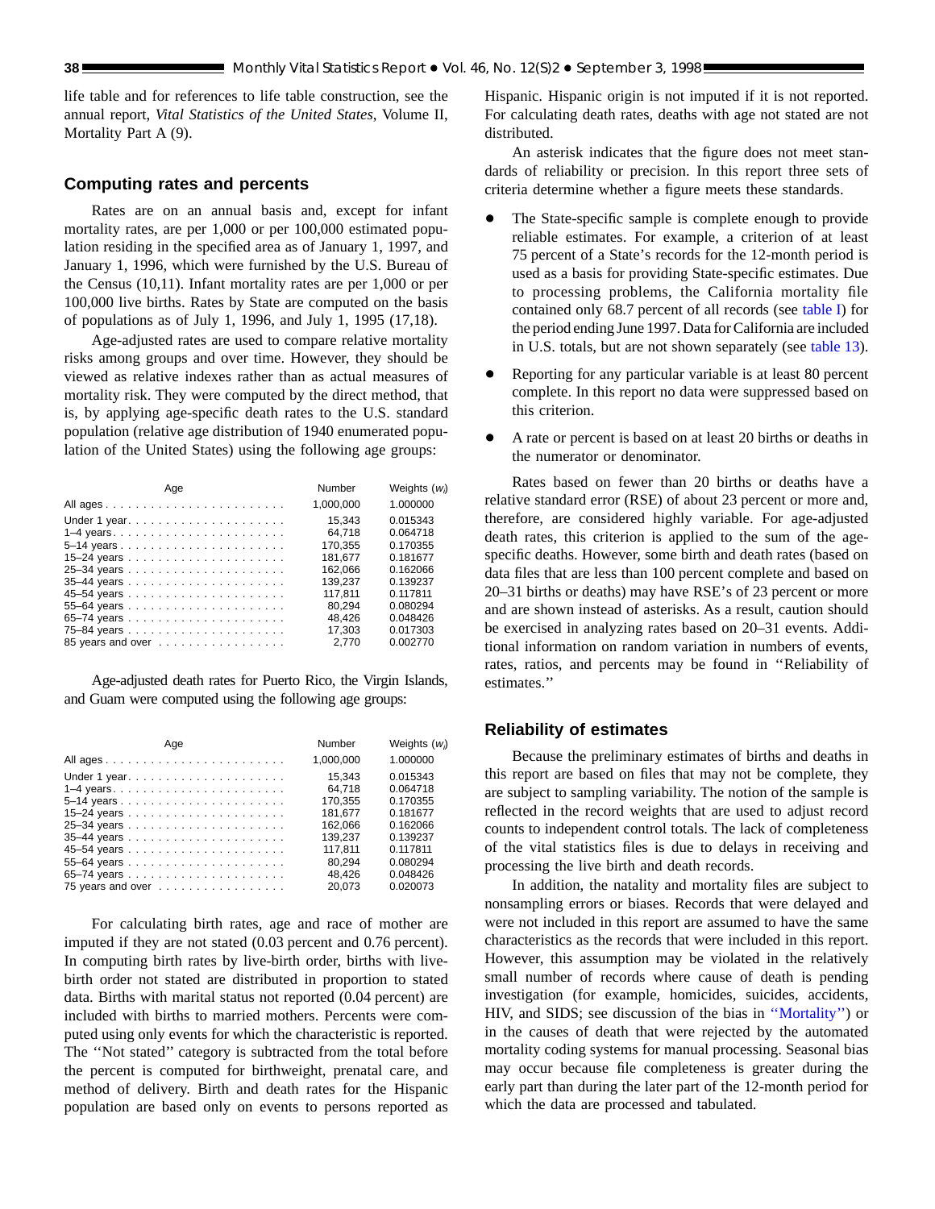life table and for references to life table construction, see the annual report, *Vital Statistics of the United States*, Volume II, Mortality Part A (9).

## Computing rates and percents

Rates are on an annual basis and, except for infant mortality rates, are per 1,000 or per 100,000 estimated population residing in the specified area as of January 1, 1997, and January 1, 1996, which were furnished by the U.S. Bureau of the Census (10,11). Infant mortality rates are per 1,000 or per 100,000 live births. Rates by State are computed on the basis of populations as of July 1, 1996, and July 1, 1995 (17,18).

Age-adjusted rates are used to compare relative mortality risks among groups and over time. However, they should be viewed as relative indexes rather than as actual measures of mortality risk. They were computed by the direct method, that is, by applying age-specific death rates to the U.S. standard population (relative age distribution of 1940 enumerated population of the United States) using the following age groups:

| Age | Number | Weights ($w_i$) |
|---|---|---|
| All ages | 1,000,000 | 1.000000 |
| Under 1 year | 15,343 | 0.015343 |
| 1–4 years | 64,718 | 0.064718 |
| 5–14 years | 170,355 | 0.170355 |
| 15–24 years | 181,677 | 0.181677 |
| 25–34 years | 162,066 | 0.162066 |
| 35–44 years | 139,237 | 0.139237 |
| 45–54 years | 117,811 | 0.117811 |
| 55–64 years | 80,294 | 0.080294 |
| 65–74 years | 48,426 | 0.048426 |
| 75–84 years | 17,303 | 0.017303 |
| 85 years and over | 2,770 | 0.002770 |

Age-adjusted death rates for Puerto Rico, the Virgin Islands, and Guam were computed using the following age groups:

| Age | Number | Weights ($w_i$) |
|---|---|---|
| All ages | 1,000,000 | 1.000000 |
| Under 1 year | 15,343 | 0.015343 |
| 1–4 years | 64,718 | 0.064718 |
| 5–14 years | 170,355 | 0.170355 |
| 15–24 years | 181,677 | 0.181677 |
| 25–34 years | 162,066 | 0.162066 |
| 35–44 years | 139,237 | 0.139237 |
| 45–54 years | 117,811 | 0.117811 |
| 55–64 years | 80,294 | 0.080294 |
| 65–74 years | 48,426 | 0.048426 |
| 75 years and over | 20,073 | 0.020073 |

For calculating birth rates, age and race of mother are imputed if they are not stated (0.03 percent and 0.76 percent). In computing birth rates by live-birth order, births with live-birth order not stated are distributed in proportion to stated data. Births with marital status not reported (0.04 percent) are included with births to married mothers. Percents were computed using only events for which the characteristic is reported. The ''Not stated'' category is subtracted from the total before the percent is computed for birthweight, prenatal care, and method of delivery. Birth and death rates for the Hispanic population are based only on events to persons reported as Hispanic. Hispanic origin is not imputed if it is not reported. For calculating death rates, deaths with age not stated are not distributed.

An asterisk indicates that the figure does not meet standards of reliability or precision. In this report three sets of criteria determine whether a figure meets these standards.

- The State-specific sample is complete enough to provide reliable estimates. For example, a criterion of at least 75 percent of a State's records for the 12-month period is used as a basis for providing State-specific estimates. Due to processing problems, the California mortality file contained only 68.7 percent of all records (see table I) for the period ending June 1997. Data for California are included in U.S. totals, but are not shown separately (see table 13).
- Reporting for any particular variable is at least 80 percent complete. In this report no data were suppressed based on this criterion.
- A rate or percent is based on at least 20 births or deaths in the numerator or denominator.

Rates based on fewer than 20 births or deaths have a relative standard error (RSE) of about 23 percent or more and, therefore, are considered highly variable. For age-adjusted death rates, this criterion is applied to the sum of the age-specific deaths. However, some birth and death rates (based on data files that are less than 100 percent complete and based on 20–31 births or deaths) may have RSE's of 23 percent or more and are shown instead of asterisks. As a result, caution should be exercised in analyzing rates based on 20–31 events. Additional information on random variation in numbers of events, rates, ratios, and percents may be found in ''Reliability of estimates.''

## Reliability of estimates

Because the preliminary estimates of births and deaths in this report are based on files that may not be complete, they are subject to sampling variability. The notion of the sample is reflected in the record weights that are used to adjust record counts to independent control totals. The lack of completeness of the vital statistics files is due to delays in receiving and processing the live birth and death records.

In addition, the natality and mortality files are subject to nonsampling errors or biases. Records that were delayed and were not included in this report are assumed to have the same characteristics as the records that were included in this report. However, this assumption may be violated in the relatively small number of records where cause of death is pending investigation (for example, homicides, suicides, accidents, HIV, and SIDS; see discussion of the bias in ''Mortality'') or in the causes of death that were rejected by the automated mortality coding systems for manual processing. Seasonal bias may occur because file completeness is greater during the early part than during the later part of the 12-month period for which the data are processed and tabulated.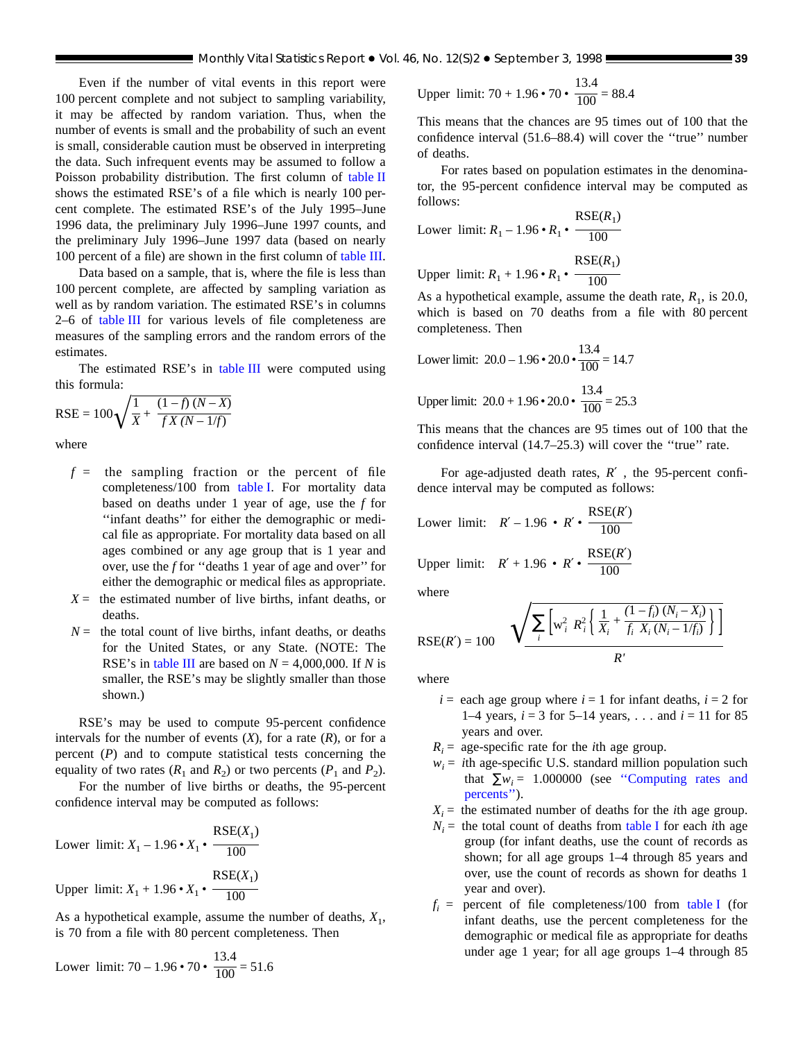Even if the number of vital events in this report were 100 percent complete and not subject to sampling variability, it may be affected by random variation. Thus, when the number of events is small and the probability of such an event is small, considerable caution must be observed in interpreting the data. Such infrequent events may be assumed to follow a Poisson probability distribution. The first column of table II shows the estimated RSE's of a file which is nearly 100 percent complete. The estimated RSE's of the July 1995–June 1996 data, the preliminary July 1996–June 1997 counts, and the preliminary July 1996–June 1997 data (based on nearly 100 percent of a file) are shown in the first column of table III.

Data based on a sample, that is, where the file is less than 100 percent complete, are affected by sampling variation as well as by random variation. The estimated RSE's in columns 2–6 of table III for various levels of file completeness are measures of the sampling errors and the random errors of the estimates.

The estimated RSE's in table III were computed using this formula:

$$\text{RSE} = 100\sqrt{\frac{1}{X} + \frac{(1-f)\,(N-X)}{f\,X\,(N-1/f)}}$$

where

- $f$ = the sampling fraction or the percent of file completeness/100 from table I. For mortality data based on deaths under 1 year of age, use the $f$ for ''infant deaths'' for either the demographic or medical file as appropriate. For mortality data based on all ages combined or any age group that is 1 year and over, use the $f$ for ''deaths 1 year of age and over'' for either the demographic or medical files as appropriate.
- $X$ = the estimated number of live births, infant deaths, or deaths.
- $N$ = the total count of live births, infant deaths, or deaths for the United States, or any State. (NOTE: The RSE's in table III are based on $N$ = 4,000,000. If $N$ is smaller, the RSE's may be slightly smaller than those shown.)

RSE's may be used to compute 95-percent confidence intervals for the number of events ($X$), for a rate ($R$), or for a percent ($P$) and to compute statistical tests concerning the equality of two rates ($R_1$ and $R_2$) or two percents ($P_1$ and $P_2$).

For the number of live births or deaths, the 95-percent confidence interval may be computed as follows:

$$\text{Lower limit: } X_1 - 1.96 \bullet X_1 \bullet \frac{\text{RSE}(X_1)}{100}$$

$$\text{Upper limit: } X_1 + 1.96 \bullet X_1 \bullet \frac{\text{RSE}(X_1)}{100}$$

As a hypothetical example, assume the number of deaths, $X_1$, is 70 from a file with 80 percent completeness. Then

$$\text{Lower limit: } 70 - 1.96 \bullet 70 \bullet \frac{13.4}{100} = 51.6$$

$$\text{Upper limit: } 70 + 1.96 \bullet 70 \bullet \frac{13.4}{100} = 88.4$$

This means that the chances are 95 times out of 100 that the confidence interval (51.6–88.4) will cover the ''true'' number of deaths.

For rates based on population estimates in the denominator, the 95-percent confidence interval may be computed as follows:

$$\text{Lower limit: } R_1 - 1.96 \bullet R_1 \bullet \frac{\text{RSE}(R_1)}{100}$$

$$\text{Upper limit: } R_1 + 1.96 \bullet R_1 \bullet \frac{\text{RSE}(R_1)}{100}$$

As a hypothetical example, assume the death rate, $R_1$, is 20.0, which is based on 70 deaths from a file with 80 percent completeness. Then

$$\text{Lower limit: } 20.0 - 1.96 \bullet 20.0 \bullet \frac{13.4}{100} = 14.7$$

$$\text{Upper limit: } 20.0 + 1.96 \bullet 20.0 \bullet \frac{13.4}{100} = 25.3$$

This means that the chances are 95 times out of 100 that the confidence interval (14.7–25.3) will cover the ''true'' rate.

For age-adjusted death rates, $R'$, the 95-percent confidence interval may be computed as follows:

$$\text{Lower limit: } R' - 1.96 \bullet R' \bullet \frac{\text{RSE}(R')}{100}$$

$$\text{Upper limit: } R' + 1.96 \bullet R' \bullet \frac{\text{RSE}(R')}{100}$$

where

$$\text{RSE}(R') = 100\,\frac{\sqrt{\sum_i \left[ w_i^2\ R_i^2 \left\{ \frac{1}{X_i} + \frac{(1-f_i)\,(N_i - X_i)}{f_i\ X_i\,(N_i - 1/f_i)} \right\} \right]}}{R'}$$

where

- $i$ = each age group where $i$ = 1 for infant deaths, $i$ = 2 for 1–4 years, $i$ = 3 for 5–14 years, . . . and $i$ = 11 for 85 years and over.
- $R_i$ = age-specific rate for the $i$th age group.
- $w_i$ = $i$th age-specific U.S. standard million population such that $\sum w_i$ = 1.000000 (see ''Computing rates and percents'').
- $X_i$ = the estimated number of deaths for the $i$th age group.
- $N_i$ = the total count of deaths from table I for each $i$th age group (for infant deaths, use the count of records as shown; for all age groups 1–4 through 85 years and over, use the count of records as shown for deaths 1 year and over).
- $f_i$ = percent of file completeness/100 from table I (for infant deaths, use the percent completeness for the demographic or medical file as appropriate for deaths under age 1 year; for all age groups 1–4 through 85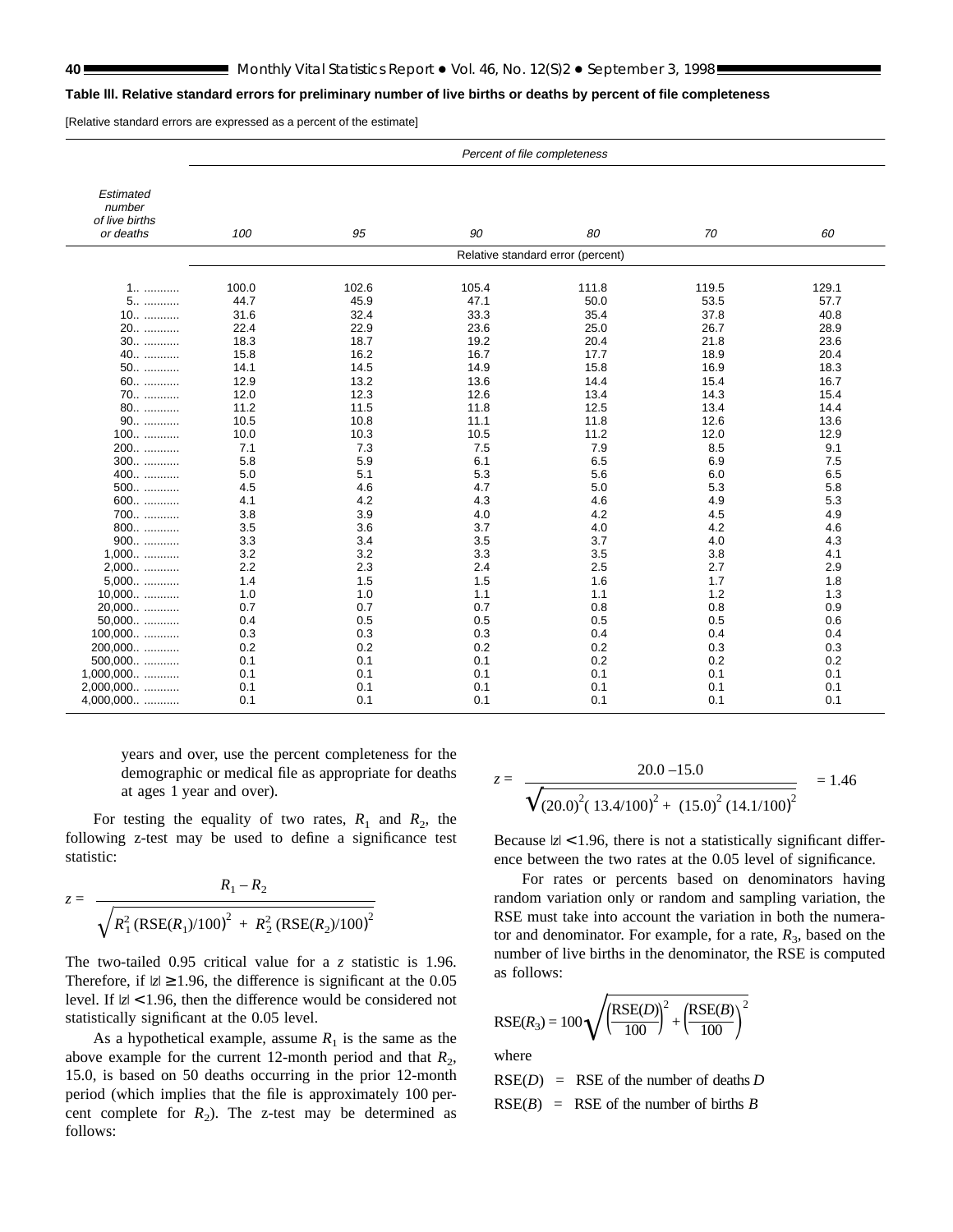**Table lll. Relative standard errors for preliminary number of live births or deaths by percent of file completeness**

[Relative standard errors are expressed as a percent of the estimate]

| *Estimated number of live births or deaths* | *Percent of file completeness* | | | | | |
|---|---|---|---|---|---|---|
| | *100* | *95* | *90* | *80* | *70* | *60* |
| | Relative standard error (percent) | | | | | |
| 1 | 100.0 | 102.6 | 105.4 | 111.8 | 119.5 | 129.1 |
| 5 | 44.7 | 45.9 | 47.1 | 50.0 | 53.5 | 57.7 |
| 10 | 31.6 | 32.4 | 33.3 | 35.4 | 37.8 | 40.8 |
| 20 | 22.4 | 22.9 | 23.6 | 25.0 | 26.7 | 28.9 |
| 30 | 18.3 | 18.7 | 19.2 | 20.4 | 21.8 | 23.6 |
| 40 | 15.8 | 16.2 | 16.7 | 17.7 | 18.9 | 20.4 |
| 50 | 14.1 | 14.5 | 14.9 | 15.8 | 16.9 | 18.3 |
| 60 | 12.9 | 13.2 | 13.6 | 14.4 | 15.4 | 16.7 |
| 70 | 12.0 | 12.3 | 12.6 | 13.4 | 14.3 | 15.4 |
| 80 | 11.2 | 11.5 | 11.8 | 12.5 | 13.4 | 14.4 |
| 90 | 10.5 | 10.8 | 11.1 | 11.8 | 12.6 | 13.6 |
| 100 | 10.0 | 10.3 | 10.5 | 11.2 | 12.0 | 12.9 |
| 200 | 7.1 | 7.3 | 7.5 | 7.9 | 8.5 | 9.1 |
| 300 | 5.8 | 5.9 | 6.1 | 6.5 | 6.9 | 7.5 |
| 400 | 5.0 | 5.1 | 5.3 | 5.6 | 6.0 | 6.5 |
| 500 | 4.5 | 4.6 | 4.7 | 5.0 | 5.3 | 5.8 |
| 600 | 4.1 | 4.2 | 4.3 | 4.6 | 4.9 | 5.3 |
| 700 | 3.8 | 3.9 | 4.0 | 4.2 | 4.5 | 4.9 |
| 800 | 3.5 | 3.6 | 3.7 | 4.0 | 4.2 | 4.6 |
| 900 | 3.3 | 3.4 | 3.5 | 3.7 | 4.0 | 4.3 |
| 1,000 | 3.2 | 3.2 | 3.3 | 3.5 | 3.8 | 4.1 |
| 2,000 | 2.2 | 2.3 | 2.4 | 2.5 | 2.7 | 2.9 |
| 5,000 | 1.4 | 1.5 | 1.5 | 1.6 | 1.7 | 1.8 |
| 10,000 | 1.0 | 1.0 | 1.1 | 1.1 | 1.2 | 1.3 |
| 20,000 | 0.7 | 0.7 | 0.7 | 0.8 | 0.8 | 0.9 |
| 50,000 | 0.4 | 0.5 | 0.5 | 0.5 | 0.5 | 0.6 |
| 100,000 | 0.3 | 0.3 | 0.3 | 0.4 | 0.4 | 0.4 |
| 200,000 | 0.2 | 0.2 | 0.2 | 0.2 | 0.3 | 0.3 |
| 500,000 | 0.1 | 0.1 | 0.1 | 0.2 | 0.2 | 0.2 |
| 1,000,000 | 0.1 | 0.1 | 0.1 | 0.1 | 0.1 | 0.1 |
| 2,000,000 | 0.1 | 0.1 | 0.1 | 0.1 | 0.1 | 0.1 |
| 4,000,000 | 0.1 | 0.1 | 0.1 | 0.1 | 0.1 | 0.1 |

years and over, use the percent completeness for the demographic or medical file as appropriate for deaths at ages 1 year and over).

For testing the equality of two rates, $R_1$ and $R_2$, the following z-test may be used to define a significance test statistic:

$$z = \frac{R_1 - R_2}{\sqrt{R_1^2\,(\mathrm{RSE}(R_1)/100)^2 + R_2^2\,(\mathrm{RSE}(R_2)/100)^2}}$$

The two-tailed 0.95 critical value for a $z$ statistic is 1.96. Therefore, if $|z| \geq 1.96$, the difference is significant at the 0.05 level. If $|z| < 1.96$, then the difference would be considered not statistically significant at the 0.05 level.

As a hypothetical example, assume $R_1$ is the same as the above example for the current 12-month period and that $R_2$, 15.0, is based on 50 deaths occurring in the prior 12-month period (which implies that the file is approximately 100 percent complete for $R_2$). The z-test may be determined as follows:

$$z = \frac{20.0 - 15.0}{\sqrt{(20.0)^2(13.4/100)^2 + (15.0)^2\,(14.1/100)^2}} = 1.46$$

Because $|z| < 1.96$, there is not a statistically significant difference between the two rates at the 0.05 level of significance.

For rates or percents based on denominators having random variation only or random and sampling variation, the RSE must take into account the variation in both the numerator and denominator. For example, for a rate, $R_3$, based on the number of live births in the denominator, the RSE is computed as follows:

$$\mathrm{RSE}(R_3) = 100\sqrt{\left(\frac{\mathrm{RSE}(D)}{100}\right)^2 + \left(\frac{\mathrm{RSE}(B)}{100}\right)^2}$$

where

$\mathrm{RSE}(D)$ = RSE of the number of deaths $D$

$\mathrm{RSE}(B)$ = RSE of the number of births $B$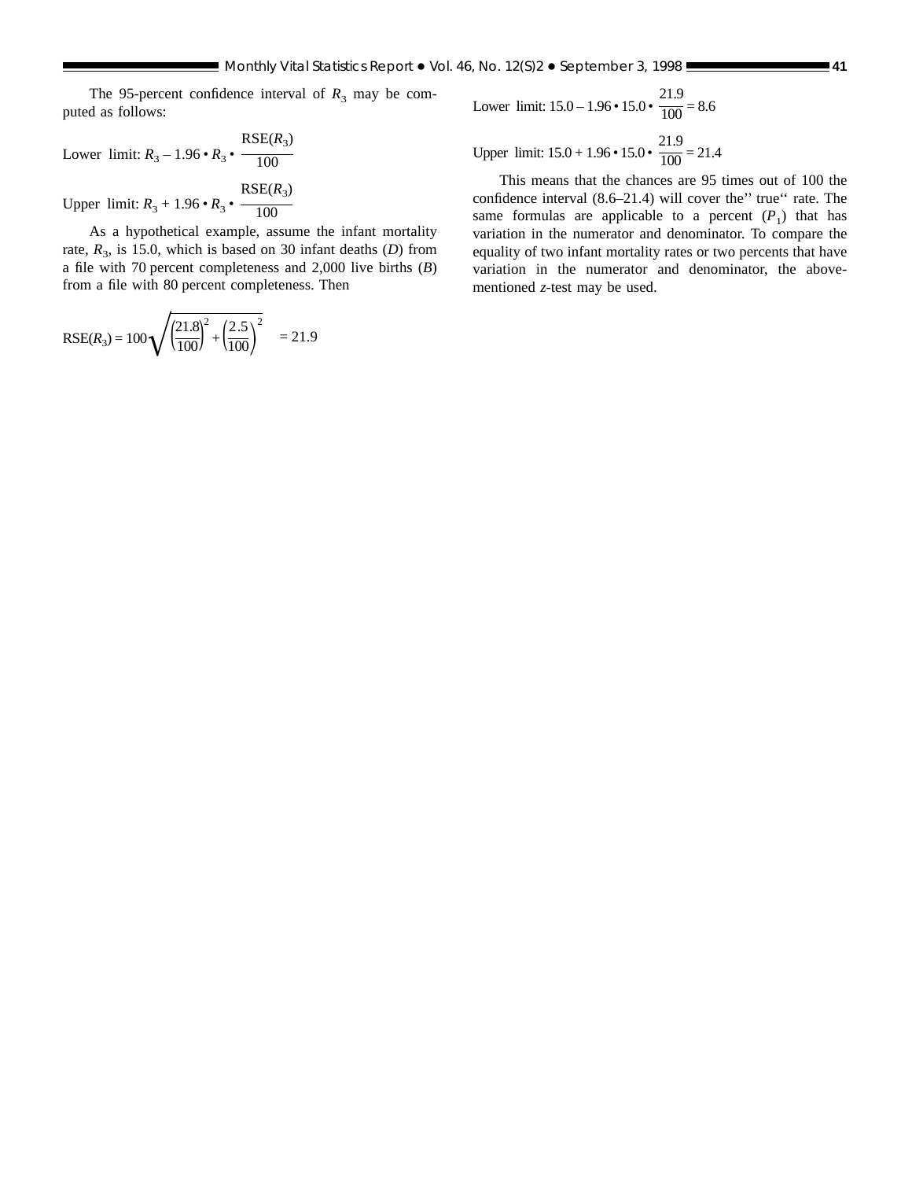The 95-percent confidence interval of $R_3$ may be computed as follows:

$$\text{Lower limit: } R_3 - 1.96 \cdot R_3 \cdot \frac{\text{RSE}(R_3)}{100}$$

$$\text{Upper limit: } R_3 + 1.96 \cdot R_3 \cdot \frac{\text{RSE}(R_3)}{100}$$

As a hypothetical example, assume the infant mortality rate, $R_3$, is 15.0, which is based on 30 infant deaths ($D$) from a file with 70 percent completeness and 2,000 live births ($B$) from a file with 80 percent completeness. Then

$$\text{RSE}(R_3) = 100\sqrt{\left(\frac{21.8}{100}\right)^2 + \left(\frac{2.5}{100}\right)^2} = 21.9$$

$$\text{Lower limit: } 15.0 - 1.96 \cdot 15.0 \cdot \frac{21.9}{100} = 8.6$$

$$\text{Upper limit: } 15.0 + 1.96 \cdot 15.0 \cdot \frac{21.9}{100} = 21.4$$

This means that the chances are 95 times out of 100 the confidence interval (8.6–21.4) will cover the'' true‘‘ rate. The same formulas are applicable to a percent ($P_1$) that has variation in the numerator and denominator. To compare the equality of two infant mortality rates or two percents that have variation in the numerator and denominator, the above-mentioned *z*-test may be used.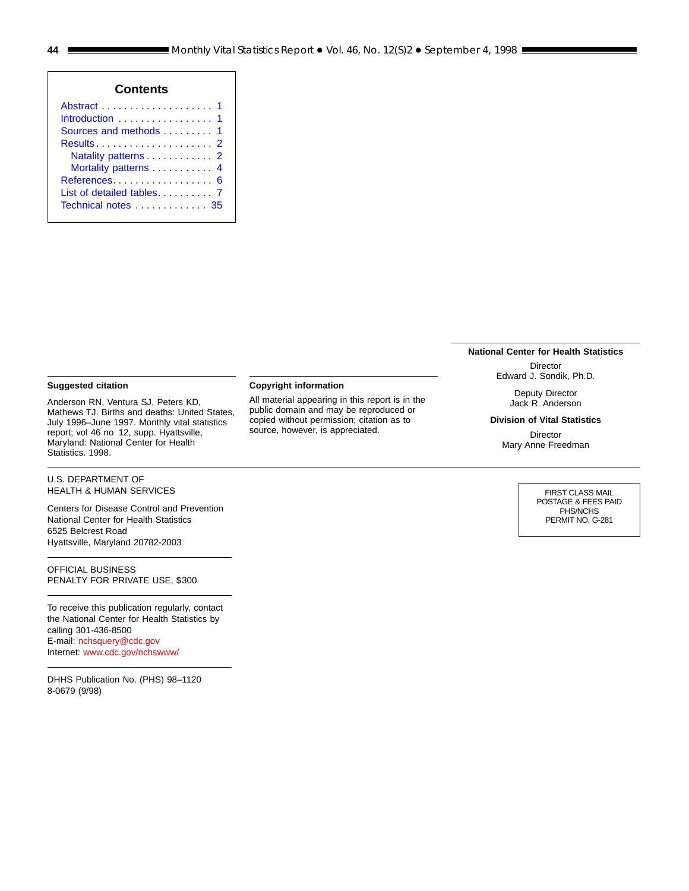## Contents

- Abstract . . . . . . . . . . . . . . . . . . . . 1
- Introduction . . . . . . . . . . . . . . . . . 1
- Sources and methods . . . . . . . . . 1
- Results . . . . . . . . . . . . . . . . . . . . . 2
  - Natality patterns . . . . . . . . . . . . 2
  - Mortality patterns . . . . . . . . . . . 4
- References . . . . . . . . . . . . . . . . . . 6
- List of detailed tables . . . . . . . . . . 7
- Technical notes . . . . . . . . . . . . . 35

**Suggested citation**

Anderson RN, Ventura SJ, Peters KD, Mathews TJ. Births and deaths: United States, July 1996–June 1997. Monthly vital statistics report; vol 46 no 12, supp. Hyattsville, Maryland: National Center for Health Statistics. 1998.

**Copyright information**

All material appearing in this report is in the public domain and may be reproduced or copied without permission; citation as to source, however, is appreciated.

**National Center for Health Statistics**

Director
Edward J. Sondik, Ph.D.

Deputy Director
Jack R. Anderson

**Division of Vital Statistics**

Director
Mary Anne Freedman

U.S. DEPARTMENT OF
HEALTH & HUMAN SERVICES

Centers for Disease Control and Prevention
National Center for Health Statistics
6525 Belcrest Road
Hyattsville, Maryland 20782-2003

OFFICIAL BUSINESS
PENALTY FOR PRIVATE USE, $300

To receive this publication regularly, contact the National Center for Health Statistics by calling 301-436-8500
E-mail: nchsquery@cdc.gov
Internet: www.cdc.gov/nchswww/

DHHS Publication No. (PHS) 98–1120
8-0679 (9/98)

FIRST CLASS MAIL
POSTAGE & FEES PAID
PHS/NCHS
PERMIT NO. G-281